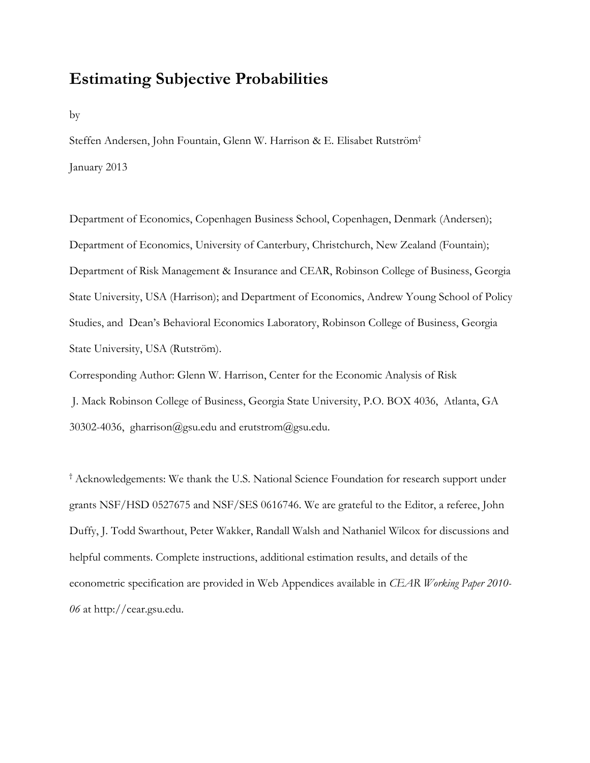# Estimating Subjective Probabilities

by

Steffen Andersen, John Fountain, Glenn W. Harrison & E. Elisabet Rutström[†]

January 2013

Department of Economics, Copenhagen Business School, Copenhagen, Denmark (Andersen); Department of Economics, University of Canterbury, Christchurch, New Zealand (Fountain); Department of Risk Management & Insurance and CEAR, Robinson College of Business, Georgia State University, USA (Harrison); and Department of Economics, Andrew Young School of Policy Studies, and Dean's Behavioral Economics Laboratory, Robinson College of Business, Georgia State University, USA (Rutström).

Corresponding Author: Glenn W. Harrison, Center for the Economic Analysis of Risk J. Mack Robinson College of Business, Georgia State University, P.O. BOX 4036, Atlanta, GA 30302-4036, gharrison@gsu.edu and erutstrom@gsu.edu.

[†] Acknowledgements: We thank the U.S. National Science Foundation for research support under grants NSF/HSD 0527675 and NSF/SES 0616746. We are grateful to the Editor, a referee, John Duffy, J. Todd Swarthout, Peter Wakker, Randall Walsh and Nathaniel Wilcox for discussions and helpful comments. Complete instructions, additional estimation results, and details of the econometric specification are provided in Web Appendices available in *CEAR Working Paper 2010-06* at http://cear.gsu.edu.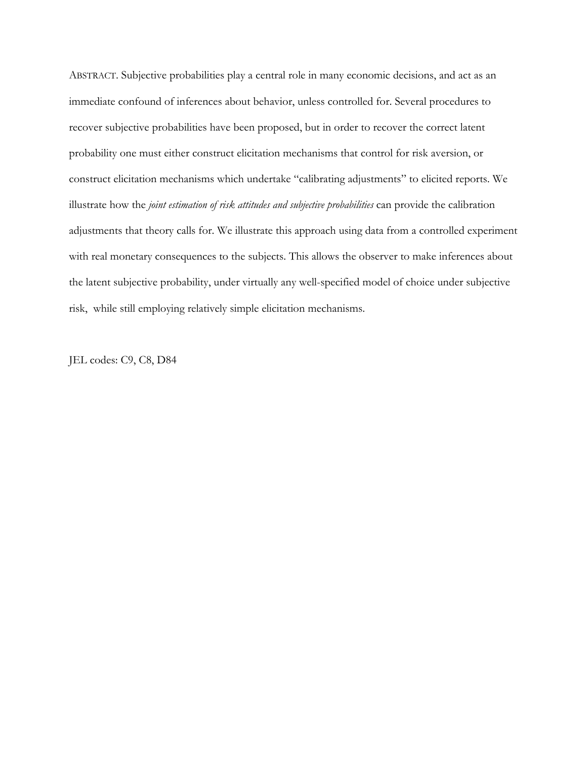ABSTRACT. Subjective probabilities play a central role in many economic decisions, and act as an immediate confound of inferences about behavior, unless controlled for. Several procedures to recover subjective probabilities have been proposed, but in order to recover the correct latent probability one must either construct elicitation mechanisms that control for risk aversion, or construct elicitation mechanisms which undertake "calibrating adjustments" to elicited reports. We illustrate how the *joint estimation of risk attitudes and subjective probabilities* can provide the calibration adjustments that theory calls for. We illustrate this approach using data from a controlled experiment with real monetary consequences to the subjects. This allows the observer to make inferences about the latent subjective probability, under virtually any well-specified model of choice under subjective risk, while still employing relatively simple elicitation mechanisms.

JEL codes: C9, C8, D84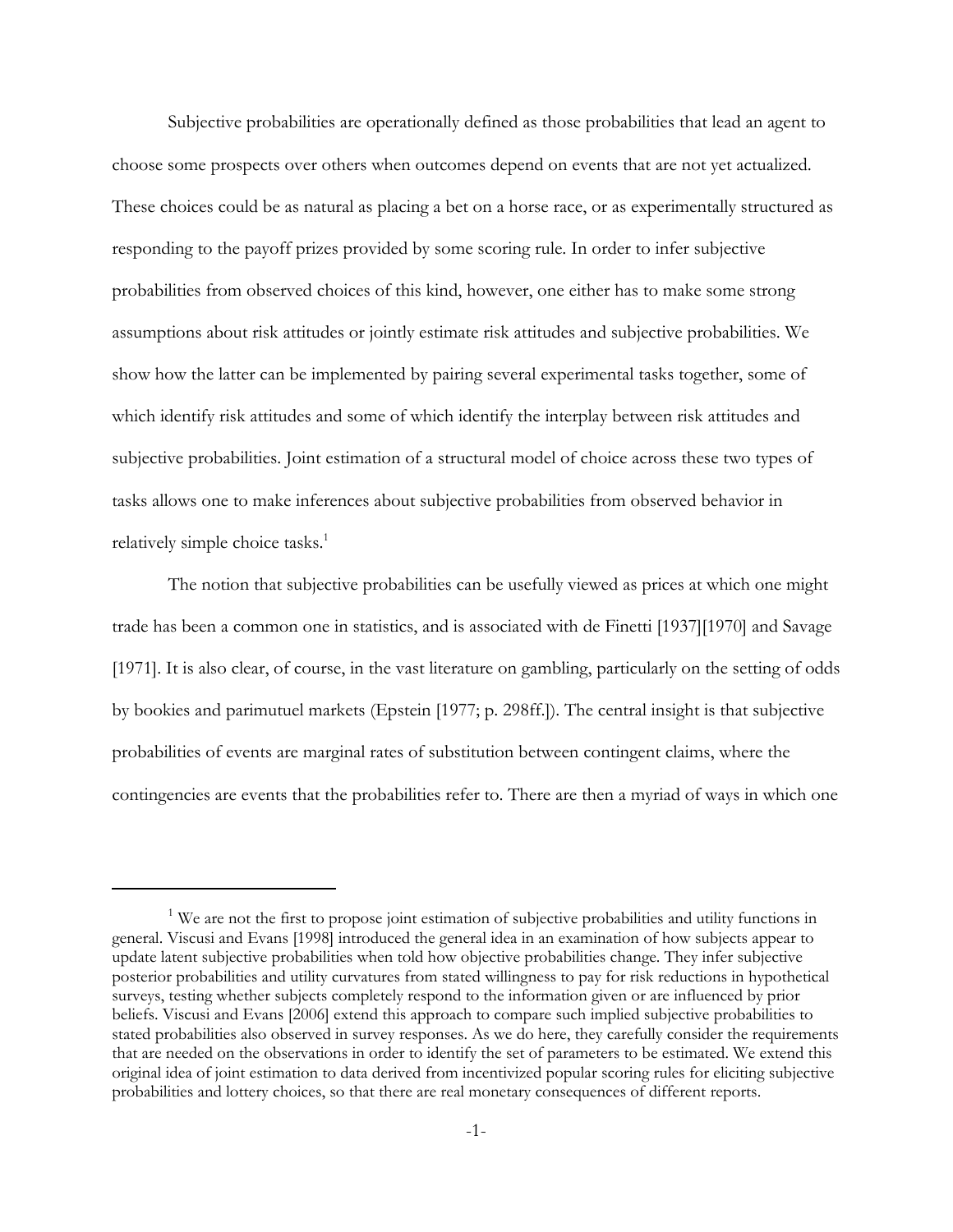Subjective probabilities are operationally defined as those probabilities that lead an agent to choose some prospects over others when outcomes depend on events that are not yet actualized. These choices could be as natural as placing a bet on a horse race, or as experimentally structured as responding to the payoff prizes provided by some scoring rule. In order to infer subjective probabilities from observed choices of this kind, however, one either has to make some strong assumptions about risk attitudes or jointly estimate risk attitudes and subjective probabilities. We show how the latter can be implemented by pairing several experimental tasks together, some of which identify risk attitudes and some of which identify the interplay between risk attitudes and subjective probabilities. Joint estimation of a structural model of choice across these two types of tasks allows one to make inferences about subjective probabilities from observed behavior in relatively simple choice tasks.[1]

The notion that subjective probabilities can be usefully viewed as prices at which one might trade has been a common one in statistics, and is associated with de Finetti [1937][1970] and Savage [1971]. It is also clear, of course, in the vast literature on gambling, particularly on the setting of odds by bookies and parimutuel markets (Epstein [1977; p. 298ff.]). The central insight is that subjective probabilities of events are marginal rates of substitution between contingent claims, where the contingencies are events that the probabilities refer to. There are then a myriad of ways in which one

---

[1] We are not the first to propose joint estimation of subjective probabilities and utility functions in general. Viscusi and Evans [1998] introduced the general idea in an examination of how subjects appear to update latent subjective probabilities when told how objective probabilities change. They infer subjective posterior probabilities and utility curvatures from stated willingness to pay for risk reductions in hypothetical surveys, testing whether subjects completely respond to the information given or are influenced by prior beliefs. Viscusi and Evans [2006] extend this approach to compare such implied subjective probabilities to stated probabilities also observed in survey responses. As we do here, they carefully consider the requirements that are needed on the observations in order to identify the set of parameters to be estimated. We extend this original idea of joint estimation to data derived from incentivized popular scoring rules for eliciting subjective probabilities and lottery choices, so that there are real monetary consequences of different reports.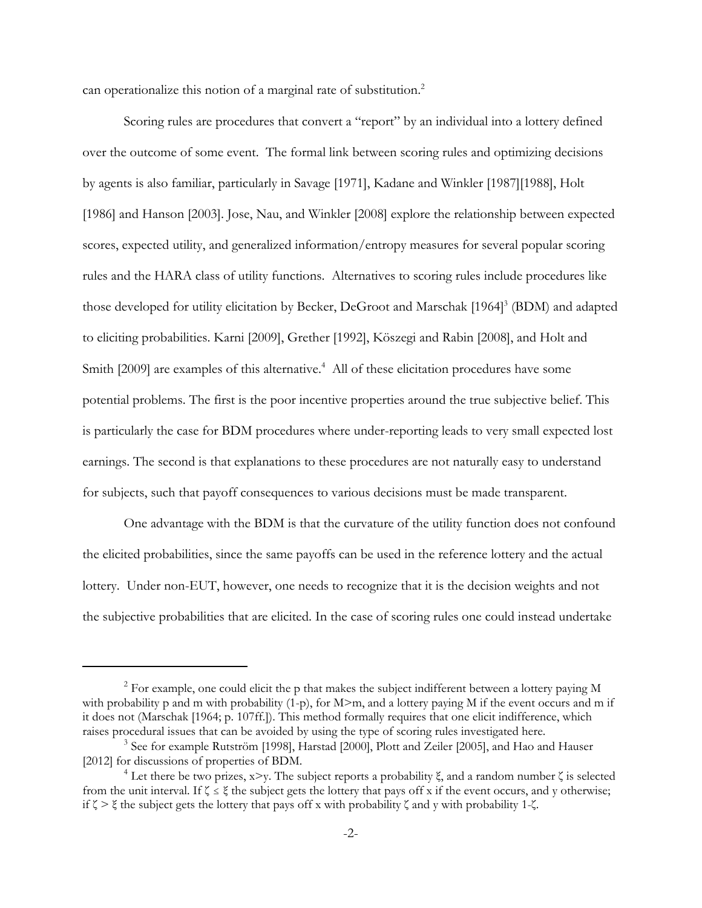can operationalize this notion of a marginal rate of substitution.[2]

Scoring rules are procedures that convert a "report" by an individual into a lottery defined over the outcome of some event. The formal link between scoring rules and optimizing decisions by agents is also familiar, particularly in Savage [1971], Kadane and Winkler [1987][1988], Holt [1986] and Hanson [2003]. Jose, Nau, and Winkler [2008] explore the relationship between expected scores, expected utility, and generalized information/entropy measures for several popular scoring rules and the HARA class of utility functions. Alternatives to scoring rules include procedures like those developed for utility elicitation by Becker, DeGroot and Marschak [1964][3] (BDM) and adapted to eliciting probabilities. Karni [2009], Grether [1992], Köszegi and Rabin [2008], and Holt and Smith [2009] are examples of this alternative.[4] All of these elicitation procedures have some potential problems. The first is the poor incentive properties around the true subjective belief. This is particularly the case for BDM procedures where under-reporting leads to very small expected lost earnings. The second is that explanations to these procedures are not naturally easy to understand for subjects, such that payoff consequences to various decisions must be made transparent.

One advantage with the BDM is that the curvature of the utility function does not confound the elicited probabilities, since the same payoffs can be used in the reference lottery and the actual lottery. Under non-EUT, however, one needs to recognize that it is the decision weights and not the subjective probabilities that are elicited. In the case of scoring rules one could instead undertake

---

[2] For example, one could elicit the p that makes the subject indifferent between a lottery paying M with probability p and m with probability (1-p), for M>m, and a lottery paying M if the event occurs and m if it does not (Marschak [1964; p. 107ff.]). This method formally requires that one elicit indifference, which raises procedural issues that can be avoided by using the type of scoring rules investigated here.

[3] See for example Rutström [1998], Harstad [2000], Plott and Zeiler [2005], and Hao and Hauser [2012] for discussions of properties of BDM.

[4] Let there be two prizes, $x>y$. The subject reports a probability $\xi$, and a random number $\zeta$ is selected from the unit interval. If $\zeta \leq \xi$ the subject gets the lottery that pays off x if the event occurs, and y otherwise; if $\zeta > \xi$ the subject gets the lottery that pays off x with probability $\zeta$ and y with probability $1-\zeta$.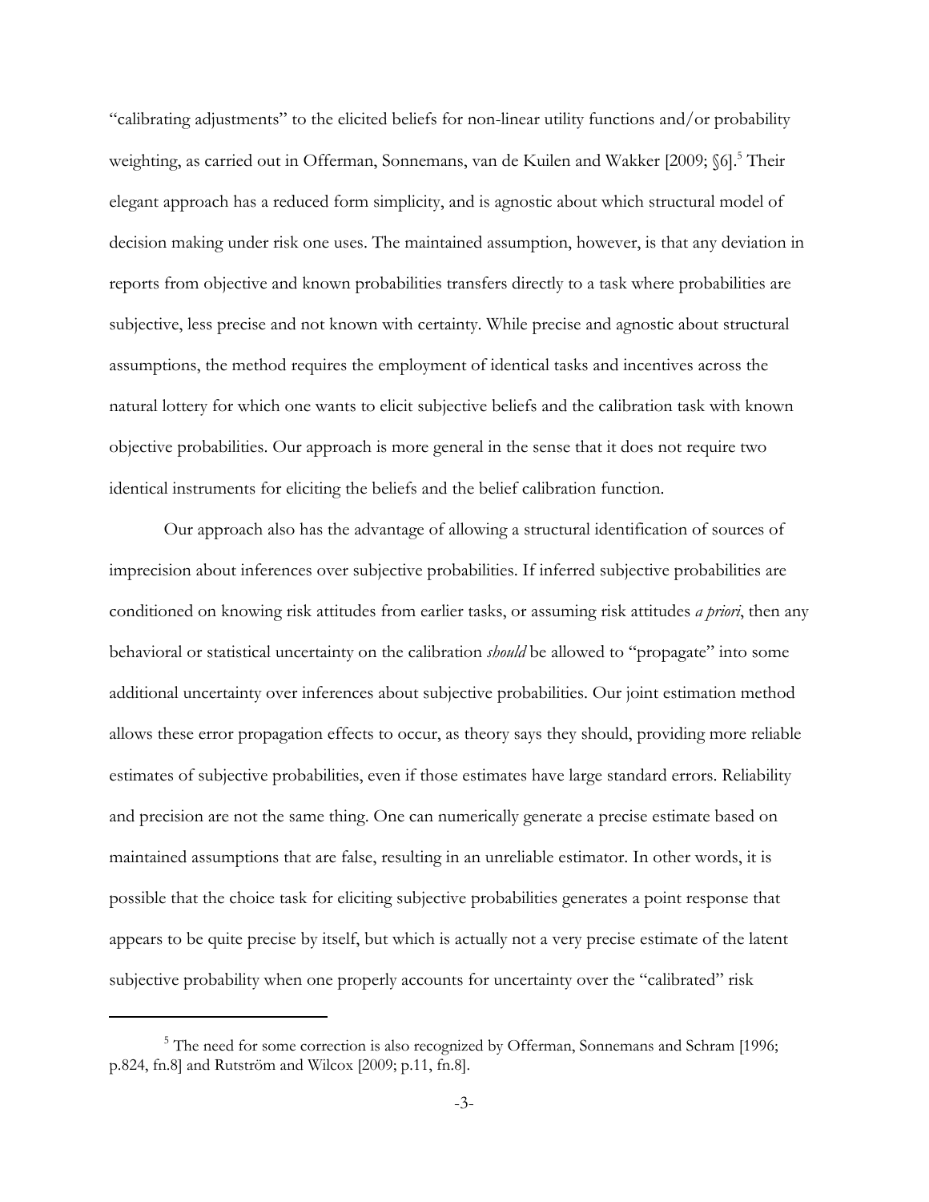"calibrating adjustments" to the elicited beliefs for non-linear utility functions and/or probability weighting, as carried out in Offerman, Sonnemans, van de Kuilen and Wakker [2009; §6].[5] Their elegant approach has a reduced form simplicity, and is agnostic about which structural model of decision making under risk one uses. The maintained assumption, however, is that any deviation in reports from objective and known probabilities transfers directly to a task where probabilities are subjective, less precise and not known with certainty. While precise and agnostic about structural assumptions, the method requires the employment of identical tasks and incentives across the natural lottery for which one wants to elicit subjective beliefs and the calibration task with known objective probabilities. Our approach is more general in the sense that it does not require two identical instruments for eliciting the beliefs and the belief calibration function.

Our approach also has the advantage of allowing a structural identification of sources of imprecision about inferences over subjective probabilities. If inferred subjective probabilities are conditioned on knowing risk attitudes from earlier tasks, or assuming risk attitudes *a priori*, then any behavioral or statistical uncertainty on the calibration *should* be allowed to "propagate" into some additional uncertainty over inferences about subjective probabilities. Our joint estimation method allows these error propagation effects to occur, as theory says they should, providing more reliable estimates of subjective probabilities, even if those estimates have large standard errors. Reliability and precision are not the same thing. One can numerically generate a precise estimate based on maintained assumptions that are false, resulting in an unreliable estimator. In other words, it is possible that the choice task for eliciting subjective probabilities generates a point response that appears to be quite precise by itself, but which is actually not a very precise estimate of the latent subjective probability when one properly accounts for uncertainty over the "calibrated" risk

[5] The need for some correction is also recognized by Offerman, Sonnemans and Schram [1996; p.824, fn.8] and Rutström and Wilcox [2009; p.11, fn.8].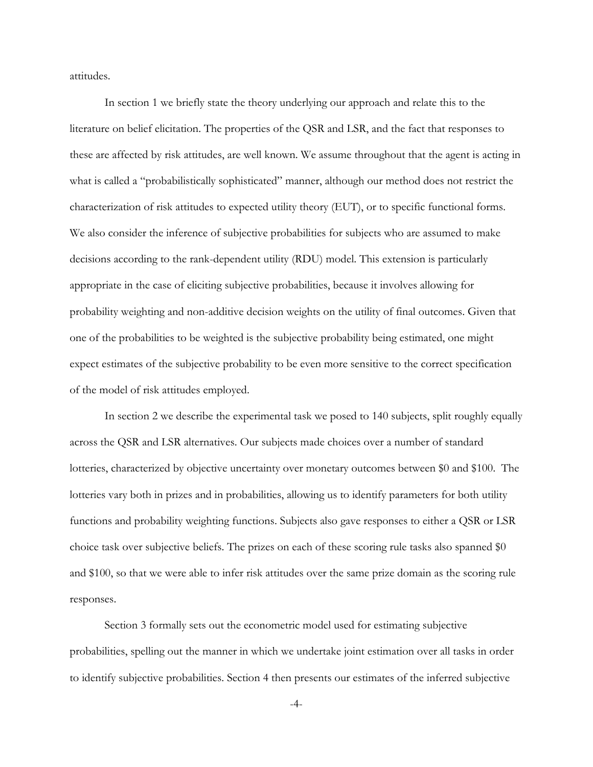attitudes.

In section 1 we briefly state the theory underlying our approach and relate this to the literature on belief elicitation. The properties of the QSR and LSR, and the fact that responses to these are affected by risk attitudes, are well known. We assume throughout that the agent is acting in what is called a "probabilistically sophisticated" manner, although our method does not restrict the characterization of risk attitudes to expected utility theory (EUT), or to specific functional forms. We also consider the inference of subjective probabilities for subjects who are assumed to make decisions according to the rank-dependent utility (RDU) model. This extension is particularly appropriate in the case of eliciting subjective probabilities, because it involves allowing for probability weighting and non-additive decision weights on the utility of final outcomes. Given that one of the probabilities to be weighted is the subjective probability being estimated, one might expect estimates of the subjective probability to be even more sensitive to the correct specification of the model of risk attitudes employed.

In section 2 we describe the experimental task we posed to 140 subjects, split roughly equally across the QSR and LSR alternatives. Our subjects made choices over a number of standard lotteries, characterized by objective uncertainty over monetary outcomes between $0 and $100. The lotteries vary both in prizes and in probabilities, allowing us to identify parameters for both utility functions and probability weighting functions. Subjects also gave responses to either a QSR or LSR choice task over subjective beliefs. The prizes on each of these scoring rule tasks also spanned $0 and $100, so that we were able to infer risk attitudes over the same prize domain as the scoring rule responses.

Section 3 formally sets out the econometric model used for estimating subjective probabilities, spelling out the manner in which we undertake joint estimation over all tasks in order to identify subjective probabilities. Section 4 then presents our estimates of the inferred subjective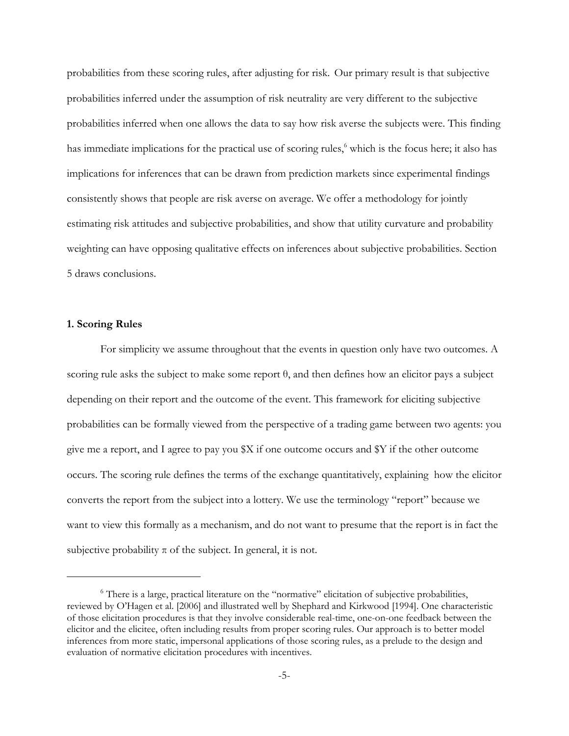probabilities from these scoring rules, after adjusting for risk. Our primary result is that subjective probabilities inferred under the assumption of risk neutrality are very different to the subjective probabilities inferred when one allows the data to say how risk averse the subjects were. This finding has immediate implications for the practical use of scoring rules,[6] which is the focus here; it also has implications for inferences that can be drawn from prediction markets since experimental findings consistently shows that people are risk averse on average. We offer a methodology for jointly estimating risk attitudes and subjective probabilities, and show that utility curvature and probability weighting can have opposing qualitative effects on inferences about subjective probabilities. Section 5 draws conclusions.

## 1. Scoring Rules

For simplicity we assume throughout that the events in question only have two outcomes. A scoring rule asks the subject to make some report $\theta$, and then defines how an elicitor pays a subject depending on their report and the outcome of the event. This framework for eliciting subjective probabilities can be formally viewed from the perspective of a trading game between two agents: you give me a report, and I agree to pay you \$X if one outcome occurs and \$Y if the other outcome occurs. The scoring rule defines the terms of the exchange quantitatively, explaining how the elicitor converts the report from the subject into a lottery. We use the terminology "report" because we want to view this formally as a mechanism, and do not want to presume that the report is in fact the subjective probability $\pi$ of the subject. In general, it is not.

---

[6] There is a large, practical literature on the "normative" elicitation of subjective probabilities, reviewed by O'Hagen et al. [2006] and illustrated well by Shephard and Kirkwood [1994]. One characteristic of those elicitation procedures is that they involve considerable real-time, one-on-one feedback between the elicitor and the elicitee, often including results from proper scoring rules. Our approach is to better model inferences from more static, impersonal applications of those scoring rules, as a prelude to the design and evaluation of normative elicitation procedures with incentives.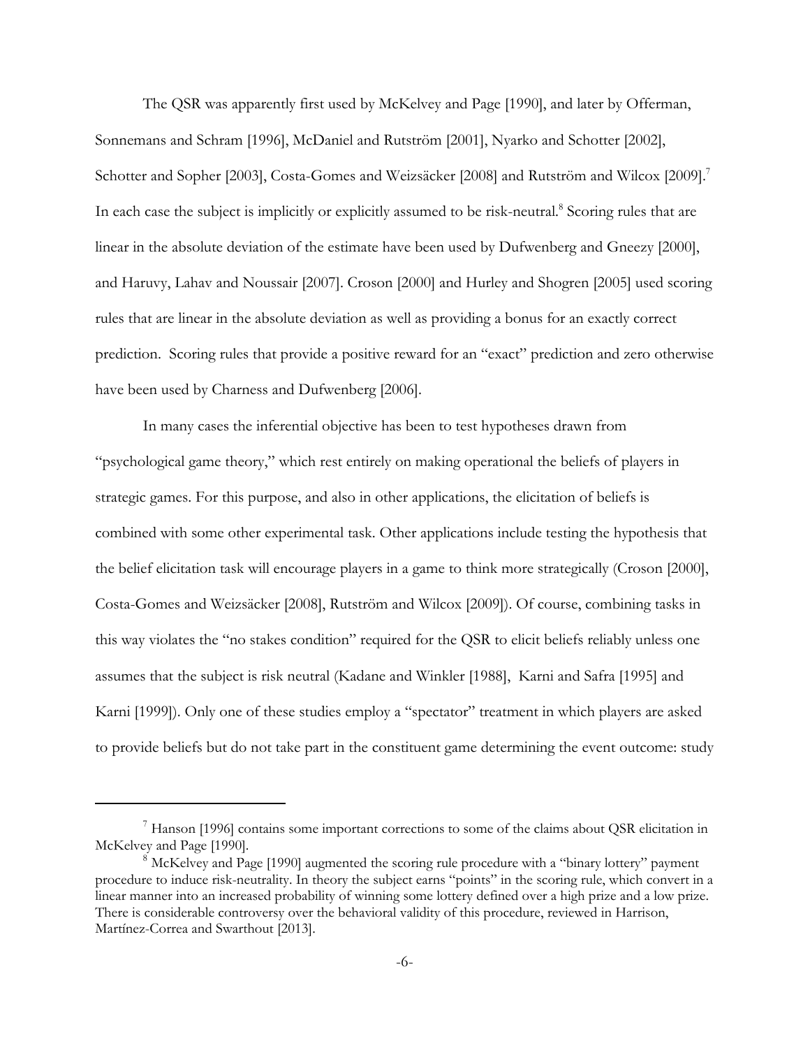The QSR was apparently first used by McKelvey and Page [1990], and later by Offerman, Sonnemans and Schram [1996], McDaniel and Rutström [2001], Nyarko and Schotter [2002], Schotter and Sopher [2003], Costa-Gomes and Weizsäcker [2008] and Rutström and Wilcox [2009].[7] In each case the subject is implicitly or explicitly assumed to be risk-neutral.[8] Scoring rules that are linear in the absolute deviation of the estimate have been used by Dufwenberg and Gneezy [2000], and Haruvy, Lahav and Noussair [2007]. Croson [2000] and Hurley and Shogren [2005] used scoring rules that are linear in the absolute deviation as well as providing a bonus for an exactly correct prediction. Scoring rules that provide a positive reward for an "exact" prediction and zero otherwise have been used by Charness and Dufwenberg [2006].

In many cases the inferential objective has been to test hypotheses drawn from "psychological game theory," which rest entirely on making operational the beliefs of players in strategic games. For this purpose, and also in other applications, the elicitation of beliefs is combined with some other experimental task. Other applications include testing the hypothesis that the belief elicitation task will encourage players in a game to think more strategically (Croson [2000], Costa-Gomes and Weizsäcker [2008], Rutström and Wilcox [2009]). Of course, combining tasks in this way violates the "no stakes condition" required for the QSR to elicit beliefs reliably unless one assumes that the subject is risk neutral (Kadane and Winkler [1988], Karni and Safra [1995] and Karni [1999]). Only one of these studies employ a "spectator" treatment in which players are asked to provide beliefs but do not take part in the constituent game determining the event outcome: study

---

[7] Hanson [1996] contains some important corrections to some of the claims about QSR elicitation in McKelvey and Page [1990].

[8] McKelvey and Page [1990] augmented the scoring rule procedure with a "binary lottery" payment procedure to induce risk-neutrality. In theory the subject earns "points" in the scoring rule, which convert in a linear manner into an increased probability of winning some lottery defined over a high prize and a low prize. There is considerable controversy over the behavioral validity of this procedure, reviewed in Harrison, Martínez-Correa and Swarthout [2013].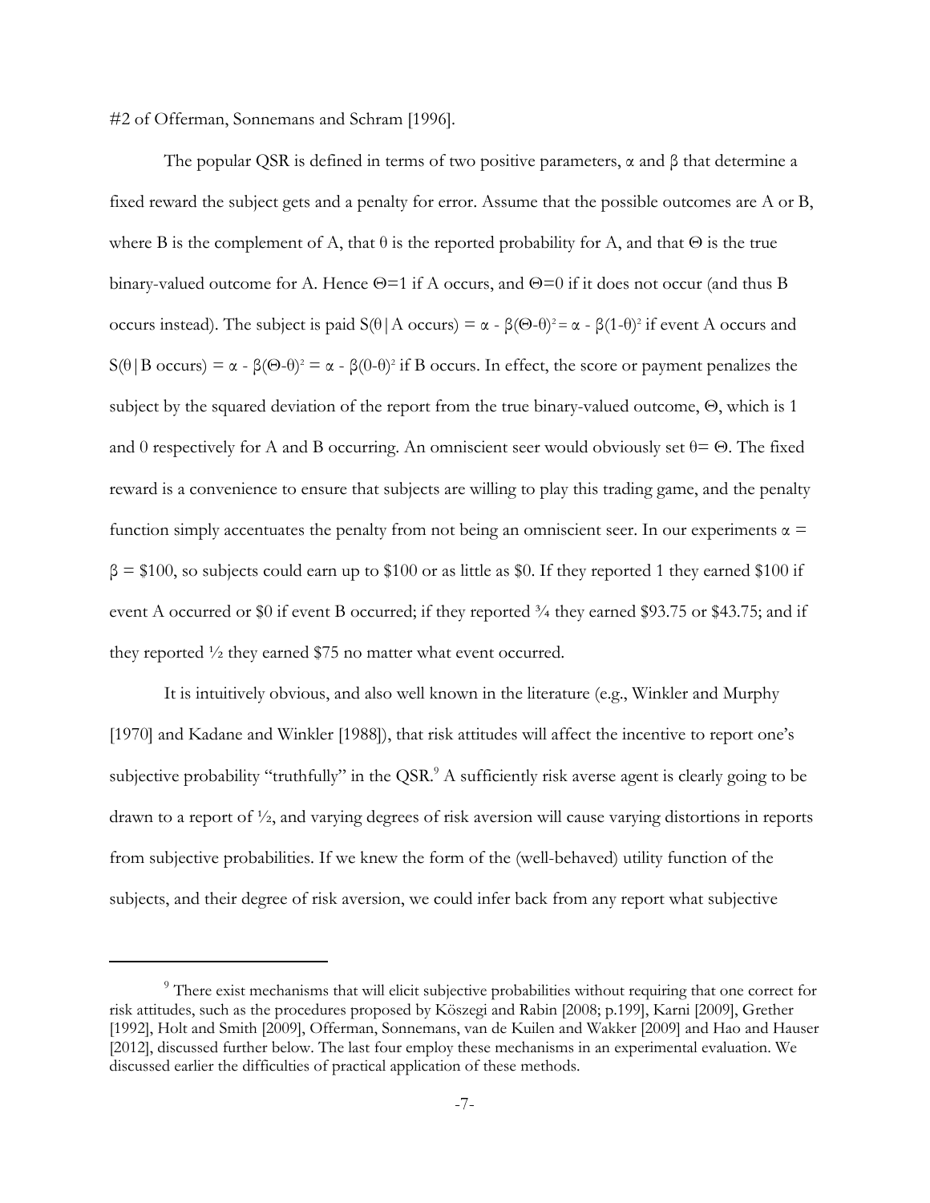#2 of Offerman, Sonnemans and Schram [1996].

The popular QSR is defined in terms of two positive parameters, $\alpha$ and $\beta$ that determine a fixed reward the subject gets and a penalty for error. Assume that the possible outcomes are A or B, where B is the complement of A, that $\theta$ is the reported probability for A, and that $\Theta$ is the true binary-valued outcome for A. Hence $\Theta=1$ if A occurs, and $\Theta=0$ if it does not occur (and thus B occurs instead). The subject is paid $S(\theta \mid \text{A occurs}) = \alpha - \beta(\Theta-\theta)^2 = \alpha - \beta(1-\theta)^2$ if event A occurs and $S(\theta \mid \text{B occurs}) = \alpha - \beta(\Theta-\theta)^2 = \alpha - \beta(0-\theta)^2$ if B occurs. In effect, the score or payment penalizes the subject by the squared deviation of the report from the true binary-valued outcome, $\Theta$, which is 1 and 0 respectively for A and B occurring. An omniscient seer would obviously set $\theta = \Theta$. The fixed reward is a convenience to ensure that subjects are willing to play this trading game, and the penalty function simply accentuates the penalty from not being an omniscient seer. In our experiments $\alpha = \beta = \$100$, so subjects could earn up to \$100 or as little as \$0. If they reported 1 they earned \$100 if event A occurred or \$0 if event B occurred; if they reported ¾ they earned \$93.75 or \$43.75; and if they reported ½ they earned \$75 no matter what event occurred.

It is intuitively obvious, and also well known in the literature (e.g., Winkler and Murphy [1970] and Kadane and Winkler [1988]), that risk attitudes will affect the incentive to report one's subjective probability "truthfully" in the QSR.[9] A sufficiently risk averse agent is clearly going to be drawn to a report of ½, and varying degrees of risk aversion will cause varying distortions in reports from subjective probabilities. If we knew the form of the (well-behaved) utility function of the subjects, and their degree of risk aversion, we could infer back from any report what subjective

---

[9] There exist mechanisms that will elicit subjective probabilities without requiring that one correct for risk attitudes, such as the procedures proposed by Köszegi and Rabin [2008; p.199], Karni [2009], Grether [1992], Holt and Smith [2009], Offerman, Sonnemans, van de Kuilen and Wakker [2009] and Hao and Hauser [2012], discussed further below. The last four employ these mechanisms in an experimental evaluation. We discussed earlier the difficulties of practical application of these methods.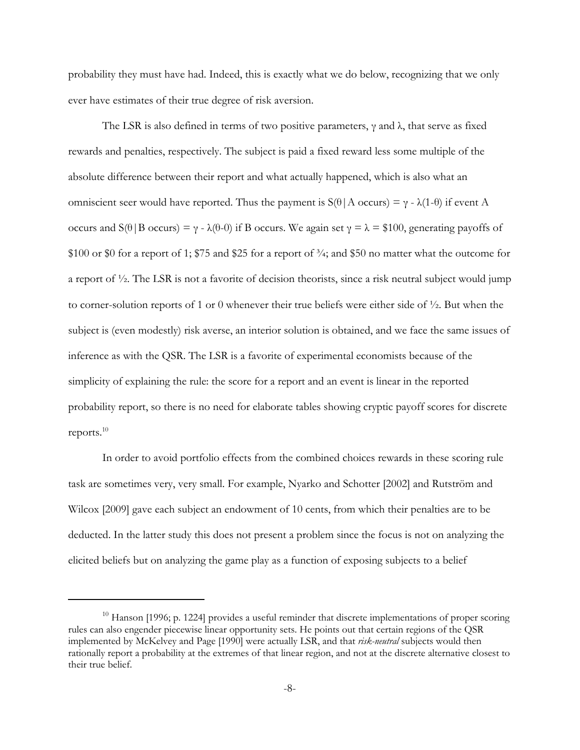probability they must have had. Indeed, this is exactly what we do below, recognizing that we only ever have estimates of their true degree of risk aversion.

The LSR is also defined in terms of two positive parameters, $\gamma$ and $\lambda$, that serve as fixed rewards and penalties, respectively. The subject is paid a fixed reward less some multiple of the absolute difference between their report and what actually happened, which is also what an omniscient seer would have reported. Thus the payment is $S(\theta | \text{A occurs}) = \gamma - \lambda(1-\theta)$ if event A occurs and $S(\theta | \text{B occurs}) = \gamma - \lambda(\theta-0)$ if B occurs. We again set $\gamma = \lambda = \$100$, generating payoffs of \$100 or \$0 for a report of 1; \$75 and \$25 for a report of ¾; and \$50 no matter what the outcome for a report of ½. The LSR is not a favorite of decision theorists, since a risk neutral subject would jump to corner-solution reports of 1 or 0 whenever their true beliefs were either side of ½. But when the subject is (even modestly) risk averse, an interior solution is obtained, and we face the same issues of inference as with the QSR. The LSR is a favorite of experimental economists because of the simplicity of explaining the rule: the score for a report and an event is linear in the reported probability report, so there is no need for elaborate tables showing cryptic payoff scores for discrete reports.[10]

In order to avoid portfolio effects from the combined choices rewards in these scoring rule task are sometimes very, very small. For example, Nyarko and Schotter [2002] and Rutström and Wilcox [2009] gave each subject an endowment of 10 cents, from which their penalties are to be deducted. In the latter study this does not present a problem since the focus is not on analyzing the elicited beliefs but on analyzing the game play as a function of exposing subjects to a belief

---

[10] Hanson [1996; p. 1224] provides a useful reminder that discrete implementations of proper scoring rules can also engender piecewise linear opportunity sets. He points out that certain regions of the QSR implemented by McKelvey and Page [1990] were actually LSR, and that *risk-neutral* subjects would then rationally report a probability at the extremes of that linear region, and not at the discrete alternative closest to their true belief.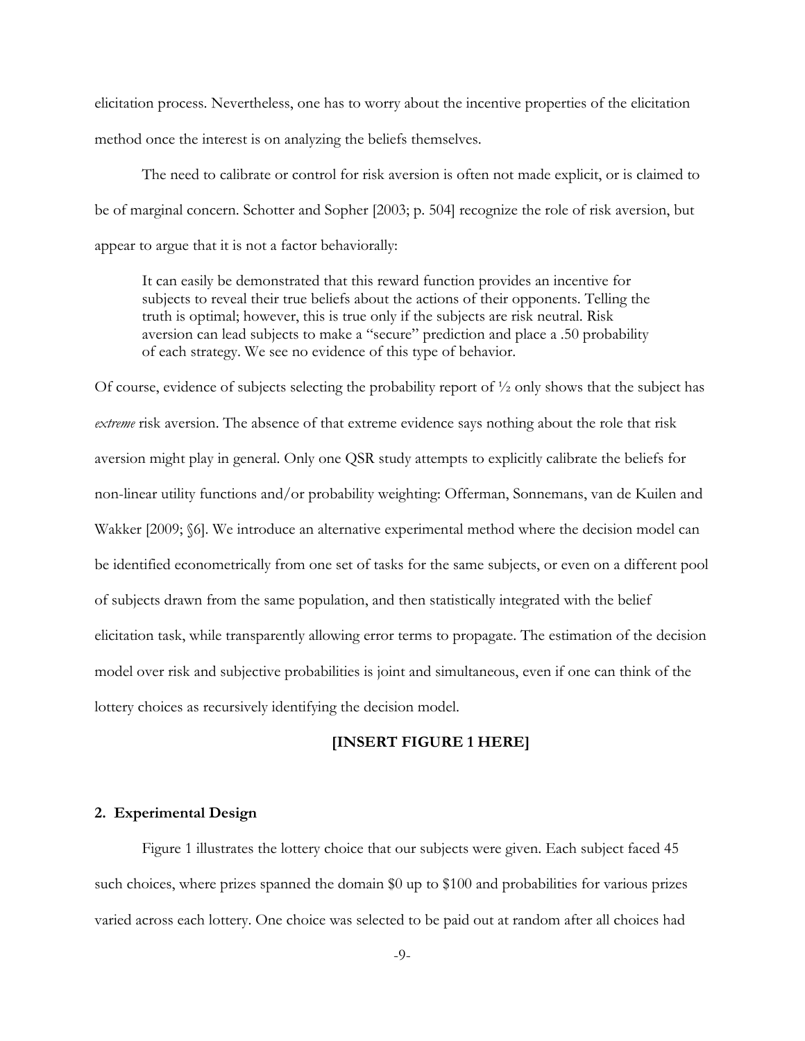elicitation process. Nevertheless, one has to worry about the incentive properties of the elicitation method once the interest is on analyzing the beliefs themselves.

The need to calibrate or control for risk aversion is often not made explicit, or is claimed to be of marginal concern. Schotter and Sopher [2003; p. 504] recognize the role of risk aversion, but appear to argue that it is not a factor behaviorally:

> It can easily be demonstrated that this reward function provides an incentive for subjects to reveal their true beliefs about the actions of their opponents. Telling the truth is optimal; however, this is true only if the subjects are risk neutral. Risk aversion can lead subjects to make a "secure" prediction and place a .50 probability of each strategy. We see no evidence of this type of behavior.

Of course, evidence of subjects selecting the probability report of ½ only shows that the subject has *extreme* risk aversion. The absence of that extreme evidence says nothing about the role that risk aversion might play in general. Only one QSR study attempts to explicitly calibrate the beliefs for non-linear utility functions and/or probability weighting: Offerman, Sonnemans, van de Kuilen and Wakker [2009; §6]. We introduce an alternative experimental method where the decision model can be identified econometrically from one set of tasks for the same subjects, or even on a different pool of subjects drawn from the same population, and then statistically integrated with the belief elicitation task, while transparently allowing error terms to propagate. The estimation of the decision model over risk and subjective probabilities is joint and simultaneous, even if one can think of the lottery choices as recursively identifying the decision model.

**[INSERT FIGURE 1 HERE]**

## 2. Experimental Design

Figure 1 illustrates the lottery choice that our subjects were given. Each subject faced 45 such choices, where prizes spanned the domain \$0 up to \$100 and probabilities for various prizes varied across each lottery. One choice was selected to be paid out at random after all choices had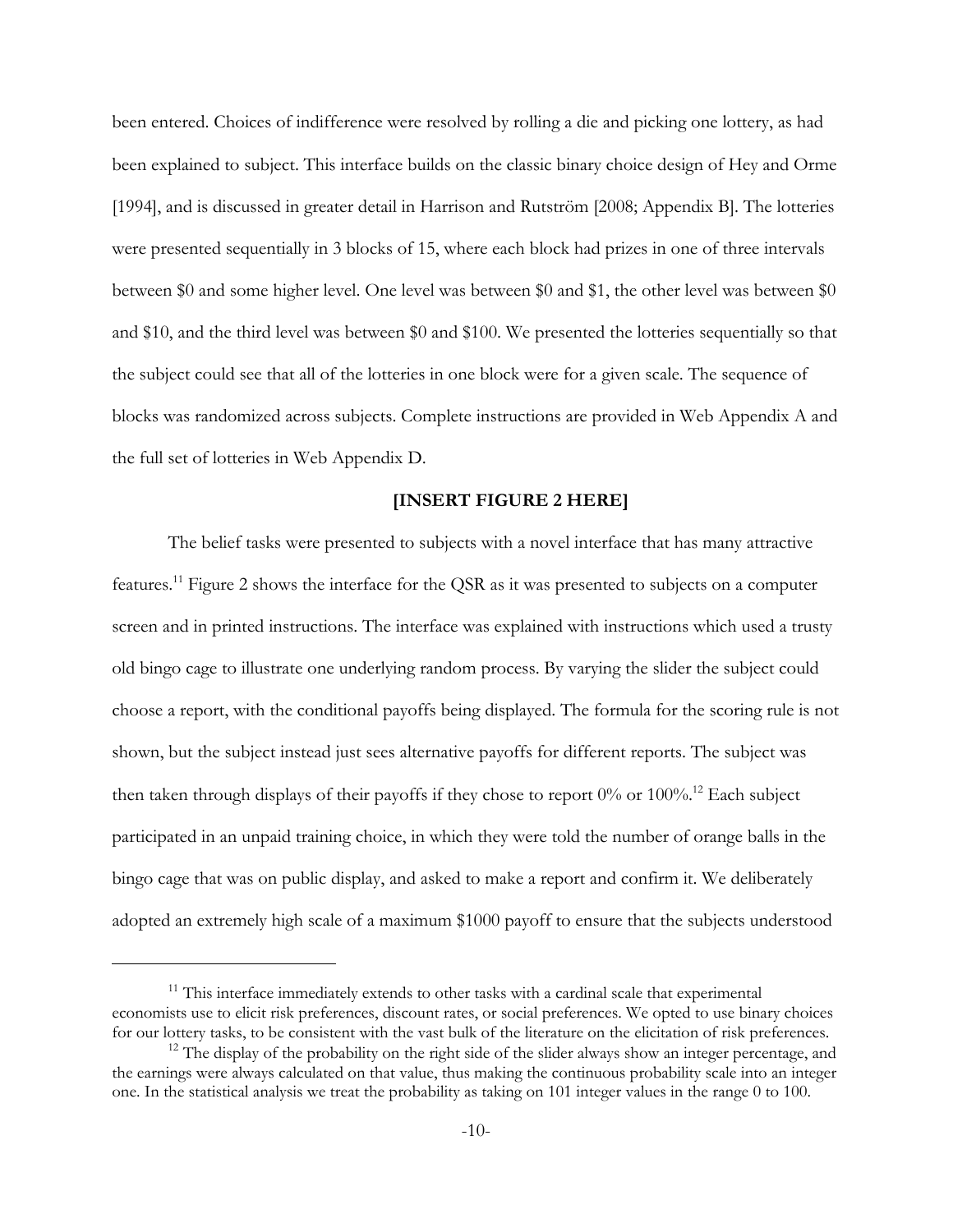been entered. Choices of indifference were resolved by rolling a die and picking one lottery, as had been explained to subject. This interface builds on the classic binary choice design of Hey and Orme [1994], and is discussed in greater detail in Harrison and Rutström [2008; Appendix B]. The lotteries were presented sequentially in 3 blocks of 15, where each block had prizes in one of three intervals between \$0 and some higher level. One level was between \$0 and \$1, the other level was between \$0 and \$10, and the third level was between \$0 and \$100. We presented the lotteries sequentially so that the subject could see that all of the lotteries in one block were for a given scale. The sequence of blocks was randomized across subjects. Complete instructions are provided in Web Appendix A and the full set of lotteries in Web Appendix D.

**[INSERT FIGURE 2 HERE]**

The belief tasks were presented to subjects with a novel interface that has many attractive features.[11] Figure 2 shows the interface for the QSR as it was presented to subjects on a computer screen and in printed instructions. The interface was explained with instructions which used a trusty old bingo cage to illustrate one underlying random process. By varying the slider the subject could choose a report, with the conditional payoffs being displayed. The formula for the scoring rule is not shown, but the subject instead just sees alternative payoffs for different reports. The subject was then taken through displays of their payoffs if they chose to report 0% or 100%.[12] Each subject participated in an unpaid training choice, in which they were told the number of orange balls in the bingo cage that was on public display, and asked to make a report and confirm it. We deliberately adopted an extremely high scale of a maximum \$1000 payoff to ensure that the subjects understood

---

[11] This interface immediately extends to other tasks with a cardinal scale that experimental economists use to elicit risk preferences, discount rates, or social preferences. We opted to use binary choices for our lottery tasks, to be consistent with the vast bulk of the literature on the elicitation of risk preferences.

[12] The display of the probability on the right side of the slider always show an integer percentage, and the earnings were always calculated on that value, thus making the continuous probability scale into an integer one. In the statistical analysis we treat the probability as taking on 101 integer values in the range 0 to 100.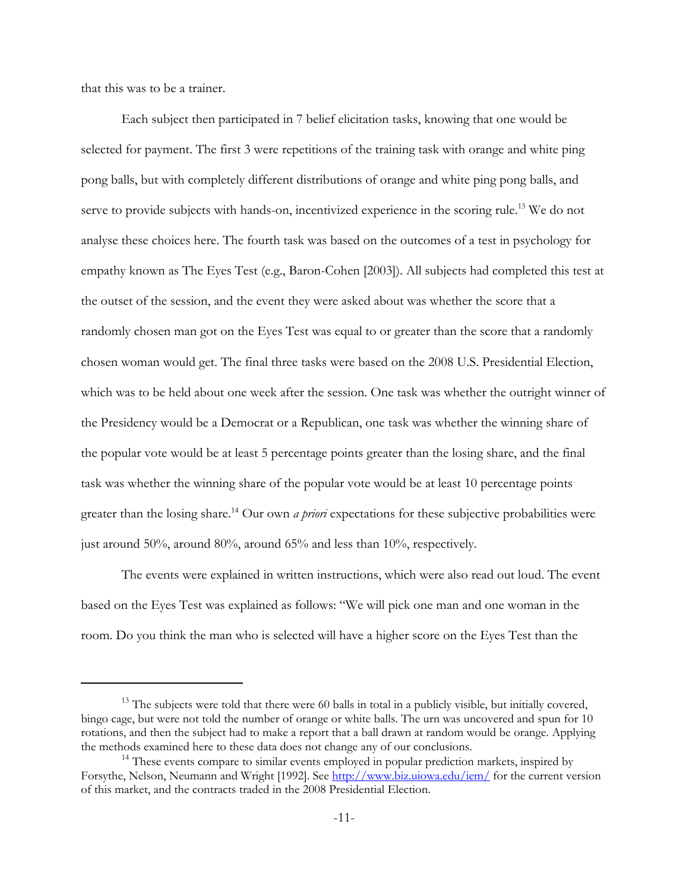that this was to be a trainer.

Each subject then participated in 7 belief elicitation tasks, knowing that one would be selected for payment. The first 3 were repetitions of the training task with orange and white ping pong balls, but with completely different distributions of orange and white ping pong balls, and serve to provide subjects with hands-on, incentivized experience in the scoring rule.[13] We do not analyse these choices here. The fourth task was based on the outcomes of a test in psychology for empathy known as The Eyes Test (e.g., Baron-Cohen [2003]). All subjects had completed this test at the outset of the session, and the event they were asked about was whether the score that a randomly chosen man got on the Eyes Test was equal to or greater than the score that a randomly chosen woman would get. The final three tasks were based on the 2008 U.S. Presidential Election, which was to be held about one week after the session. One task was whether the outright winner of the Presidency would be a Democrat or a Republican, one task was whether the winning share of the popular vote would be at least 5 percentage points greater than the losing share, and the final task was whether the winning share of the popular vote would be at least 10 percentage points greater than the losing share.[14] Our own *a priori* expectations for these subjective probabilities were just around 50%, around 80%, around 65% and less than 10%, respectively.

The events were explained in written instructions, which were also read out loud. The event based on the Eyes Test was explained as follows: "We will pick one man and one woman in the room. Do you think the man who is selected will have a higher score on the Eyes Test than the

---

[13] The subjects were told that there were 60 balls in total in a publicly visible, but initially covered, bingo cage, but were not told the number of orange or white balls. The urn was uncovered and spun for 10 rotations, and then the subject had to make a report that a ball drawn at random would be orange. Applying the methods examined here to these data does not change any of our conclusions.

[14] These events compare to similar events employed in popular prediction markets, inspired by Forsythe, Nelson, Neumann and Wright [1992]. See http://www.biz.uiowa.edu/iem/ for the current version of this market, and the contracts traded in the 2008 Presidential Election.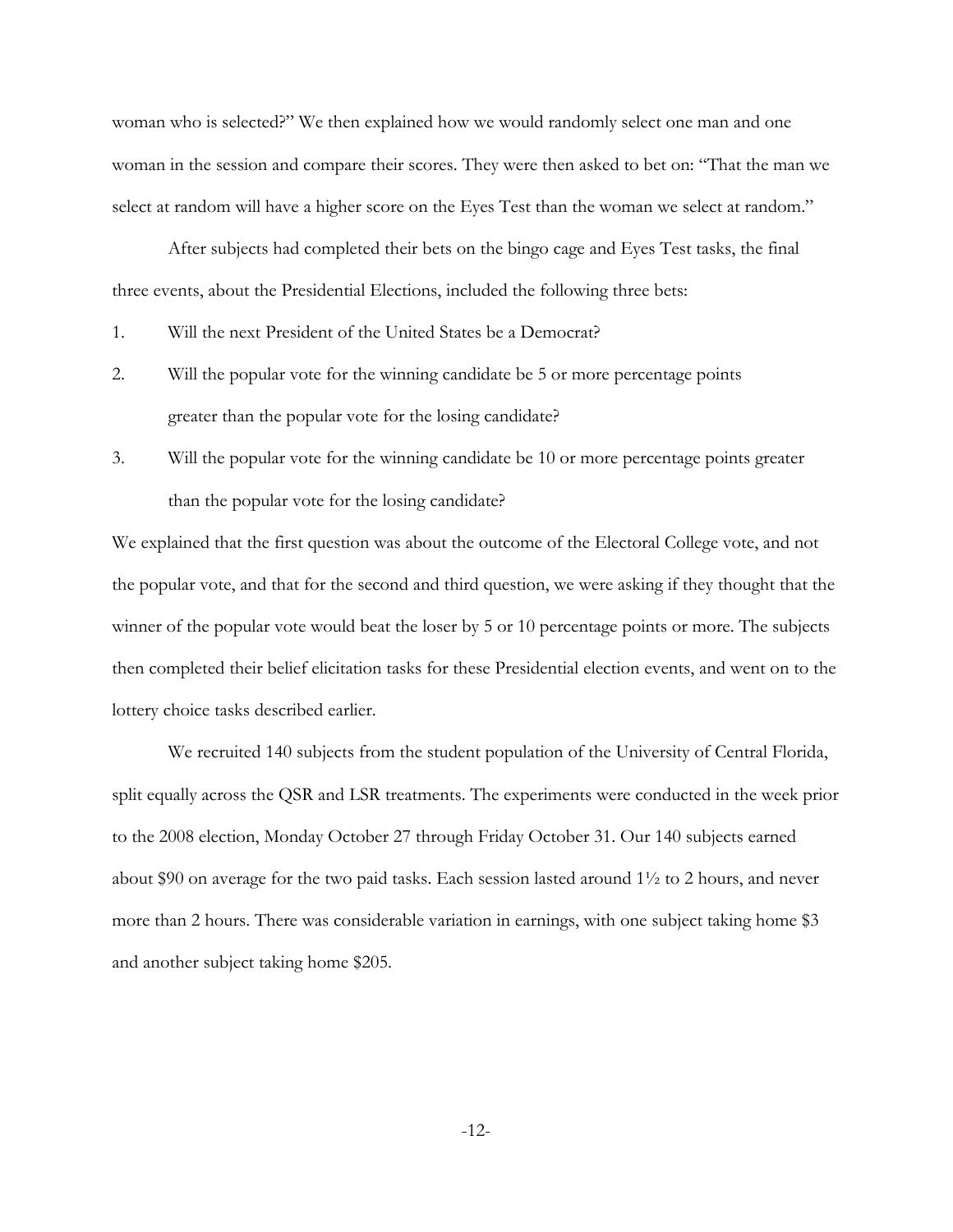woman who is selected?" We then explained how we would randomly select one man and one woman in the session and compare their scores. They were then asked to bet on: "That the man we select at random will have a higher score on the Eyes Test than the woman we select at random."

After subjects had completed their bets on the bingo cage and Eyes Test tasks, the final three events, about the Presidential Elections, included the following three bets:

1. Will the next President of the United States be a Democrat?
2. Will the popular vote for the winning candidate be 5 or more percentage points greater than the popular vote for the losing candidate?
3. Will the popular vote for the winning candidate be 10 or more percentage points greater than the popular vote for the losing candidate?

We explained that the first question was about the outcome of the Electoral College vote, and not the popular vote, and that for the second and third question, we were asking if they thought that the winner of the popular vote would beat the loser by 5 or 10 percentage points or more. The subjects then completed their belief elicitation tasks for these Presidential election events, and went on to the lottery choice tasks described earlier.

We recruited 140 subjects from the student population of the University of Central Florida, split equally across the QSR and LSR treatments. The experiments were conducted in the week prior to the 2008 election, Monday October 27 through Friday October 31. Our 140 subjects earned about $90 on average for the two paid tasks. Each session lasted around 1½ to 2 hours, and never more than 2 hours. There was considerable variation in earnings, with one subject taking home $3 and another subject taking home $205.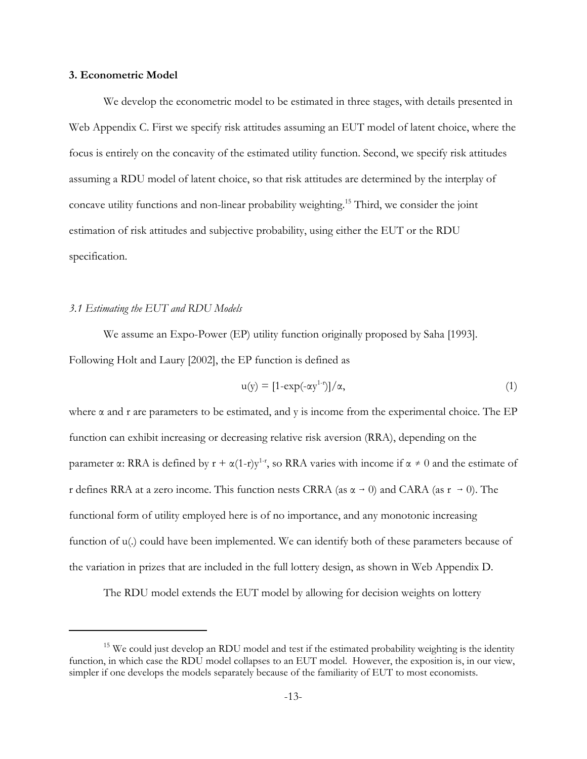## 3. Econometric Model

We develop the econometric model to be estimated in three stages, with details presented in Web Appendix C. First we specify risk attitudes assuming an EUT model of latent choice, where the focus is entirely on the concavity of the estimated utility function. Second, we specify risk attitudes assuming a RDU model of latent choice, so that risk attitudes are determined by the interplay of concave utility functions and non-linear probability weighting.[15] Third, we consider the joint estimation of risk attitudes and subjective probability, using either the EUT or the RDU specification.

### *3.1 Estimating the EUT and RDU Models*

We assume an Expo-Power (EP) utility function originally proposed by Saha [1993]. Following Holt and Laury [2002], the EP function is defined as

$$u(y) = [1-\exp(-\alpha y^{1-r})]/\alpha, \tag{1}$$

where $\alpha$ and r are parameters to be estimated, and y is income from the experimental choice. The EP function can exhibit increasing or decreasing relative risk aversion (RRA), depending on the parameter $\alpha$: RRA is defined by $r + \alpha(1-r)y^{1-r}$, so RRA varies with income if $\alpha \neq 0$ and the estimate of r defines RRA at a zero income. This function nests CRRA (as $\alpha \rightarrow 0$) and CARA (as $r \rightarrow 0$). The functional form of utility employed here is of no importance, and any monotonic increasing function of u(.) could have been implemented. We can identify both of these parameters because of the variation in prizes that are included in the full lottery design, as shown in Web Appendix D.

The RDU model extends the EUT model by allowing for decision weights on lottery

---

[15] We could just develop an RDU model and test if the estimated probability weighting is the identity function, in which case the RDU model collapses to an EUT model. However, the exposition is, in our view, simpler if one develops the models separately because of the familiarity of EUT to most economists.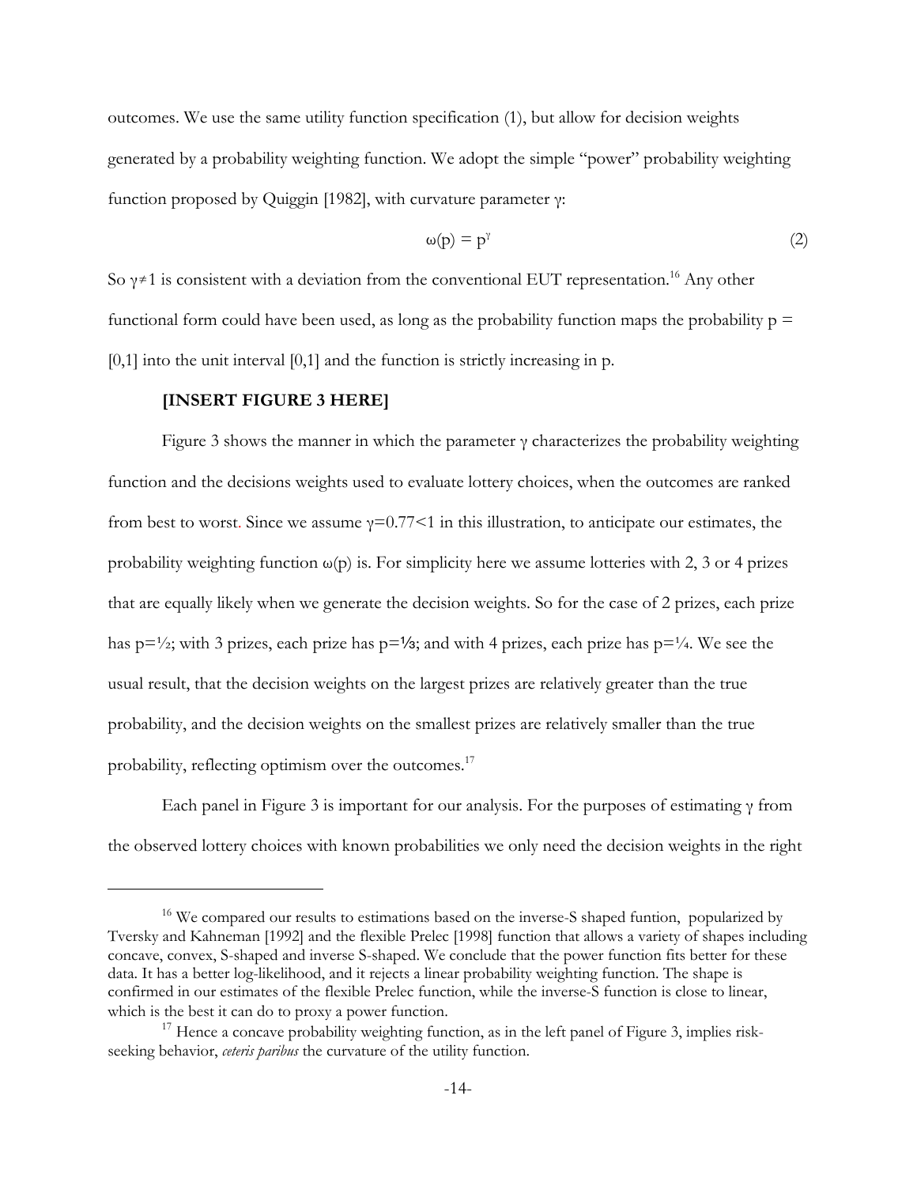outcomes. We use the same utility function specification (1), but allow for decision weights generated by a probability weighting function. We adopt the simple "power" probability weighting function proposed by Quiggin [1982], with curvature parameter γ:

$$\omega(p) = p^{\gamma} \tag{2}$$

So $\gamma \neq 1$ is consistent with a deviation from the conventional EUT representation.[16] Any other functional form could have been used, as long as the probability function maps the probability p = [0,1] into the unit interval [0,1] and the function is strictly increasing in p.

**[INSERT FIGURE 3 HERE]**

Figure 3 shows the manner in which the parameter γ characterizes the probability weighting function and the decisions weights used to evaluate lottery choices, when the outcomes are ranked from best to worst. Since we assume $\gamma=0.77<1$ in this illustration, to anticipate our estimates, the probability weighting function ω(p) is. For simplicity here we assume lotteries with 2, 3 or 4 prizes that are equally likely when we generate the decision weights. So for the case of 2 prizes, each prize has $p=\frac{1}{2}$; with 3 prizes, each prize has $p=\frac{1}{3}$; and with 4 prizes, each prize has $p=\frac{1}{4}$. We see the usual result, that the decision weights on the largest prizes are relatively greater than the true probability, and the decision weights on the smallest prizes are relatively smaller than the true probability, reflecting optimism over the outcomes.[17]

Each panel in Figure 3 is important for our analysis. For the purposes of estimating γ from the observed lottery choices with known probabilities we only need the decision weights in the right

---

[16] We compared our results to estimations based on the inverse-S shaped funtion, popularized by Tversky and Kahneman [1992] and the flexible Prelec [1998] function that allows a variety of shapes including concave, convex, S-shaped and inverse S-shaped. We conclude that the power function fits better for these data. It has a better log-likelihood, and it rejects a linear probability weighting function. The shape is confirmed in our estimates of the flexible Prelec function, while the inverse-S function is close to linear, which is the best it can do to proxy a power function.

[17] Hence a concave probability weighting function, as in the left panel of Figure 3, implies risk-seeking behavior, *ceteris paribus* the curvature of the utility function.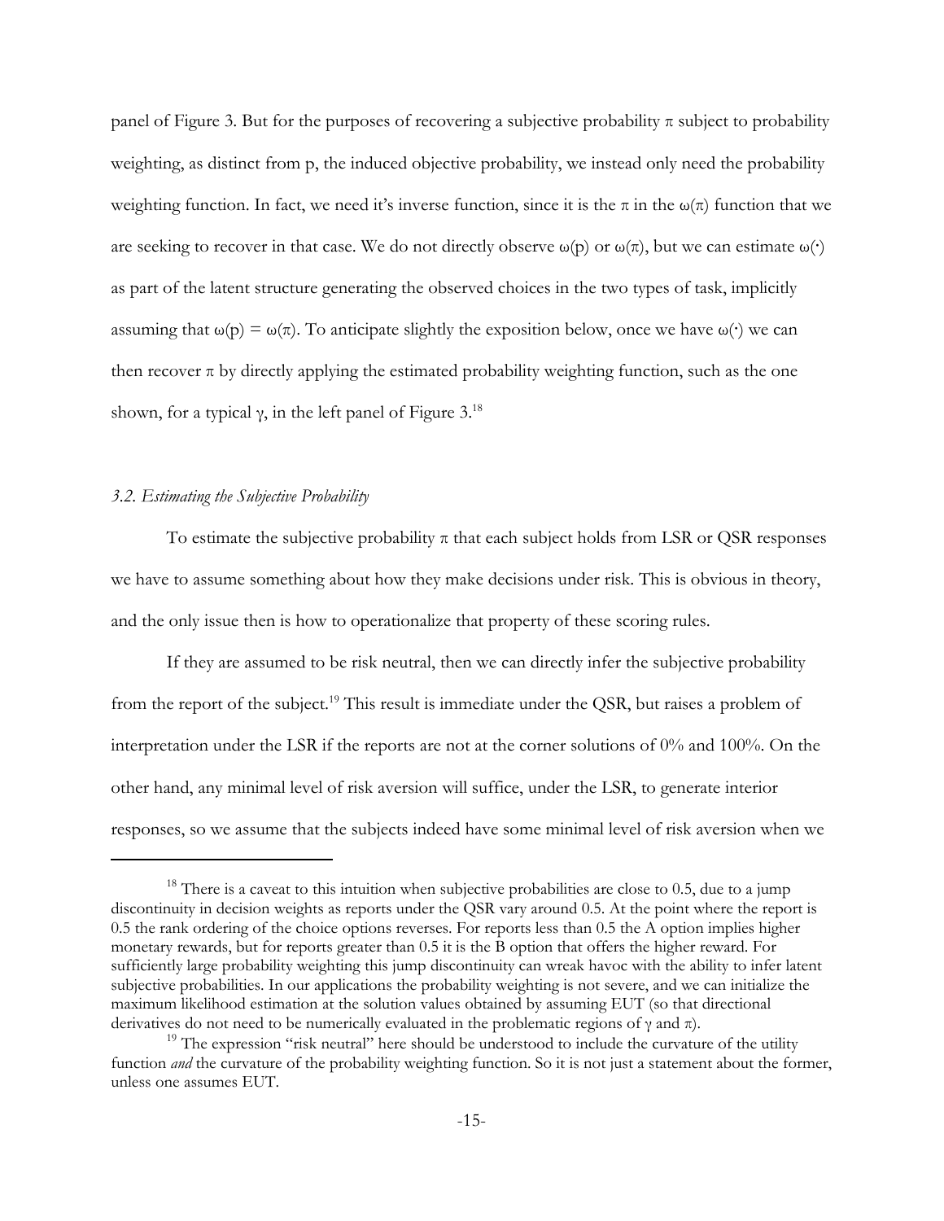panel of Figure 3. But for the purposes of recovering a subjective probability $\pi$ subject to probability weighting, as distinct from p, the induced objective probability, we instead only need the probability weighting function. In fact, we need it's inverse function, since it is the $\pi$ in the $\omega(\pi)$ function that we are seeking to recover in that case. We do not directly observe $\omega(p)$ or $\omega(\pi)$, but we can estimate $\omega(\cdot)$ as part of the latent structure generating the observed choices in the two types of task, implicitly assuming that $\omega(p) = \omega(\pi)$. To anticipate slightly the exposition below, once we have $\omega(\cdot)$ we can then recover $\pi$ by directly applying the estimated probability weighting function, such as the one shown, for a typical $\gamma$, in the left panel of Figure 3.[18]

### *3.2. Estimating the Subjective Probability*

To estimate the subjective probability $\pi$ that each subject holds from LSR or QSR responses we have to assume something about how they make decisions under risk. This is obvious in theory, and the only issue then is how to operationalize that property of these scoring rules.

If they are assumed to be risk neutral, then we can directly infer the subjective probability from the report of the subject.[19] This result is immediate under the QSR, but raises a problem of interpretation under the LSR if the reports are not at the corner solutions of 0% and 100%. On the other hand, any minimal level of risk aversion will suffice, under the LSR, to generate interior responses, so we assume that the subjects indeed have some minimal level of risk aversion when we

---

[18] There is a caveat to this intuition when subjective probabilities are close to 0.5, due to a jump discontinuity in decision weights as reports under the QSR vary around 0.5. At the point where the report is 0.5 the rank ordering of the choice options reverses. For reports less than 0.5 the A option implies higher monetary rewards, but for reports greater than 0.5 it is the B option that offers the higher reward. For sufficiently large probability weighting this jump discontinuity can wreak havoc with the ability to infer latent subjective probabilities. In our applications the probability weighting is not severe, and we can initialize the maximum likelihood estimation at the solution values obtained by assuming EUT (so that directional derivatives do not need to be numerically evaluated in the problematic regions of $\gamma$ and $\pi$).

[19] The expression "risk neutral" here should be understood to include the curvature of the utility function *and* the curvature of the probability weighting function. So it is not just a statement about the former, unless one assumes EUT.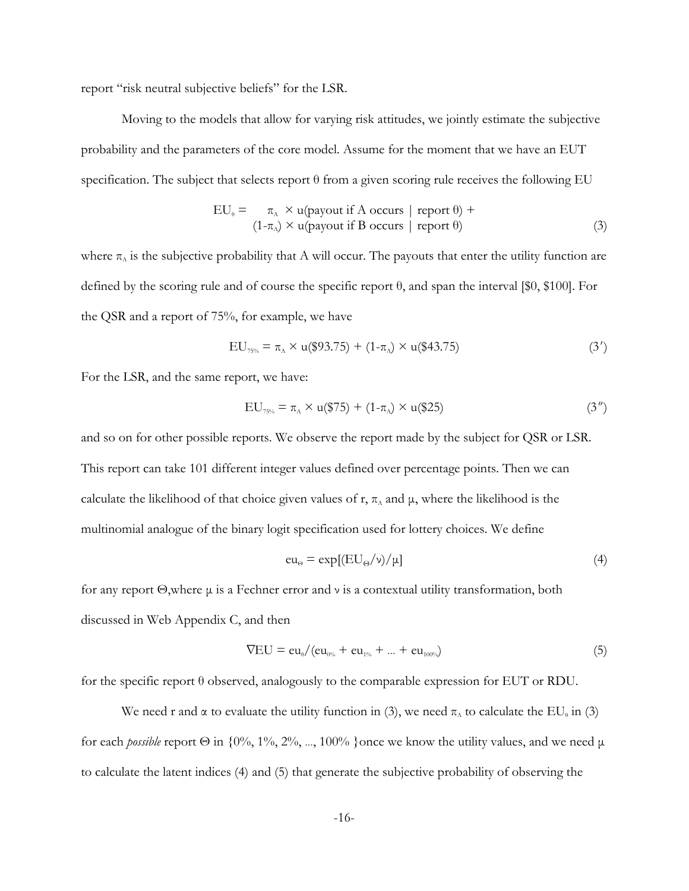report "risk neutral subjective beliefs" for the LSR.

Moving to the models that allow for varying risk attitudes, we jointly estimate the subjective probability and the parameters of the core model. Assume for the moment that we have an EUT specification. The subject that selects report θ from a given scoring rule receives the following EU

$$
\begin{aligned}
EU_\theta = \quad & \pi_A \times u(\text{payout if A occurs} \mid \text{report } \theta) + \\
& (1-\pi_A) \times u(\text{payout if B occurs} \mid \text{report } \theta)
\end{aligned} \tag{3}
$$

where $\pi_A$ is the subjective probability that A will occur. The payouts that enter the utility function are defined by the scoring rule and of course the specific report θ, and span the interval [\$0, \$100]. For the QSR and a report of 75%, for example, we have

$$
EU_{75\%} = \pi_A \times u(\$93.75) + (1-\pi_A) \times u(\$43.75) \tag{3$'$}
$$

For the LSR, and the same report, we have:

$$
EU_{75\%} = \pi_A \times u(\$75) + (1-\pi_A) \times u(\$25) \tag{3$''$}
$$

and so on for other possible reports. We observe the report made by the subject for QSR or LSR. This report can take 101 different integer values defined over percentage points. Then we can calculate the likelihood of that choice given values of r, $\pi_A$ and μ, where the likelihood is the multinomial analogue of the binary logit specification used for lottery choices. We define

$$
eu_\Theta = \exp[(EU_\Theta/\nu)/\mu] \tag{4}
$$

for any report Θ,where μ is a Fechner error and ν is a contextual utility transformation, both discussed in Web Appendix C, and then

$$
\nabla EU = eu_\theta/(eu_{0\%} + eu_{1\%} + \dots + eu_{100\%}) \tag{5}
$$

for the specific report θ observed, analogously to the comparable expression for EUT or RDU.

We need r and α to evaluate the utility function in (3), we need $\pi_A$ to calculate the $EU_\theta$ in (3) for each *possible* report Θ in {0%, 1%, 2%, ..., 100% }once we know the utility values, and we need μ to calculate the latent indices (4) and (5) that generate the subjective probability of observing the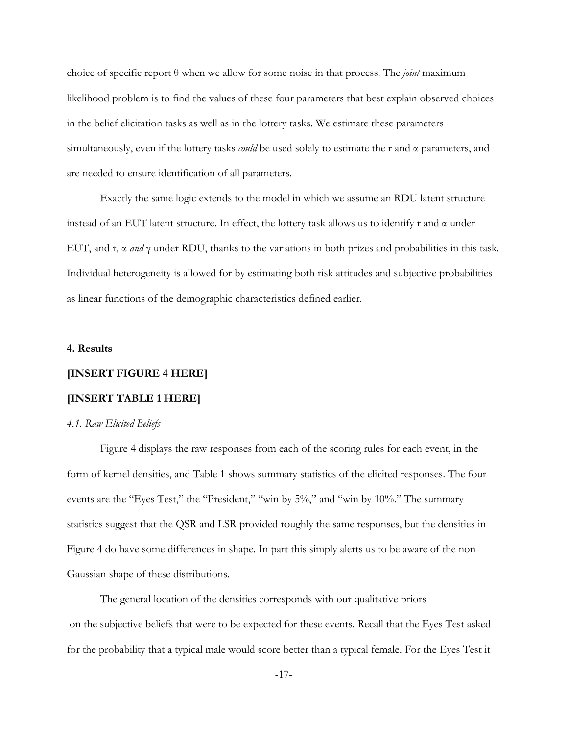choice of specific report θ when we allow for some noise in that process. The *joint* maximum likelihood problem is to find the values of these four parameters that best explain observed choices in the belief elicitation tasks as well as in the lottery tasks. We estimate these parameters simultaneously, even if the lottery tasks *could* be used solely to estimate the r and α parameters, and are needed to ensure identification of all parameters.

Exactly the same logic extends to the model in which we assume an RDU latent structure instead of an EUT latent structure. In effect, the lottery task allows us to identify r and α under EUT, and r, α *and* γ under RDU, thanks to the variations in both prizes and probabilities in this task. Individual heterogeneity is allowed for by estimating both risk attitudes and subjective probabilities as linear functions of the demographic characteristics defined earlier.

## 4. Results

**[INSERT FIGURE 4 HERE]**

**[INSERT TABLE 1 HERE]**

### *4.1. Raw Elicited Beliefs*

Figure 4 displays the raw responses from each of the scoring rules for each event, in the form of kernel densities, and Table 1 shows summary statistics of the elicited responses. The four events are the "Eyes Test," the "President," "win by 5%," and "win by 10%." The summary statistics suggest that the QSR and LSR provided roughly the same responses, but the densities in Figure 4 do have some differences in shape. In part this simply alerts us to be aware of the non-Gaussian shape of these distributions.

The general location of the densities corresponds with our qualitative priors on the subjective beliefs that were to be expected for these events. Recall that the Eyes Test asked for the probability that a typical male would score better than a typical female. For the Eyes Test it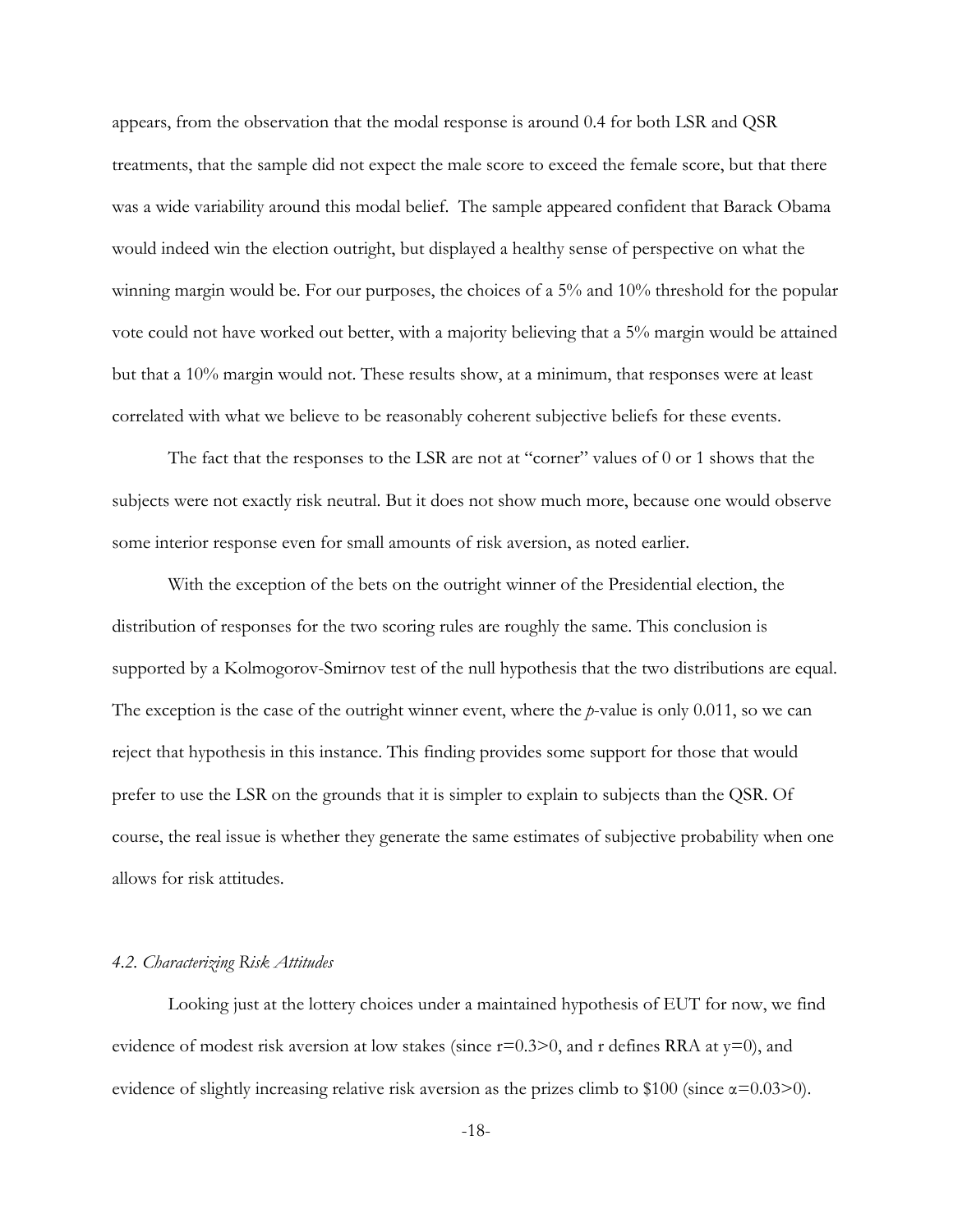appears, from the observation that the modal response is around 0.4 for both LSR and QSR treatments, that the sample did not expect the male score to exceed the female score, but that there was a wide variability around this modal belief. The sample appeared confident that Barack Obama would indeed win the election outright, but displayed a healthy sense of perspective on what the winning margin would be. For our purposes, the choices of a 5% and 10% threshold for the popular vote could not have worked out better, with a majority believing that a 5% margin would be attained but that a 10% margin would not. These results show, at a minimum, that responses were at least correlated with what we believe to be reasonably coherent subjective beliefs for these events.

The fact that the responses to the LSR are not at "corner" values of 0 or 1 shows that the subjects were not exactly risk neutral. But it does not show much more, because one would observe some interior response even for small amounts of risk aversion, as noted earlier.

With the exception of the bets on the outright winner of the Presidential election, the distribution of responses for the two scoring rules are roughly the same. This conclusion is supported by a Kolmogorov-Smirnov test of the null hypothesis that the two distributions are equal. The exception is the case of the outright winner event, where the *p*-value is only 0.011, so we can reject that hypothesis in this instance. This finding provides some support for those that would prefer to use the LSR on the grounds that it is simpler to explain to subjects than the QSR. Of course, the real issue is whether they generate the same estimates of subjective probability when one allows for risk attitudes.

### *4.2. Characterizing Risk Attitudes*

Looking just at the lottery choices under a maintained hypothesis of EUT for now, we find evidence of modest risk aversion at low stakes (since $r=0.3>0$, and r defines RRA at $y=0$), and evidence of slightly increasing relative risk aversion as the prizes climb to \$100 (since $\alpha=0.03>0$).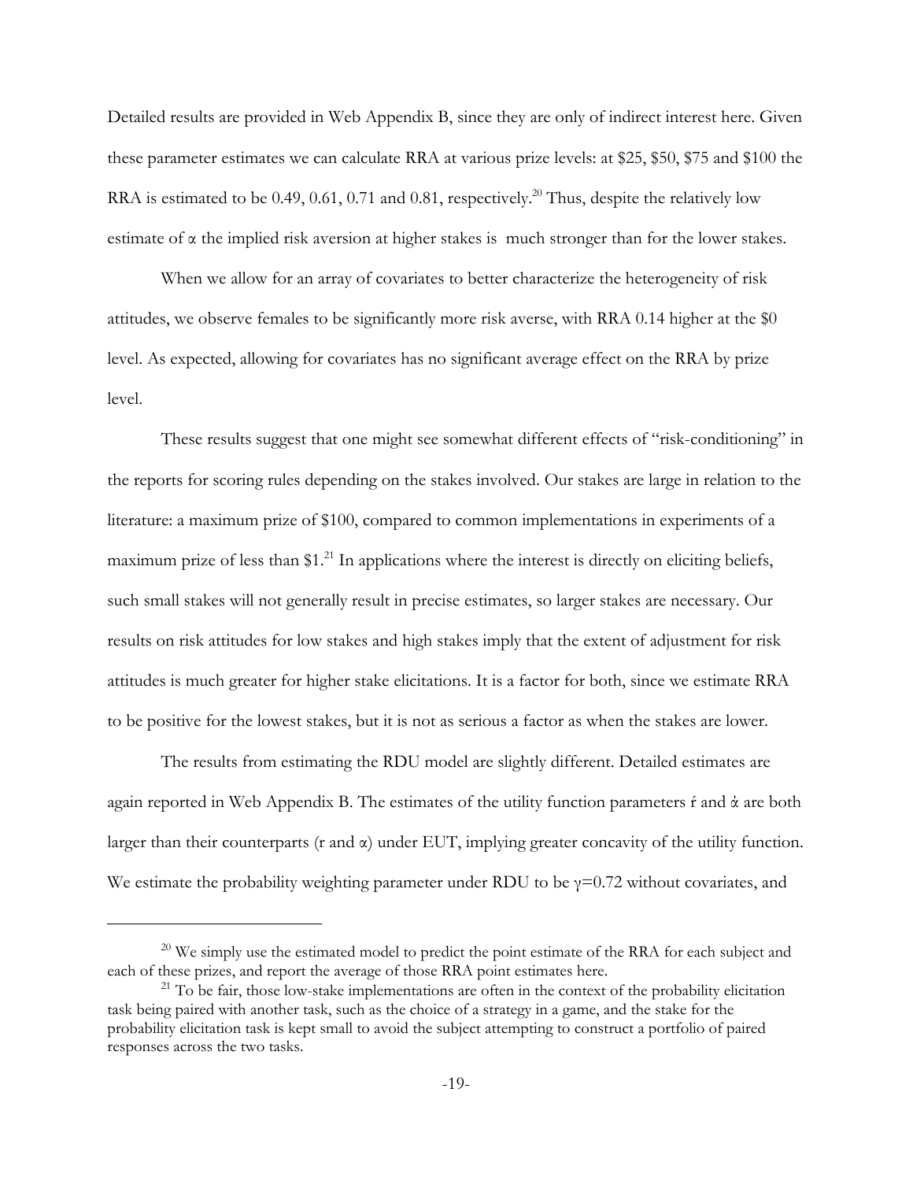Detailed results are provided in Web Appendix B, since they are only of indirect interest here. Given these parameter estimates we can calculate RRA at various prize levels: at \$25, \$50, \$75 and \$100 the RRA is estimated to be 0.49, 0.61, 0.71 and 0.81, respectively.[20] Thus, despite the relatively low estimate of $\alpha$ the implied risk aversion at higher stakes is much stronger than for the lower stakes.

When we allow for an array of covariates to better characterize the heterogeneity of risk attitudes, we observe females to be significantly more risk averse, with RRA 0.14 higher at the \$0 level. As expected, allowing for covariates has no significant average effect on the RRA by prize level.

These results suggest that one might see somewhat different effects of "risk-conditioning" in the reports for scoring rules depending on the stakes involved. Our stakes are large in relation to the literature: a maximum prize of \$100, compared to common implementations in experiments of a maximum prize of less than \$1.[21] In applications where the interest is directly on eliciting beliefs, such small stakes will not generally result in precise estimates, so larger stakes are necessary. Our results on risk attitudes for low stakes and high stakes imply that the extent of adjustment for risk attitudes is much greater for higher stake elicitations. It is a factor for both, since we estimate RRA to be positive for the lowest stakes, but it is not as serious a factor as when the stakes are lower.

The results from estimating the RDU model are slightly different. Detailed estimates are again reported in Web Appendix B. The estimates of the utility function parameters $\acute{r}$ and $\acute{\alpha}$ are both larger than their counterparts (r and $\alpha$) under EUT, implying greater concavity of the utility function. We estimate the probability weighting parameter under RDU to be $\gamma$=0.72 without covariates, and

---

[20] We simply use the estimated model to predict the point estimate of the RRA for each subject and each of these prizes, and report the average of those RRA point estimates here.

[21] To be fair, those low-stake implementations are often in the context of the probability elicitation task being paired with another task, such as the choice of a strategy in a game, and the stake for the probability elicitation task is kept small to avoid the subject attempting to construct a portfolio of paired responses across the two tasks.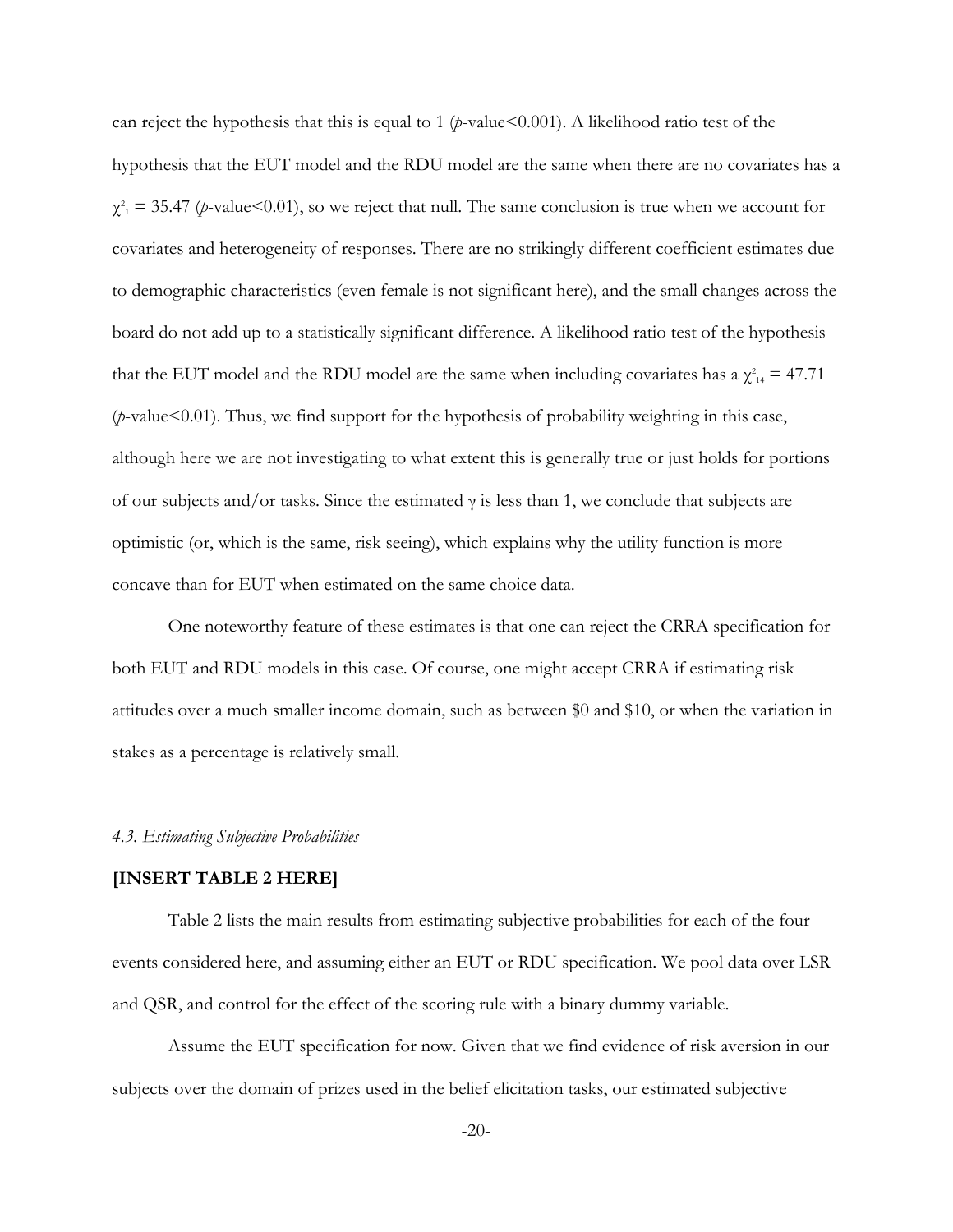can reject the hypothesis that this is equal to 1 (*p*-value<0.001). A likelihood ratio test of the hypothesis that the EUT model and the RDU model are the same when there are no covariates has a $\chi^2_1 = 35.47$ (*p*-value<0.01), so we reject that null. The same conclusion is true when we account for covariates and heterogeneity of responses. There are no strikingly different coefficient estimates due to demographic characteristics (even female is not significant here), and the small changes across the board do not add up to a statistically significant difference. A likelihood ratio test of the hypothesis that the EUT model and the RDU model are the same when including covariates has a $\chi^2_{14} = 47.71$ (*p*-value<0.01). Thus, we find support for the hypothesis of probability weighting in this case, although here we are not investigating to what extent this is generally true or just holds for portions of our subjects and/or tasks. Since the estimated $\gamma$ is less than 1, we conclude that subjects are optimistic (or, which is the same, risk seeing), which explains why the utility function is more concave than for EUT when estimated on the same choice data.

One noteworthy feature of these estimates is that one can reject the CRRA specification for both EUT and RDU models in this case. Of course, one might accept CRRA if estimating risk attitudes over a much smaller income domain, such as between $0 and $10, or when the variation in stakes as a percentage is relatively small.

### *4.3. Estimating Subjective Probabilities*

**[INSERT TABLE 2 HERE]**

Table 2 lists the main results from estimating subjective probabilities for each of the four events considered here, and assuming either an EUT or RDU specification. We pool data over LSR and QSR, and control for the effect of the scoring rule with a binary dummy variable.

Assume the EUT specification for now. Given that we find evidence of risk aversion in our subjects over the domain of prizes used in the belief elicitation tasks, our estimated subjective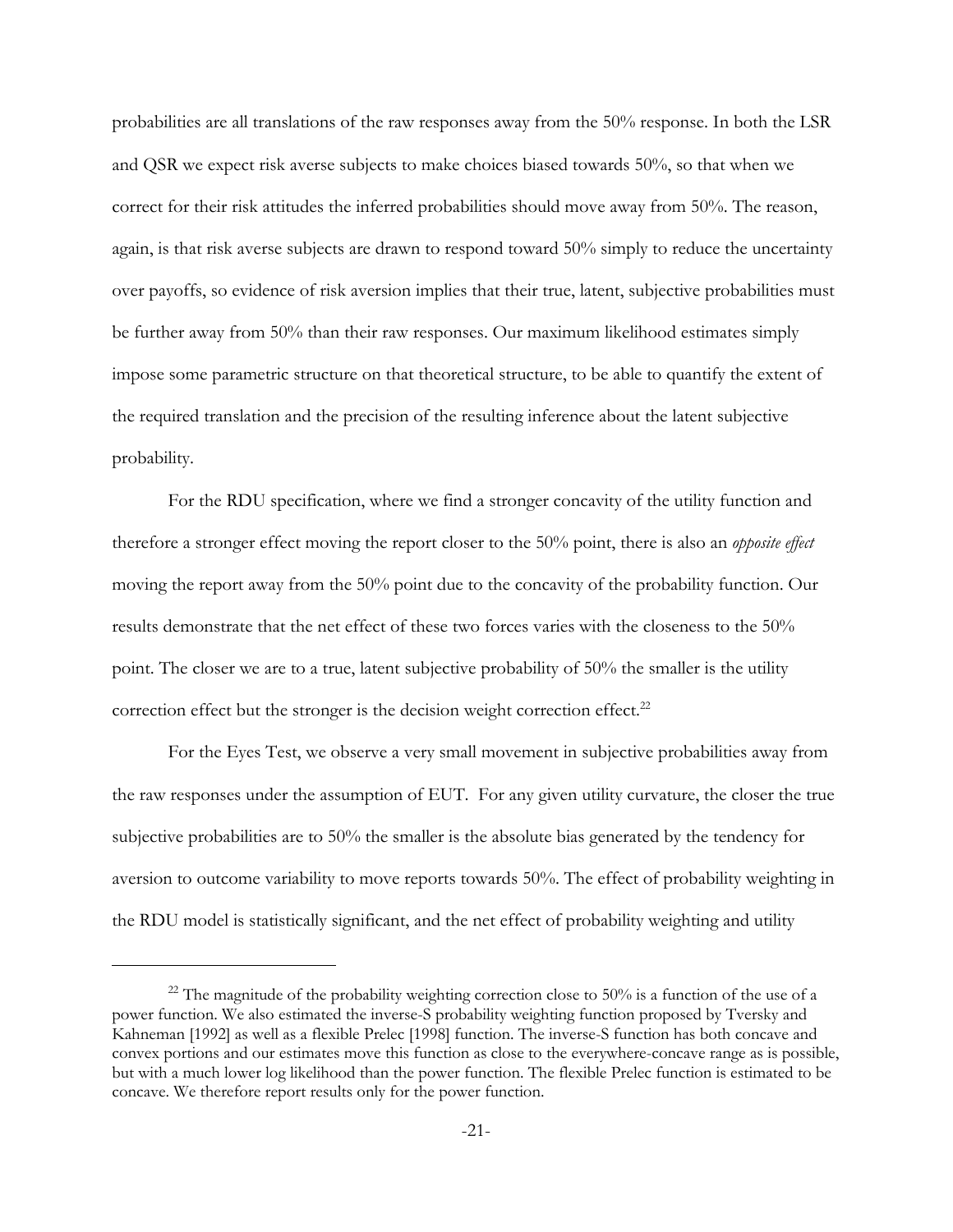probabilities are all translations of the raw responses away from the 50% response. In both the LSR and QSR we expect risk averse subjects to make choices biased towards 50%, so that when we correct for their risk attitudes the inferred probabilities should move away from 50%. The reason, again, is that risk averse subjects are drawn to respond toward 50% simply to reduce the uncertainty over payoffs, so evidence of risk aversion implies that their true, latent, subjective probabilities must be further away from 50% than their raw responses. Our maximum likelihood estimates simply impose some parametric structure on that theoretical structure, to be able to quantify the extent of the required translation and the precision of the resulting inference about the latent subjective probability.

For the RDU specification, where we find a stronger concavity of the utility function and therefore a stronger effect moving the report closer to the 50% point, there is also an *opposite effect* moving the report away from the 50% point due to the concavity of the probability function. Our results demonstrate that the net effect of these two forces varies with the closeness to the 50% point. The closer we are to a true, latent subjective probability of 50% the smaller is the utility correction effect but the stronger is the decision weight correction effect.[22]

For the Eyes Test, we observe a very small movement in subjective probabilities away from the raw responses under the assumption of EUT. For any given utility curvature, the closer the true subjective probabilities are to 50% the smaller is the absolute bias generated by the tendency for aversion to outcome variability to move reports towards 50%. The effect of probability weighting in the RDU model is statistically significant, and the net effect of probability weighting and utility

---

[22] The magnitude of the probability weighting correction close to 50% is a function of the use of a power function. We also estimated the inverse-S probability weighting function proposed by Tversky and Kahneman [1992] as well as a flexible Prelec [1998] function. The inverse-S function has both concave and convex portions and our estimates move this function as close to the everywhere-concave range as is possible, but with a much lower log likelihood than the power function. The flexible Prelec function is estimated to be concave. We therefore report results only for the power function.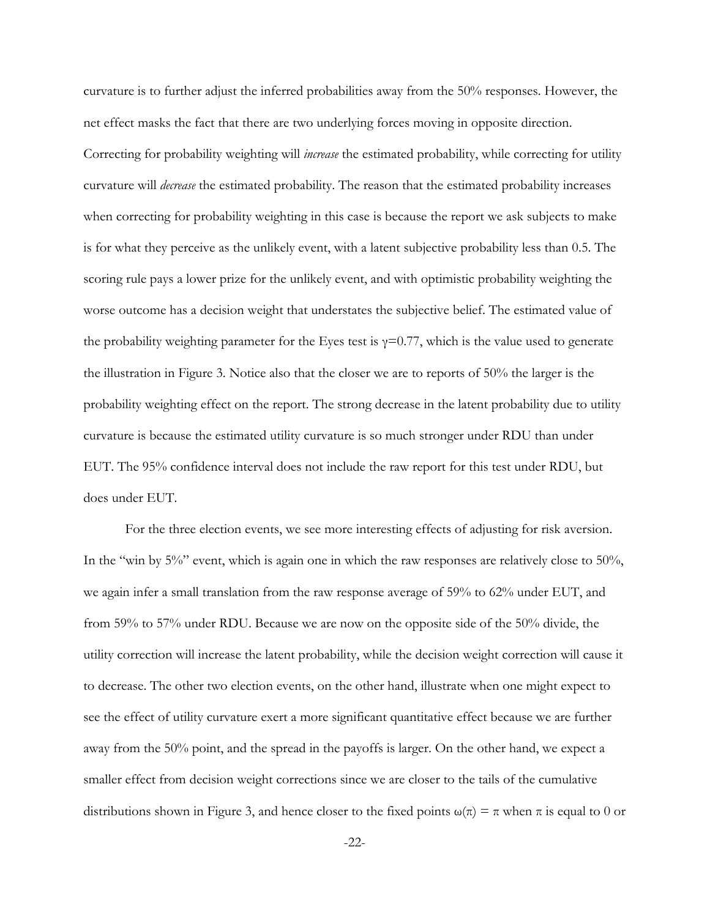curvature is to further adjust the inferred probabilities away from the 50% responses. However, the net effect masks the fact that there are two underlying forces moving in opposite direction. Correcting for probability weighting will *increase* the estimated probability, while correcting for utility curvature will *decrease* the estimated probability. The reason that the estimated probability increases when correcting for probability weighting in this case is because the report we ask subjects to make is for what they perceive as the unlikely event, with a latent subjective probability less than 0.5. The scoring rule pays a lower prize for the unlikely event, and with optimistic probability weighting the worse outcome has a decision weight that understates the subjective belief. The estimated value of the probability weighting parameter for the Eyes test is $\gamma$=0.77, which is the value used to generate the illustration in Figure 3. Notice also that the closer we are to reports of 50% the larger is the probability weighting effect on the report. The strong decrease in the latent probability due to utility curvature is because the estimated utility curvature is so much stronger under RDU than under EUT. The 95% confidence interval does not include the raw report for this test under RDU, but does under EUT.

For the three election events, we see more interesting effects of adjusting for risk aversion. In the "win by 5%" event, which is again one in which the raw responses are relatively close to 50%, we again infer a small translation from the raw response average of 59% to 62% under EUT, and from 59% to 57% under RDU. Because we are now on the opposite side of the 50% divide, the utility correction will increase the latent probability, while the decision weight correction will cause it to decrease. The other two election events, on the other hand, illustrate when one might expect to see the effect of utility curvature exert a more significant quantitative effect because we are further away from the 50% point, and the spread in the payoffs is larger. On the other hand, we expect a smaller effect from decision weight corrections since we are closer to the tails of the cumulative distributions shown in Figure 3, and hence closer to the fixed points $\omega(\pi) = \pi$ when $\pi$ is equal to 0 or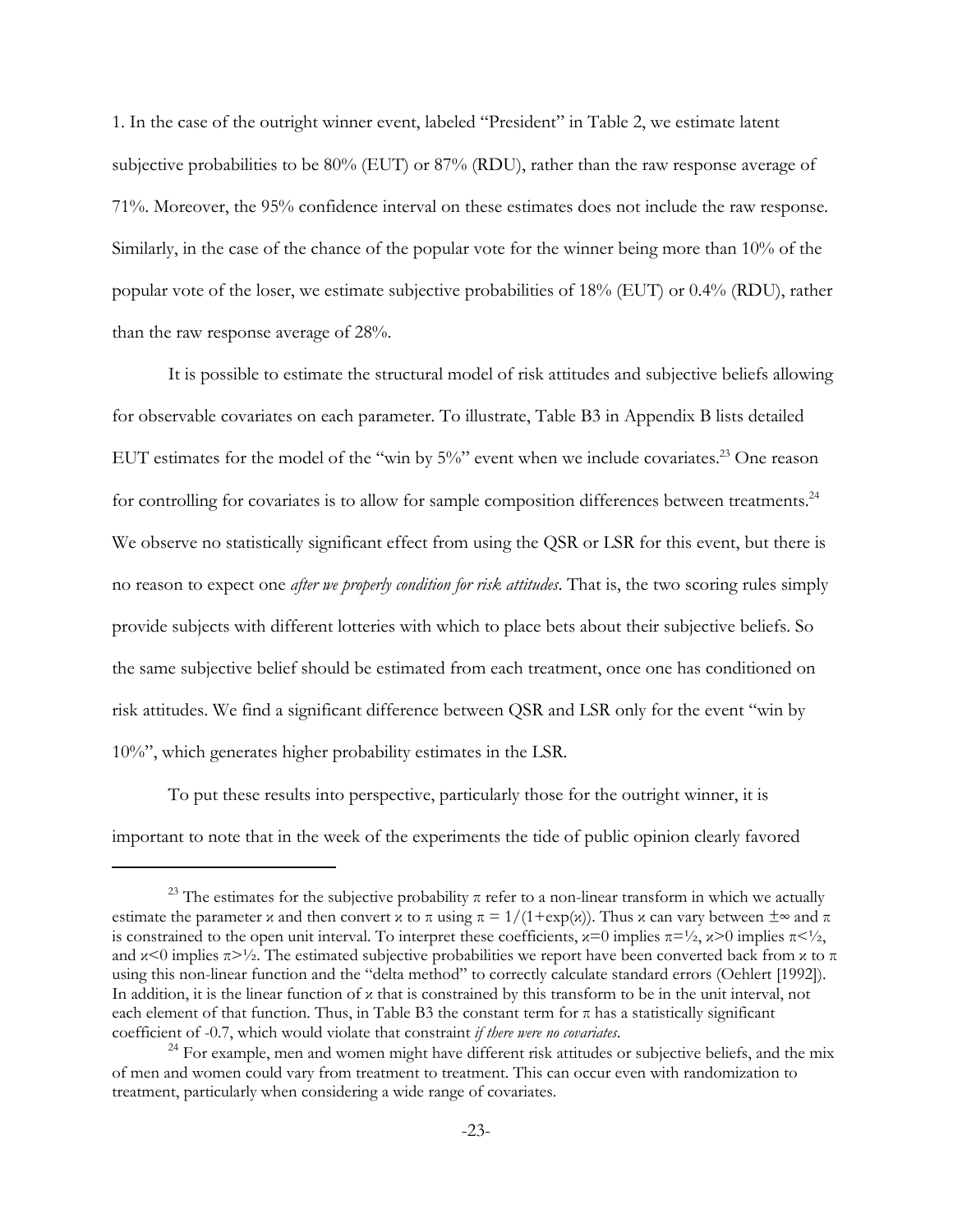1. In the case of the outright winner event, labeled "President" in Table 2, we estimate latent subjective probabilities to be 80% (EUT) or 87% (RDU), rather than the raw response average of 71%. Moreover, the 95% confidence interval on these estimates does not include the raw response. Similarly, in the case of the chance of the popular vote for the winner being more than 10% of the popular vote of the loser, we estimate subjective probabilities of 18% (EUT) or 0.4% (RDU), rather than the raw response average of 28%.

It is possible to estimate the structural model of risk attitudes and subjective beliefs allowing for observable covariates on each parameter. To illustrate, Table B3 in Appendix B lists detailed EUT estimates for the model of the "win by 5%" event when we include covariates.[23] One reason for controlling for covariates is to allow for sample composition differences between treatments.[24] We observe no statistically significant effect from using the QSR or LSR for this event, but there is no reason to expect one *after we properly condition for risk attitudes*. That is, the two scoring rules simply provide subjects with different lotteries with which to place bets about their subjective beliefs. So the same subjective belief should be estimated from each treatment, once one has conditioned on risk attitudes. We find a significant difference between QSR and LSR only for the event "win by 10%", which generates higher probability estimates in the LSR.

To put these results into perspective, particularly those for the outright winner, it is important to note that in the week of the experiments the tide of public opinion clearly favored

---

[23] The estimates for the subjective probability $\pi$ refer to a non-linear transform in which we actually estimate the parameter $\varkappa$ and then convert $\varkappa$ to $\pi$ using $\pi = 1/(1+\exp(\varkappa))$. Thus $\varkappa$ can vary between $\pm\infty$ and $\pi$ is constrained to the open unit interval. To interpret these coefficients, $\varkappa=0$ implies $\pi=½$, $\varkappa>0$ implies $\pi<½$, and $\varkappa<0$ implies $\pi>½$. The estimated subjective probabilities we report have been converted back from $\varkappa$ to $\pi$ using this non-linear function and the "delta method" to correctly calculate standard errors (Oehlert [1992]). In addition, it is the linear function of $\varkappa$ that is constrained by this transform to be in the unit interval, not each element of that function. Thus, in Table B3 the constant term for $\pi$ has a statistically significant coefficient of -0.7, which would violate that constraint *if there were no covariates*.

[24] For example, men and women might have different risk attitudes or subjective beliefs, and the mix of men and women could vary from treatment to treatment. This can occur even with randomization to treatment, particularly when considering a wide range of covariates.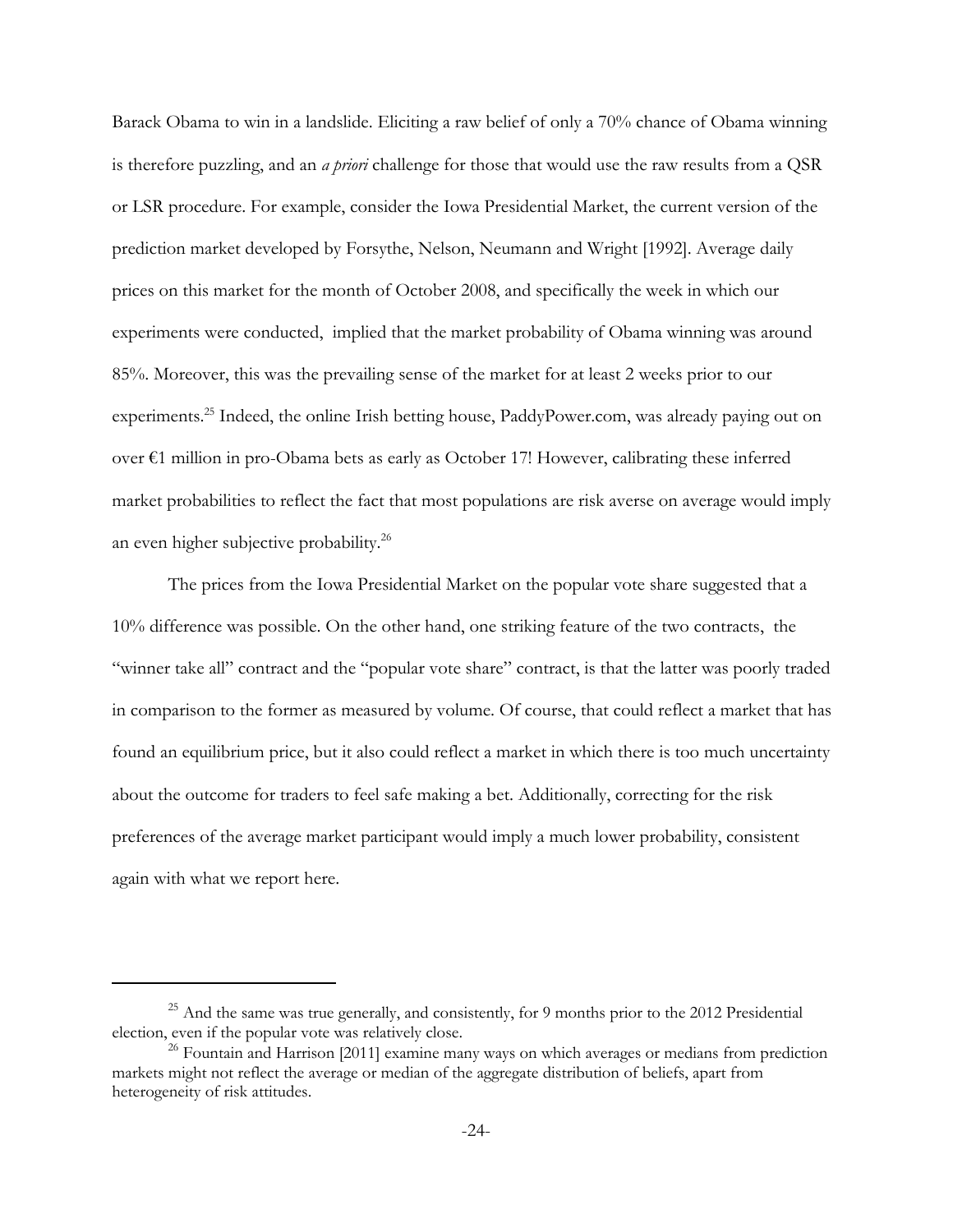Barack Obama to win in a landslide. Eliciting a raw belief of only a 70% chance of Obama winning is therefore puzzling, and an *a priori* challenge for those that would use the raw results from a QSR or LSR procedure. For example, consider the Iowa Presidential Market, the current version of the prediction market developed by Forsythe, Nelson, Neumann and Wright [1992]. Average daily prices on this market for the month of October 2008, and specifically the week in which our experiments were conducted, implied that the market probability of Obama winning was around 85%. Moreover, this was the prevailing sense of the market for at least 2 weeks prior to our experiments.[25] Indeed, the online Irish betting house, PaddyPower.com, was already paying out on over €1 million in pro-Obama bets as early as October 17! However, calibrating these inferred market probabilities to reflect the fact that most populations are risk averse on average would imply an even higher subjective probability.[26]

The prices from the Iowa Presidential Market on the popular vote share suggested that a 10% difference was possible. On the other hand, one striking feature of the two contracts, the "winner take all" contract and the "popular vote share" contract, is that the latter was poorly traded in comparison to the former as measured by volume. Of course, that could reflect a market that has found an equilibrium price, but it also could reflect a market in which there is too much uncertainty about the outcome for traders to feel safe making a bet. Additionally, correcting for the risk preferences of the average market participant would imply a much lower probability, consistent again with what we report here.

---

[25] And the same was true generally, and consistently, for 9 months prior to the 2012 Presidential election, even if the popular vote was relatively close.

[26] Fountain and Harrison [2011] examine many ways on which averages or medians from prediction markets might not reflect the average or median of the aggregate distribution of beliefs, apart from heterogeneity of risk attitudes.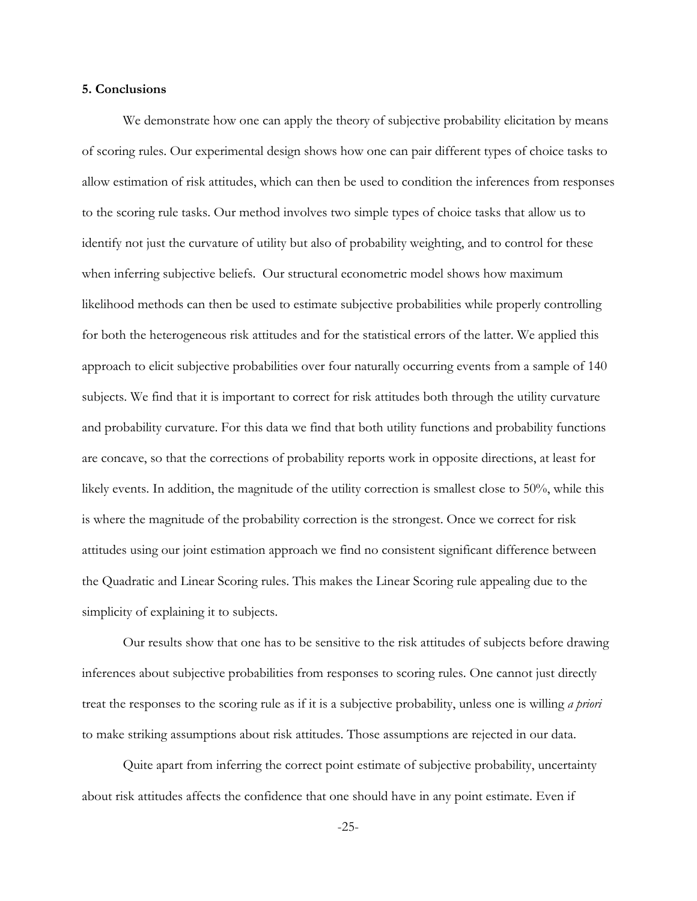## 5. Conclusions

We demonstrate how one can apply the theory of subjective probability elicitation by means of scoring rules. Our experimental design shows how one can pair different types of choice tasks to allow estimation of risk attitudes, which can then be used to condition the inferences from responses to the scoring rule tasks. Our method involves two simple types of choice tasks that allow us to identify not just the curvature of utility but also of probability weighting, and to control for these when inferring subjective beliefs. Our structural econometric model shows how maximum likelihood methods can then be used to estimate subjective probabilities while properly controlling for both the heterogeneous risk attitudes and for the statistical errors of the latter. We applied this approach to elicit subjective probabilities over four naturally occurring events from a sample of 140 subjects. We find that it is important to correct for risk attitudes both through the utility curvature and probability curvature. For this data we find that both utility functions and probability functions are concave, so that the corrections of probability reports work in opposite directions, at least for likely events. In addition, the magnitude of the utility correction is smallest close to 50%, while this is where the magnitude of the probability correction is the strongest. Once we correct for risk attitudes using our joint estimation approach we find no consistent significant difference between the Quadratic and Linear Scoring rules. This makes the Linear Scoring rule appealing due to the simplicity of explaining it to subjects.

Our results show that one has to be sensitive to the risk attitudes of subjects before drawing inferences about subjective probabilities from responses to scoring rules. One cannot just directly treat the responses to the scoring rule as if it is a subjective probability, unless one is willing *a priori* to make striking assumptions about risk attitudes. Those assumptions are rejected in our data.

Quite apart from inferring the correct point estimate of subjective probability, uncertainty about risk attitudes affects the confidence that one should have in any point estimate. Even if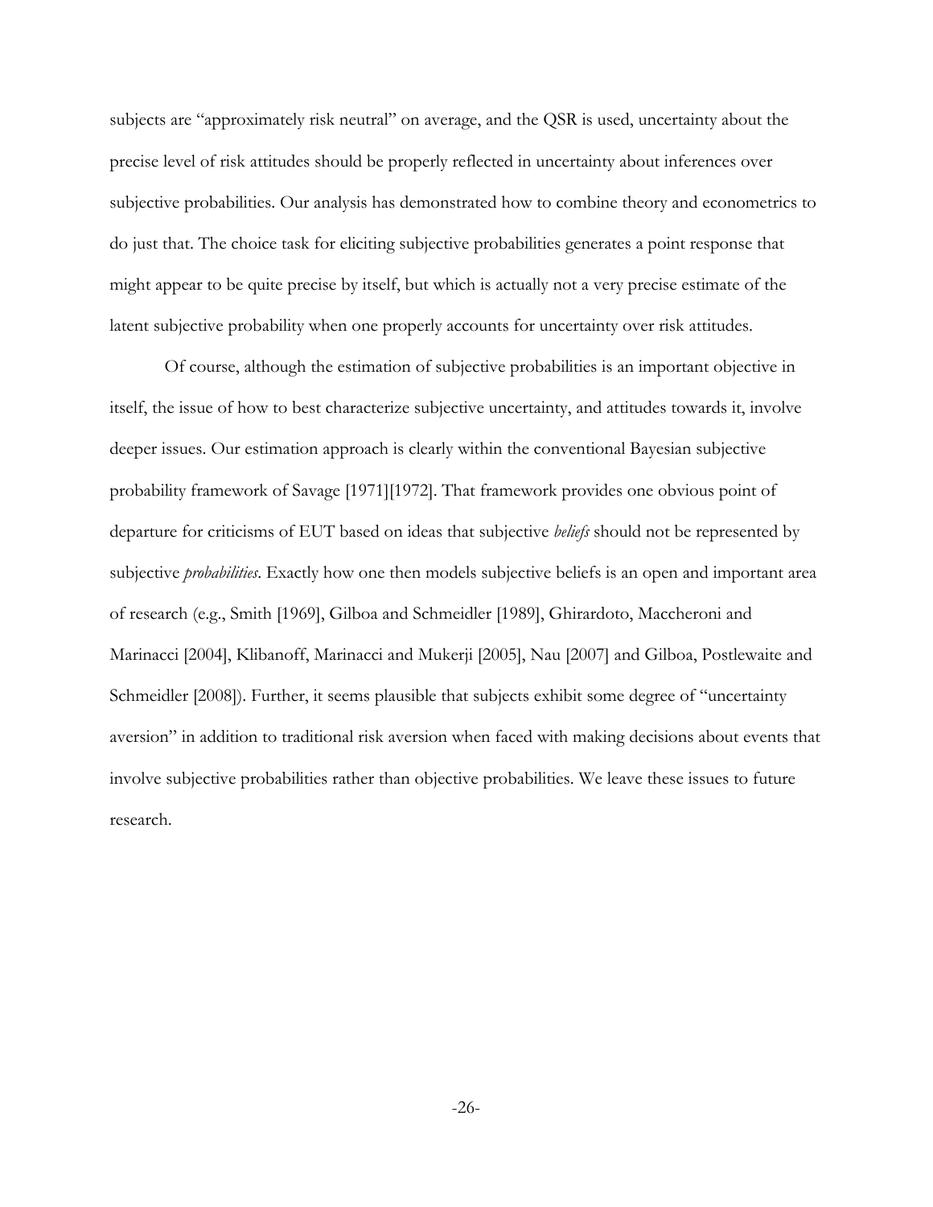subjects are "approximately risk neutral" on average, and the QSR is used, uncertainty about the precise level of risk attitudes should be properly reflected in uncertainty about inferences over subjective probabilities. Our analysis has demonstrated how to combine theory and econometrics to do just that. The choice task for eliciting subjective probabilities generates a point response that might appear to be quite precise by itself, but which is actually not a very precise estimate of the latent subjective probability when one properly accounts for uncertainty over risk attitudes.

Of course, although the estimation of subjective probabilities is an important objective in itself, the issue of how to best characterize subjective uncertainty, and attitudes towards it, involve deeper issues. Our estimation approach is clearly within the conventional Bayesian subjective probability framework of Savage [1971][1972]. That framework provides one obvious point of departure for criticisms of EUT based on ideas that subjective *beliefs* should not be represented by subjective *probabilities*. Exactly how one then models subjective beliefs is an open and important area of research (e.g., Smith [1969], Gilboa and Schmeidler [1989], Ghirardoto, Maccheroni and Marinacci [2004], Klibanoff, Marinacci and Mukerji [2005], Nau [2007] and Gilboa, Postlewaite and Schmeidler [2008]). Further, it seems plausible that subjects exhibit some degree of "uncertainty aversion" in addition to traditional risk aversion when faced with making decisions about events that involve subjective probabilities rather than objective probabilities. We leave these issues to future research.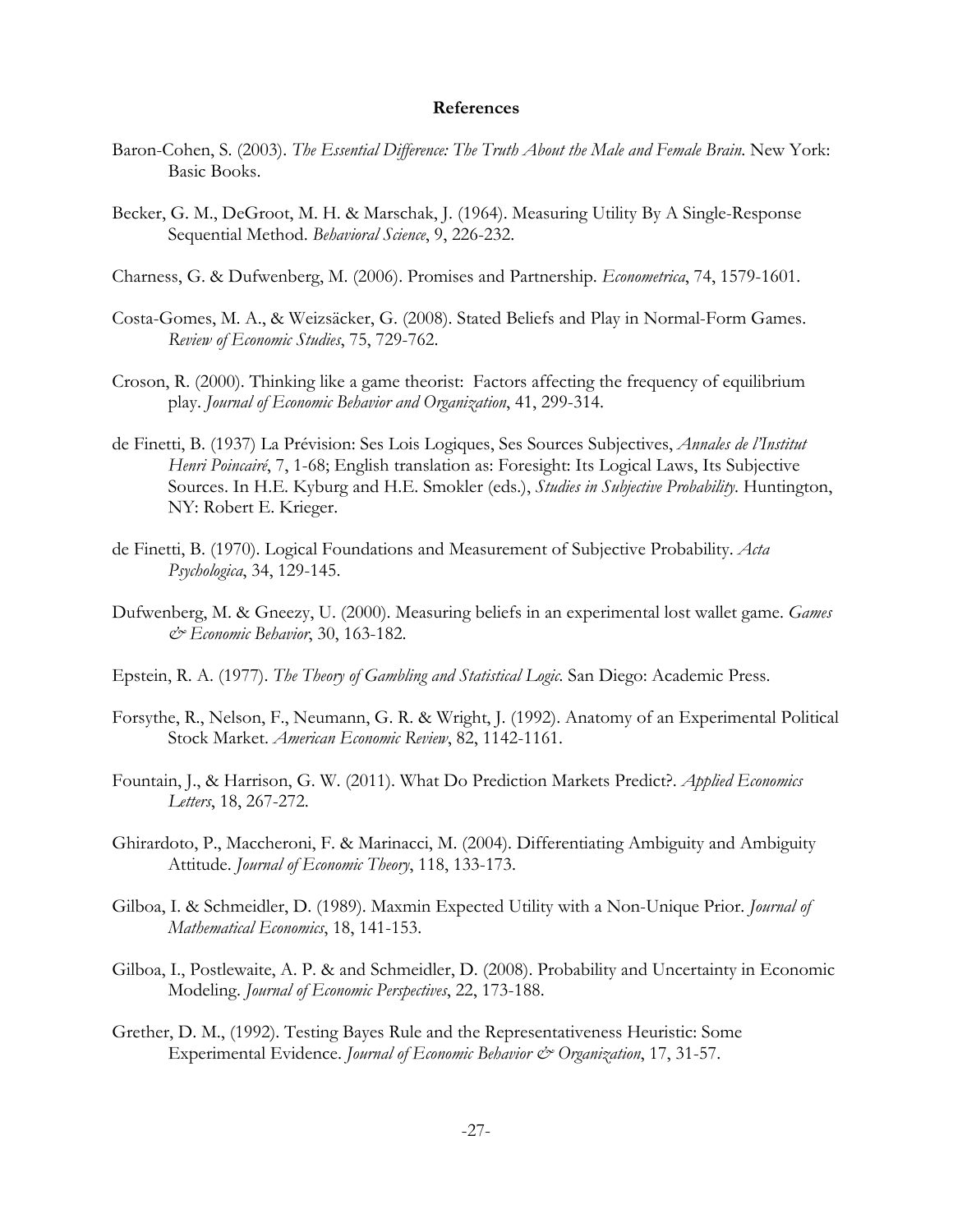**References**

Baron-Cohen, S. (2003). *The Essential Difference: The Truth About the Male and Female Brain*. New York: Basic Books.

Becker, G. M., DeGroot, M. H. & Marschak, J. (1964). Measuring Utility By A Single-Response Sequential Method. *Behavioral Science*, 9, 226-232.

Charness, G. & Dufwenberg, M. (2006). Promises and Partnership. *Econometrica*, 74, 1579-1601.

Costa-Gomes, M. A., & Weizsäcker, G. (2008). Stated Beliefs and Play in Normal-Form Games. *Review of Economic Studies*, 75, 729-762.

Croson, R. (2000). Thinking like a game theorist: Factors affecting the frequency of equilibrium play. *Journal of Economic Behavior and Organization*, 41, 299-314.

de Finetti, B. (1937) La Prévision: Ses Lois Logiques, Ses Sources Subjectives, *Annales de l'Institut Henri Poincairé*, 7, 1-68; English translation as: Foresight: Its Logical Laws, Its Subjective Sources. In H.E. Kyburg and H.E. Smokler (eds.), *Studies in Subjective Probability*. Huntington, NY: Robert E. Krieger.

de Finetti, B. (1970). Logical Foundations and Measurement of Subjective Probability. *Acta Psychologica*, 34, 129-145.

Dufwenberg, M. & Gneezy, U. (2000). Measuring beliefs in an experimental lost wallet game. *Games & Economic Behavior*, 30, 163-182.

Epstein, R. A. (1977). *The Theory of Gambling and Statistical Logic*. San Diego: Academic Press.

Forsythe, R., Nelson, F., Neumann, G. R. & Wright, J. (1992). Anatomy of an Experimental Political Stock Market. *American Economic Review*, 82, 1142-1161.

Fountain, J., & Harrison, G. W. (2011). What Do Prediction Markets Predict?. *Applied Economics Letters*, 18, 267-272.

Ghirardoto, P., Maccheroni, F. & Marinacci, M. (2004). Differentiating Ambiguity and Ambiguity Attitude. *Journal of Economic Theory*, 118, 133-173.

Gilboa, I. & Schmeidler, D. (1989). Maxmin Expected Utility with a Non-Unique Prior. *Journal of Mathematical Economics*, 18, 141-153.

Gilboa, I., Postlewaite, A. P. & and Schmeidler, D. (2008). Probability and Uncertainty in Economic Modeling. *Journal of Economic Perspectives*, 22, 173-188.

Grether, D. M., (1992). Testing Bayes Rule and the Representativeness Heuristic: Some Experimental Evidence. *Journal of Economic Behavior & Organization*, 17, 31-57.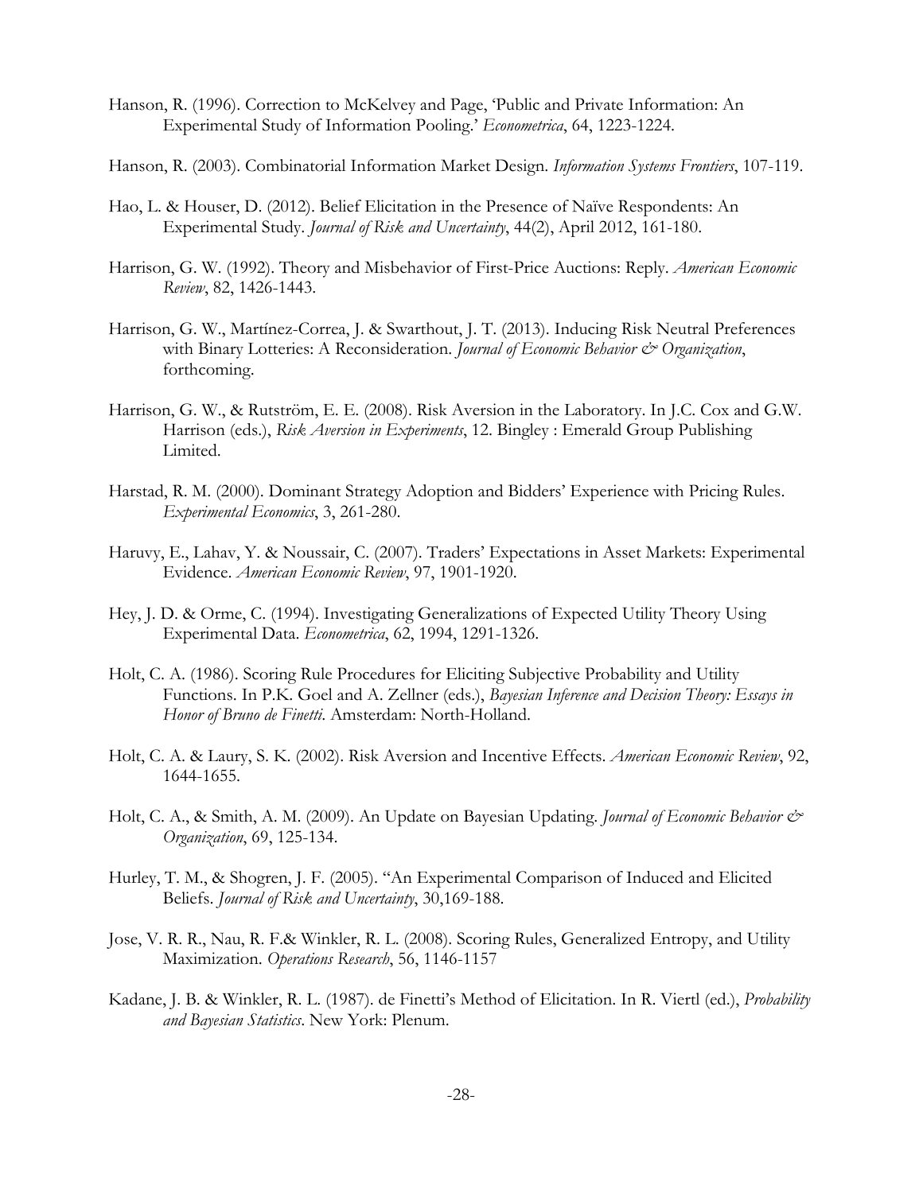Hanson, R. (1996). Correction to McKelvey and Page, 'Public and Private Information: An Experimental Study of Information Pooling.' *Econometrica*, 64, 1223-1224.

Hanson, R. (2003). Combinatorial Information Market Design. *Information Systems Frontiers*, 107-119.

Hao, L. & Houser, D. (2012). Belief Elicitation in the Presence of Naïve Respondents: An Experimental Study. *Journal of Risk and Uncertainty*, 44(2), April 2012, 161-180.

Harrison, G. W. (1992). Theory and Misbehavior of First-Price Auctions: Reply. *American Economic Review*, 82, 1426-1443.

Harrison, G. W., Martínez-Correa, J. & Swarthout, J. T. (2013). Inducing Risk Neutral Preferences with Binary Lotteries: A Reconsideration. *Journal of Economic Behavior & Organization*, forthcoming.

Harrison, G. W., & Rutström, E. E. (2008). Risk Aversion in the Laboratory. In J.C. Cox and G.W. Harrison (eds.), *Risk Aversion in Experiments*, 12. Bingley : Emerald Group Publishing Limited.

Harstad, R. M. (2000). Dominant Strategy Adoption and Bidders' Experience with Pricing Rules. *Experimental Economics*, 3, 261-280.

Haruvy, E., Lahav, Y. & Noussair, C. (2007). Traders' Expectations in Asset Markets: Experimental Evidence. *American Economic Review*, 97, 1901-1920.

Hey, J. D. & Orme, C. (1994). Investigating Generalizations of Expected Utility Theory Using Experimental Data. *Econometrica*, 62, 1994, 1291-1326.

Holt, C. A. (1986). Scoring Rule Procedures for Eliciting Subjective Probability and Utility Functions. In P.K. Goel and A. Zellner (eds.), *Bayesian Inference and Decision Theory: Essays in Honor of Bruno de Finetti*. Amsterdam: North-Holland.

Holt, C. A. & Laury, S. K. (2002). Risk Aversion and Incentive Effects. *American Economic Review*, 92, 1644-1655.

Holt, C. A., & Smith, A. M. (2009). An Update on Bayesian Updating. *Journal of Economic Behavior & Organization*, 69, 125-134.

Hurley, T. M., & Shogren, J. F. (2005). "An Experimental Comparison of Induced and Elicited Beliefs. *Journal of Risk and Uncertainty*, 30,169-188.

Jose, V. R. R., Nau, R. F.& Winkler, R. L. (2008). Scoring Rules, Generalized Entropy, and Utility Maximization. *Operations Research*, 56, 1146-1157

Kadane, J. B. & Winkler, R. L. (1987). de Finetti's Method of Elicitation. In R. Viertl (ed.), *Probability and Bayesian Statistics*. New York: Plenum.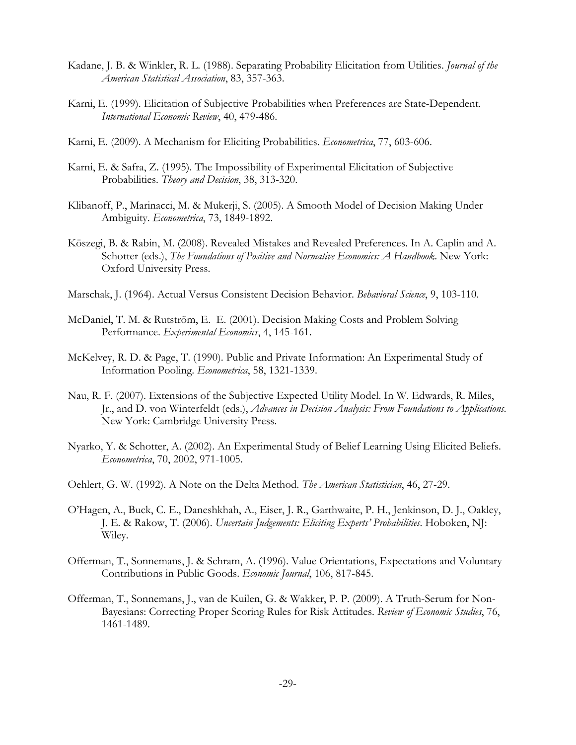Kadane, J. B. & Winkler, R. L. (1988). Separating Probability Elicitation from Utilities. *Journal of the American Statistical Association*, 83, 357-363.

Karni, E. (1999). Elicitation of Subjective Probabilities when Preferences are State-Dependent. *International Economic Review*, 40, 479-486.

Karni, E. (2009). A Mechanism for Eliciting Probabilities. *Econometrica*, 77, 603-606.

Karni, E. & Safra, Z. (1995). The Impossibility of Experimental Elicitation of Subjective Probabilities. *Theory and Decision*, 38, 313-320.

Klibanoff, P., Marinacci, M. & Mukerji, S. (2005). A Smooth Model of Decision Making Under Ambiguity. *Econometrica*, 73, 1849-1892.

Köszegi, B. & Rabin, M. (2008). Revealed Mistakes and Revealed Preferences. In A. Caplin and A. Schotter (eds.), *The Foundations of Positive and Normative Economics: A Handbook*. New York: Oxford University Press.

Marschak, J. (1964). Actual Versus Consistent Decision Behavior. *Behavioral Science*, 9, 103-110.

McDaniel, T. M. & Rutström, E. E. (2001). Decision Making Costs and Problem Solving Performance. *Experimental Economics*, 4, 145-161.

McKelvey, R. D. & Page, T. (1990). Public and Private Information: An Experimental Study of Information Pooling. *Econometrica*, 58, 1321-1339.

Nau, R. F. (2007). Extensions of the Subjective Expected Utility Model. In W. Edwards, R. Miles, Jr., and D. von Winterfeldt (eds.), *Advances in Decision Analysis: From Foundations to Applications*. New York: Cambridge University Press.

Nyarko, Y. & Schotter, A. (2002). An Experimental Study of Belief Learning Using Elicited Beliefs. *Econometrica*, 70, 2002, 971-1005.

Oehlert, G. W. (1992). A Note on the Delta Method. *The American Statistician*, 46, 27-29.

O'Hagen, A., Buck, C. E., Daneshkhah, A., Eiser, J. R., Garthwaite, P. H., Jenkinson, D. J., Oakley, J. E. & Rakow, T. (2006). *Uncertain Judgements: Eliciting Experts' Probabilities*. Hoboken, NJ: Wiley.

Offerman, T., Sonnemans, J. & Schram, A. (1996). Value Orientations, Expectations and Voluntary Contributions in Public Goods. *Economic Journal*, 106, 817-845.

Offerman, T., Sonnemans, J., van de Kuilen, G. & Wakker, P. P. (2009). A Truth-Serum for Non-Bayesians: Correcting Proper Scoring Rules for Risk Attitudes. *Review of Economic Studies*, 76, 1461-1489.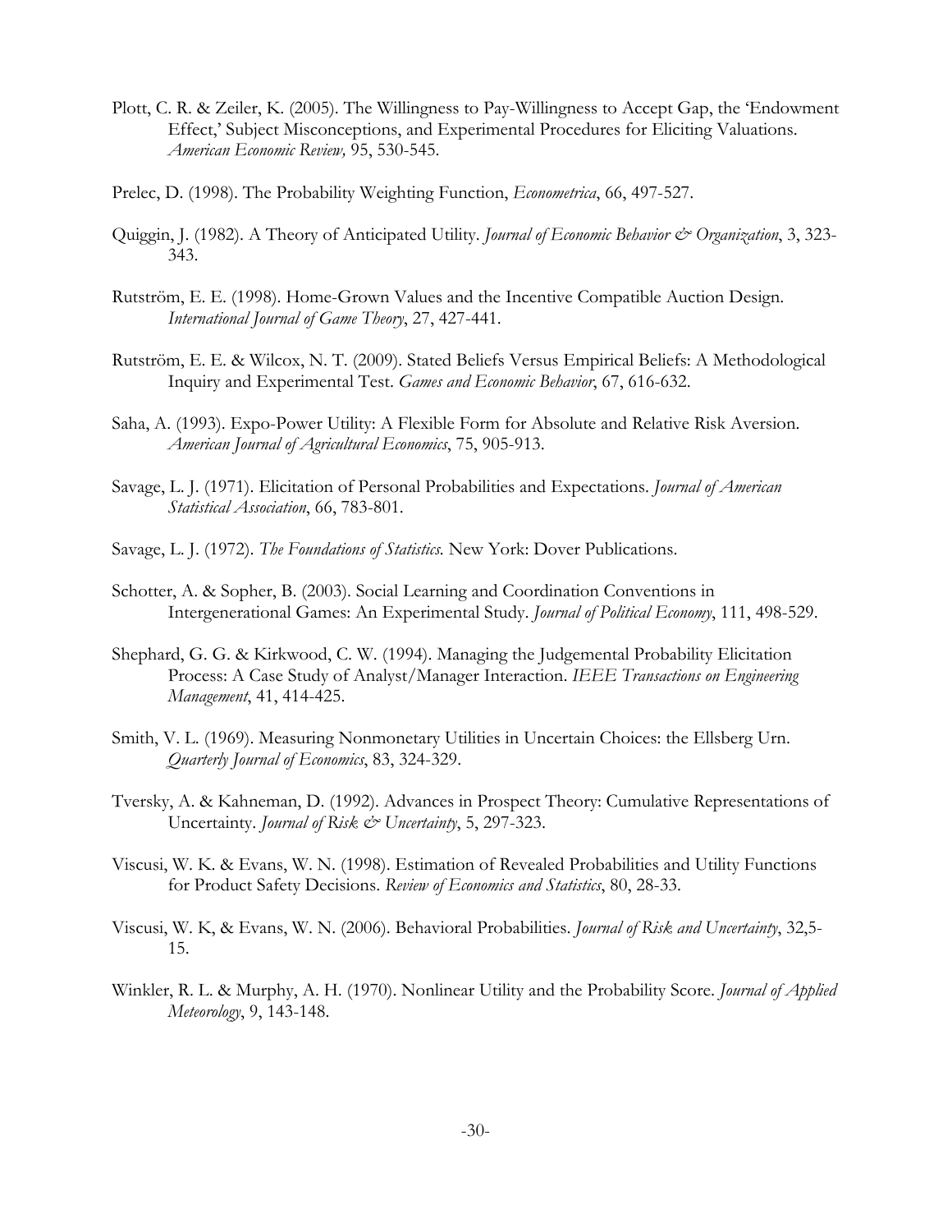Plott, C. R. & Zeiler, K. (2005). The Willingness to Pay-Willingness to Accept Gap, the 'Endowment Effect,' Subject Misconceptions, and Experimental Procedures for Eliciting Valuations. *American Economic Review,* 95, 530-545.

Prelec, D. (1998). The Probability Weighting Function, *Econometrica*, 66, 497-527.

Quiggin, J. (1982). A Theory of Anticipated Utility. *Journal of Economic Behavior & Organization*, 3, 323-343.

Rutström, E. E. (1998). Home-Grown Values and the Incentive Compatible Auction Design. *International Journal of Game Theory*, 27, 427-441.

Rutström, E. E. & Wilcox, N. T. (2009). Stated Beliefs Versus Empirical Beliefs: A Methodological Inquiry and Experimental Test. *Games and Economic Behavior*, 67, 616-632.

Saha, A. (1993). Expo-Power Utility: A Flexible Form for Absolute and Relative Risk Aversion. *American Journal of Agricultural Economics*, 75, 905-913.

Savage, L. J. (1971). Elicitation of Personal Probabilities and Expectations. *Journal of American Statistical Association*, 66, 783-801.

Savage, L. J. (1972). *The Foundations of Statistics.* New York: Dover Publications.

Schotter, A. & Sopher, B. (2003). Social Learning and Coordination Conventions in Intergenerational Games: An Experimental Study. *Journal of Political Economy*, 111, 498-529.

Shephard, G. G. & Kirkwood, C. W. (1994). Managing the Judgemental Probability Elicitation Process: A Case Study of Analyst/Manager Interaction. *IEEE Transactions on Engineering Management*, 41, 414-425.

Smith, V. L. (1969). Measuring Nonmonetary Utilities in Uncertain Choices: the Ellsberg Urn. *Quarterly Journal of Economics*, 83, 324-329.

Tversky, A. & Kahneman, D. (1992). Advances in Prospect Theory: Cumulative Representations of Uncertainty. *Journal of Risk & Uncertainty*, 5, 297-323.

Viscusi, W. K. & Evans, W. N. (1998). Estimation of Revealed Probabilities and Utility Functions for Product Safety Decisions. *Review of Economics and Statistics*, 80, 28-33.

Viscusi, W. K, & Evans, W. N. (2006). Behavioral Probabilities. *Journal of Risk and Uncertainty*, 32,5-15.

Winkler, R. L. & Murphy, A. H. (1970). Nonlinear Utility and the Probability Score. *Journal of Applied Meteorology*, 9, 143-148.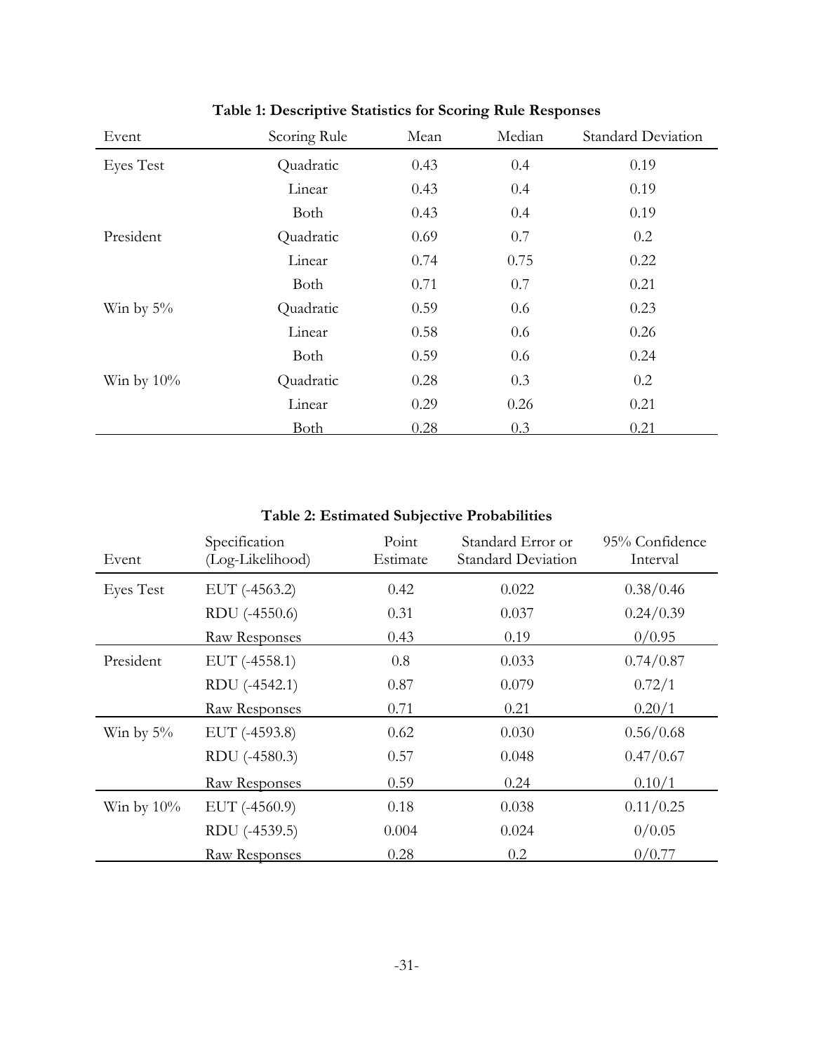**Table 1: Descriptive Statistics for Scoring Rule Responses**

| Event | Scoring Rule | Mean | Median | Standard Deviation |
|---|---|---|---|---|
| Eyes Test | Quadratic | 0.43 | 0.4 | 0.19 |
| | Linear | 0.43 | 0.4 | 0.19 |
| | Both | 0.43 | 0.4 | 0.19 |
| President | Quadratic | 0.69 | 0.7 | 0.2 |
| | Linear | 0.74 | 0.75 | 0.22 |
| | Both | 0.71 | 0.7 | 0.21 |
| Win by 5% | Quadratic | 0.59 | 0.6 | 0.23 |
| | Linear | 0.58 | 0.6 | 0.26 |
| | Both | 0.59 | 0.6 | 0.24 |
| Win by 10% | Quadratic | 0.28 | 0.3 | 0.2 |
| | Linear | 0.29 | 0.26 | 0.21 |
| | Both | 0.28 | 0.3 | 0.21 |

**Table 2: Estimated Subjective Probabilities**

| Event | Specification (Log-Likelihood) | Point Estimate | Standard Error or Standard Deviation | 95% Confidence Interval |
|---|---|---|---|---|
| Eyes Test | EUT (-4563.2) | 0.42 | 0.022 | 0.38/0.46 |
| | RDU (-4550.6) | 0.31 | 0.037 | 0.24/0.39 |
| | Raw Responses | 0.43 | 0.19 | 0/0.95 |
| President | EUT (-4558.1) | 0.8 | 0.033 | 0.74/0.87 |
| | RDU (-4542.1) | 0.87 | 0.079 | 0.72/1 |
| | Raw Responses | 0.71 | 0.21 | 0.20/1 |
| Win by 5% | EUT (-4593.8) | 0.62 | 0.030 | 0.56/0.68 |
| | RDU (-4580.3) | 0.57 | 0.048 | 0.47/0.67 |
| | Raw Responses | 0.59 | 0.24 | 0.10/1 |
| Win by 10% | EUT (-4560.9) | 0.18 | 0.038 | 0.11/0.25 |
| | RDU (-4539.5) | 0.004 | 0.024 | 0/0.05 |
| | Raw Responses | 0.28 | 0.2 | 0/0.77 |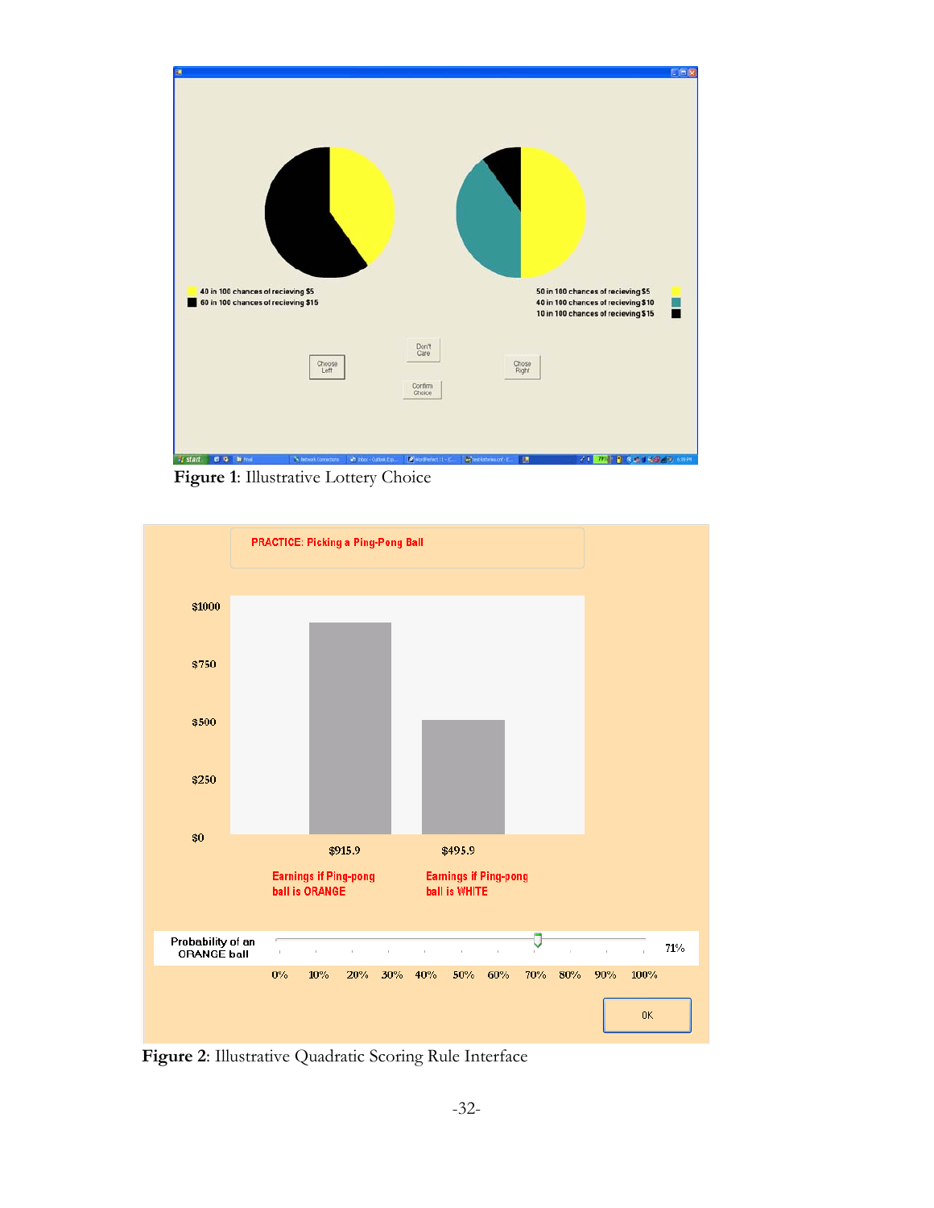**Figure 1**: Illustrative Lottery Choice

**Figure 2**: Illustrative Quadratic Scoring Rule Interface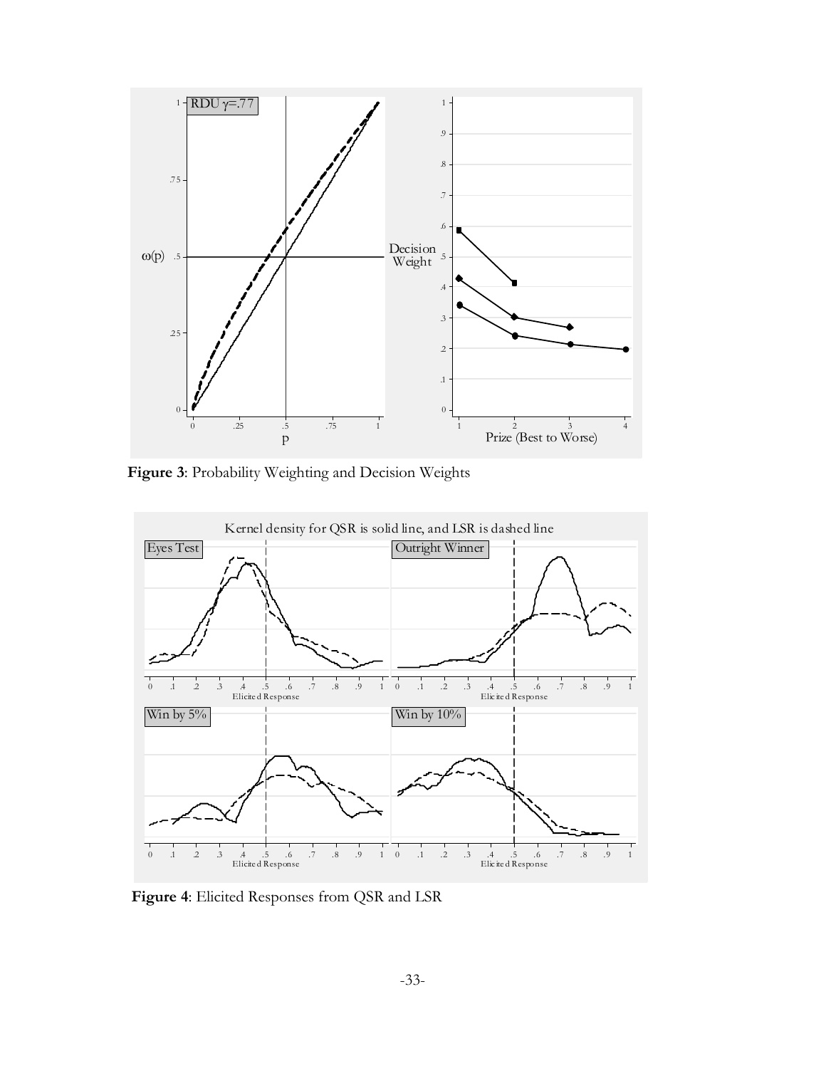**Figure 3**: Probability Weighting and Decision Weights

**Figure 4**: Elicited Responses from QSR and LSR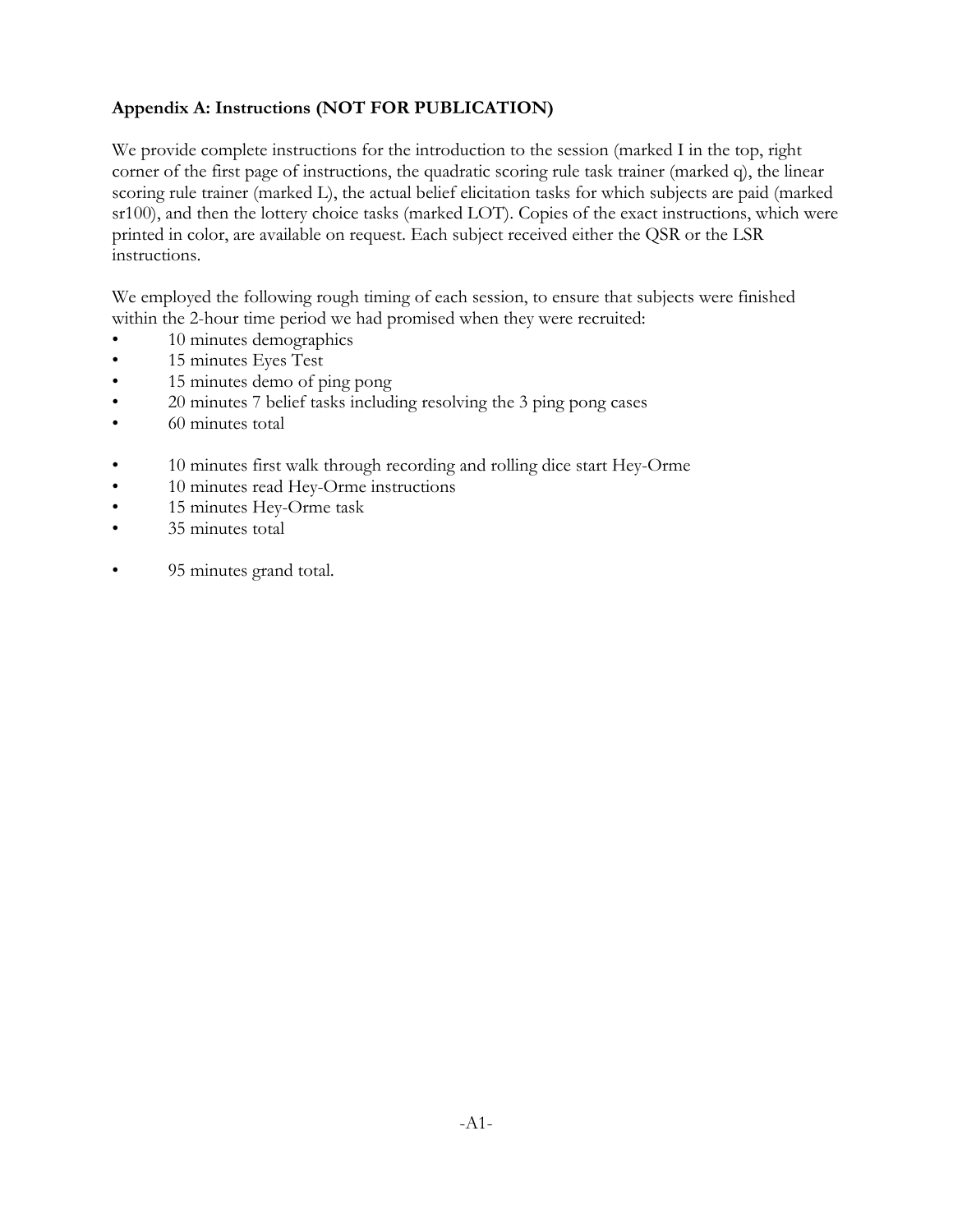**Appendix A: Instructions (NOT FOR PUBLICATION)**

We provide complete instructions for the introduction to the session (marked I in the top, right corner of the first page of instructions, the quadratic scoring rule task trainer (marked q), the linear scoring rule trainer (marked L), the actual belief elicitation tasks for which subjects are paid (marked sr100), and then the lottery choice tasks (marked LOT). Copies of the exact instructions, which were printed in color, are available on request. Each subject received either the QSR or the LSR instructions.

We employed the following rough timing of each session, to ensure that subjects were finished within the 2-hour time period we had promised when they were recruited:

- 10 minutes demographics
- 15 minutes Eyes Test
- 15 minutes demo of ping pong
- 20 minutes 7 belief tasks including resolving the 3 ping pong cases
- 60 minutes total

- 10 minutes first walk through recording and rolling dice start Hey-Orme
- 10 minutes read Hey-Orme instructions
- 15 minutes Hey-Orme task
- 35 minutes total

- 95 minutes grand total.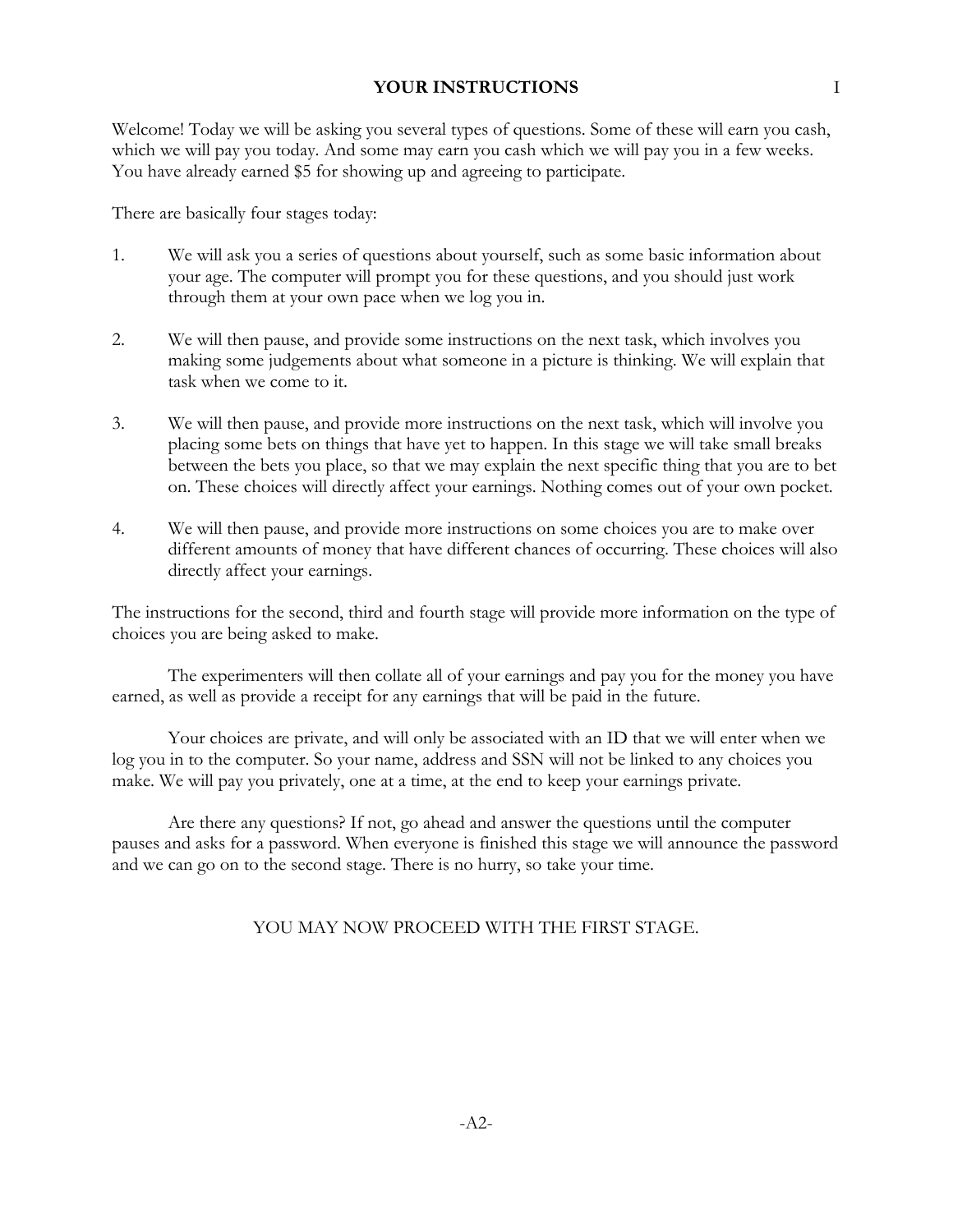## YOUR INSTRUCTIONS

I

Welcome! Today we will be asking you several types of questions. Some of these will earn you cash, which we will pay you today. And some may earn you cash which we will pay you in a few weeks. You have already earned $5 for showing up and agreeing to participate.

There are basically four stages today:

1. We will ask you a series of questions about yourself, such as some basic information about your age. The computer will prompt you for these questions, and you should just work through them at your own pace when we log you in.

2. We will then pause, and provide some instructions on the next task, which involves you making some judgements about what someone in a picture is thinking. We will explain that task when we come to it.

3. We will then pause, and provide more instructions on the next task, which will involve you placing some bets on things that have yet to happen. In this stage we will take small breaks between the bets you place, so that we may explain the next specific thing that you are to bet on. These choices will directly affect your earnings. Nothing comes out of your own pocket.

4. We will then pause, and provide more instructions on some choices you are to make over different amounts of money that have different chances of occurring. These choices will also directly affect your earnings.

The instructions for the second, third and fourth stage will provide more information on the type of choices you are being asked to make.

The experimenters will then collate all of your earnings and pay you for the money you have earned, as well as provide a receipt for any earnings that will be paid in the future.

Your choices are private, and will only be associated with an ID that we will enter when we log you in to the computer. So your name, address and SSN will not be linked to any choices you make. We will pay you privately, one at a time, at the end to keep your earnings private.

Are there any questions? If not, go ahead and answer the questions until the computer pauses and asks for a password. When everyone is finished this stage we will announce the password and we can go on to the second stage. There is no hurry, so take your time.

YOU MAY NOW PROCEED WITH THE FIRST STAGE.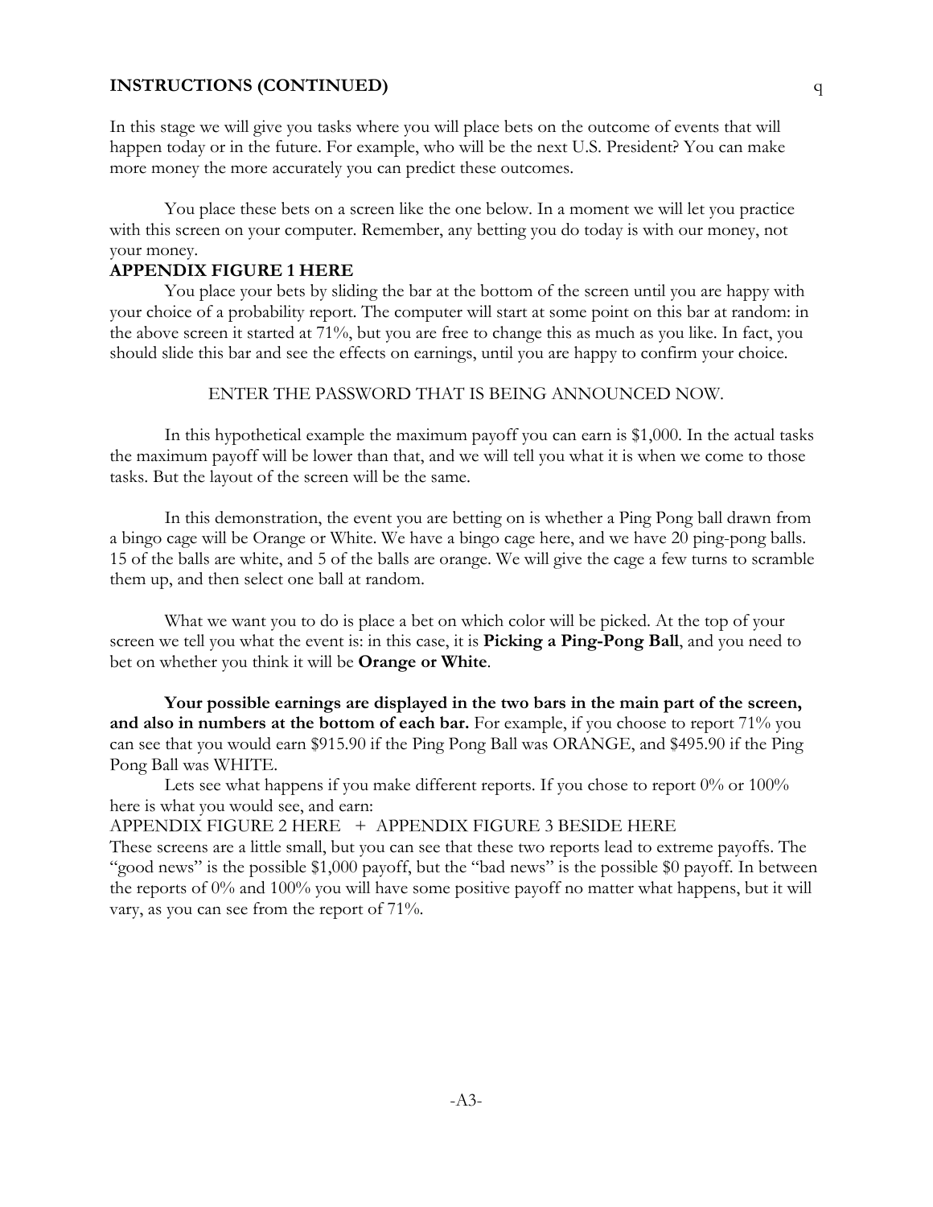**INSTRUCTIONS (CONTINUED)**

In this stage we will give you tasks where you will place bets on the outcome of events that will happen today or in the future. For example, who will be the next U.S. President? You can make more money the more accurately you can predict these outcomes.

You place these bets on a screen like the one below. In a moment we will let you practice with this screen on your computer. Remember, any betting you do today is with our money, not your money.

**APPENDIX FIGURE 1 HERE**

You place your bets by sliding the bar at the bottom of the screen until you are happy with your choice of a probability report. The computer will start at some point on this bar at random: in the above screen it started at 71%, but you are free to change this as much as you like. In fact, you should slide this bar and see the effects on earnings, until you are happy to confirm your choice.

ENTER THE PASSWORD THAT IS BEING ANNOUNCED NOW.

In this hypothetical example the maximum payoff you can earn is $1,000. In the actual tasks the maximum payoff will be lower than that, and we will tell you what it is when we come to those tasks. But the layout of the screen will be the same.

In this demonstration, the event you are betting on is whether a Ping Pong ball drawn from a bingo cage will be Orange or White. We have a bingo cage here, and we have 20 ping-pong balls. 15 of the balls are white, and 5 of the balls are orange. We will give the cage a few turns to scramble them up, and then select one ball at random.

What we want you to do is place a bet on which color will be picked. At the top of your screen we tell you what the event is: in this case, it is **Picking a Ping-Pong Ball**, and you need to bet on whether you think it will be **Orange or White**.

**Your possible earnings are displayed in the two bars in the main part of the screen, and also in numbers at the bottom of each bar.** For example, if you choose to report 71% you can see that you would earn $915.90 if the Ping Pong Ball was ORANGE, and $495.90 if the Ping Pong Ball was WHITE.

Lets see what happens if you make different reports. If you chose to report 0% or 100% here is what you would see, and earn:

APPENDIX FIGURE 2 HERE + APPENDIX FIGURE 3 BESIDE HERE

These screens are a little small, but you can see that these two reports lead to extreme payoffs. The "good news" is the possible $1,000 payoff, but the "bad news" is the possible $0 payoff. In between the reports of 0% and 100% you will have some positive payoff no matter what happens, but it will vary, as you can see from the report of 71%.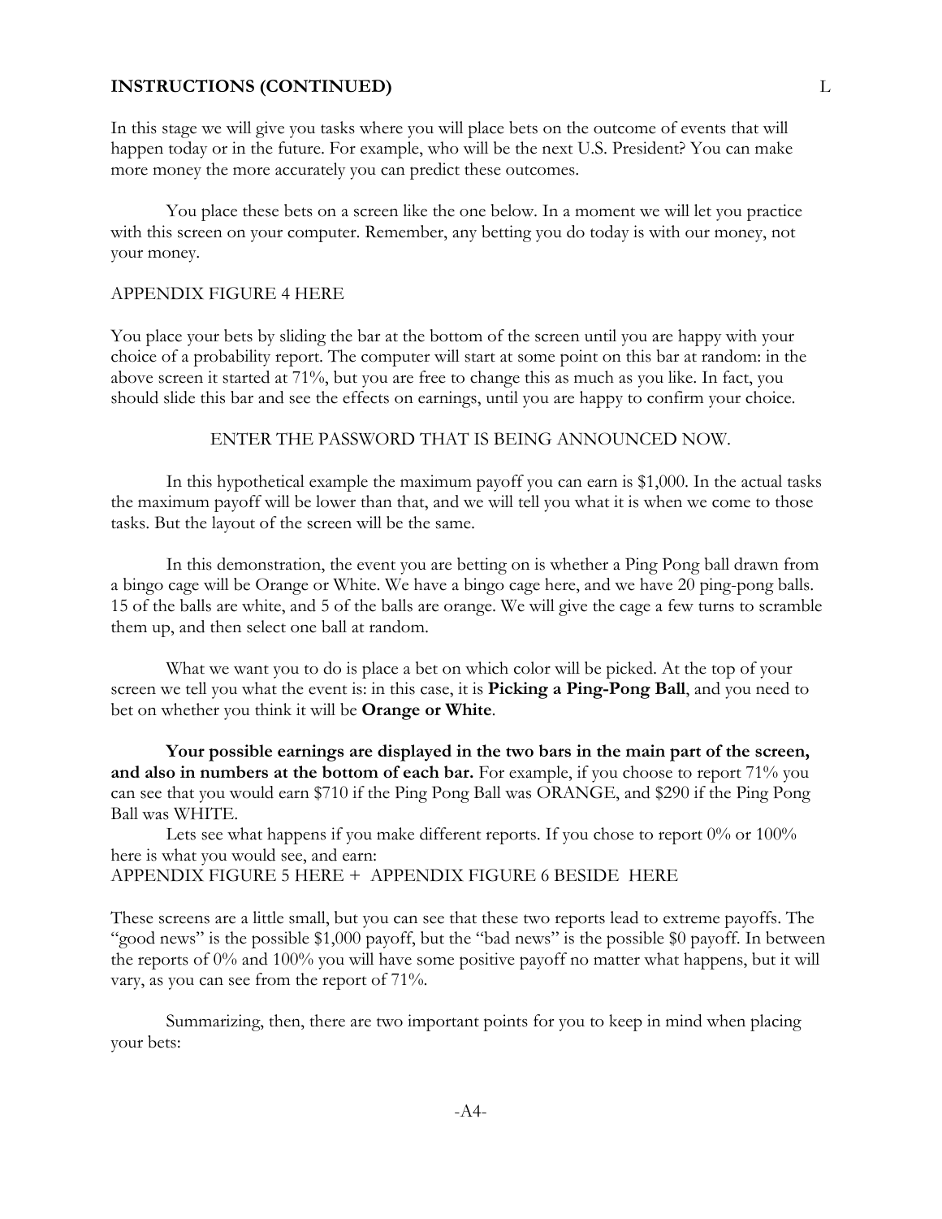## INSTRUCTIONS (CONTINUED)

L

In this stage we will give you tasks where you will place bets on the outcome of events that will happen today or in the future. For example, who will be the next U.S. President? You can make more money the more accurately you can predict these outcomes.

You place these bets on a screen like the one below. In a moment we will let you practice with this screen on your computer. Remember, any betting you do today is with our money, not your money.

APPENDIX FIGURE 4 HERE

You place your bets by sliding the bar at the bottom of the screen until you are happy with your choice of a probability report. The computer will start at some point on this bar at random: in the above screen it started at 71%, but you are free to change this as much as you like. In fact, you should slide this bar and see the effects on earnings, until you are happy to confirm your choice.

ENTER THE PASSWORD THAT IS BEING ANNOUNCED NOW.

In this hypothetical example the maximum payoff you can earn is $1,000. In the actual tasks the maximum payoff will be lower than that, and we will tell you what it is when we come to those tasks. But the layout of the screen will be the same.

In this demonstration, the event you are betting on is whether a Ping Pong ball drawn from a bingo cage will be Orange or White. We have a bingo cage here, and we have 20 ping-pong balls. 15 of the balls are white, and 5 of the balls are orange. We will give the cage a few turns to scramble them up, and then select one ball at random.

What we want you to do is place a bet on which color will be picked. At the top of your screen we tell you what the event is: in this case, it is **Picking a Ping-Pong Ball**, and you need to bet on whether you think it will be **Orange or White**.

**Your possible earnings are displayed in the two bars in the main part of the screen, and also in numbers at the bottom of each bar.** For example, if you choose to report 71% you can see that you would earn $710 if the Ping Pong Ball was ORANGE, and $290 if the Ping Pong Ball was WHITE.

Lets see what happens if you make different reports. If you chose to report 0% or 100% here is what you would see, and earn:
APPENDIX FIGURE 5 HERE + APPENDIX FIGURE 6 BESIDE HERE

These screens are a little small, but you can see that these two reports lead to extreme payoffs. The "good news" is the possible $1,000 payoff, but the "bad news" is the possible $0 payoff. In between the reports of 0% and 100% you will have some positive payoff no matter what happens, but it will vary, as you can see from the report of 71%.

Summarizing, then, there are two important points for you to keep in mind when placing your bets: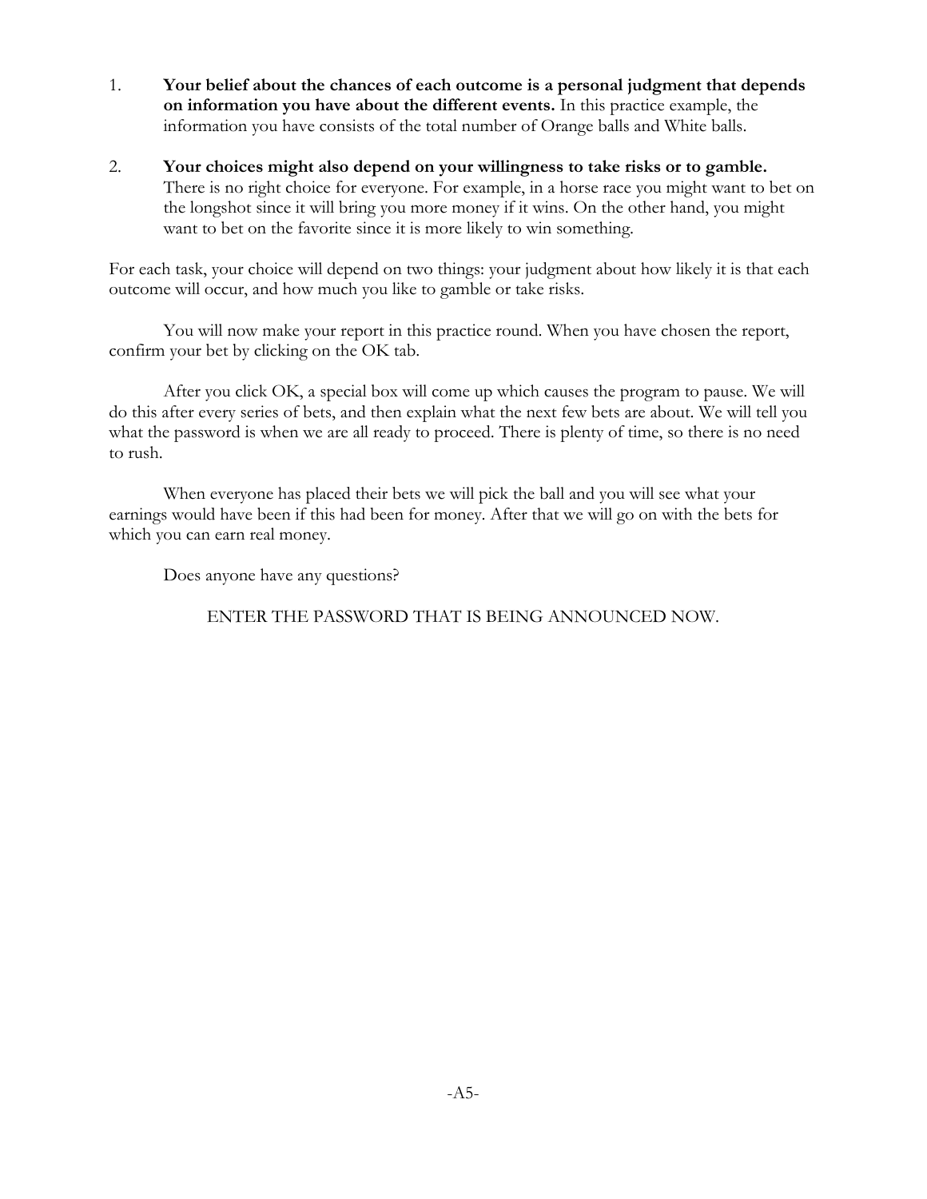1. **Your belief about the chances of each outcome is a personal judgment that depends on information you have about the different events.** In this practice example, the information you have consists of the total number of Orange balls and White balls.

2. **Your choices might also depend on your willingness to take risks or to gamble.** There is no right choice for everyone. For example, in a horse race you might want to bet on the longshot since it will bring you more money if it wins. On the other hand, you might want to bet on the favorite since it is more likely to win something.

For each task, your choice will depend on two things: your judgment about how likely it is that each outcome will occur, and how much you like to gamble or take risks.

You will now make your report in this practice round. When you have chosen the report, confirm your bet by clicking on the OK tab.

After you click OK, a special box will come up which causes the program to pause. We will do this after every series of bets, and then explain what the next few bets are about. We will tell you what the password is when we are all ready to proceed. There is plenty of time, so there is no need to rush.

When everyone has placed their bets we will pick the ball and you will see what your earnings would have been if this had been for money. After that we will go on with the bets for which you can earn real money.

Does anyone have any questions?

ENTER THE PASSWORD THAT IS BEING ANNOUNCED NOW.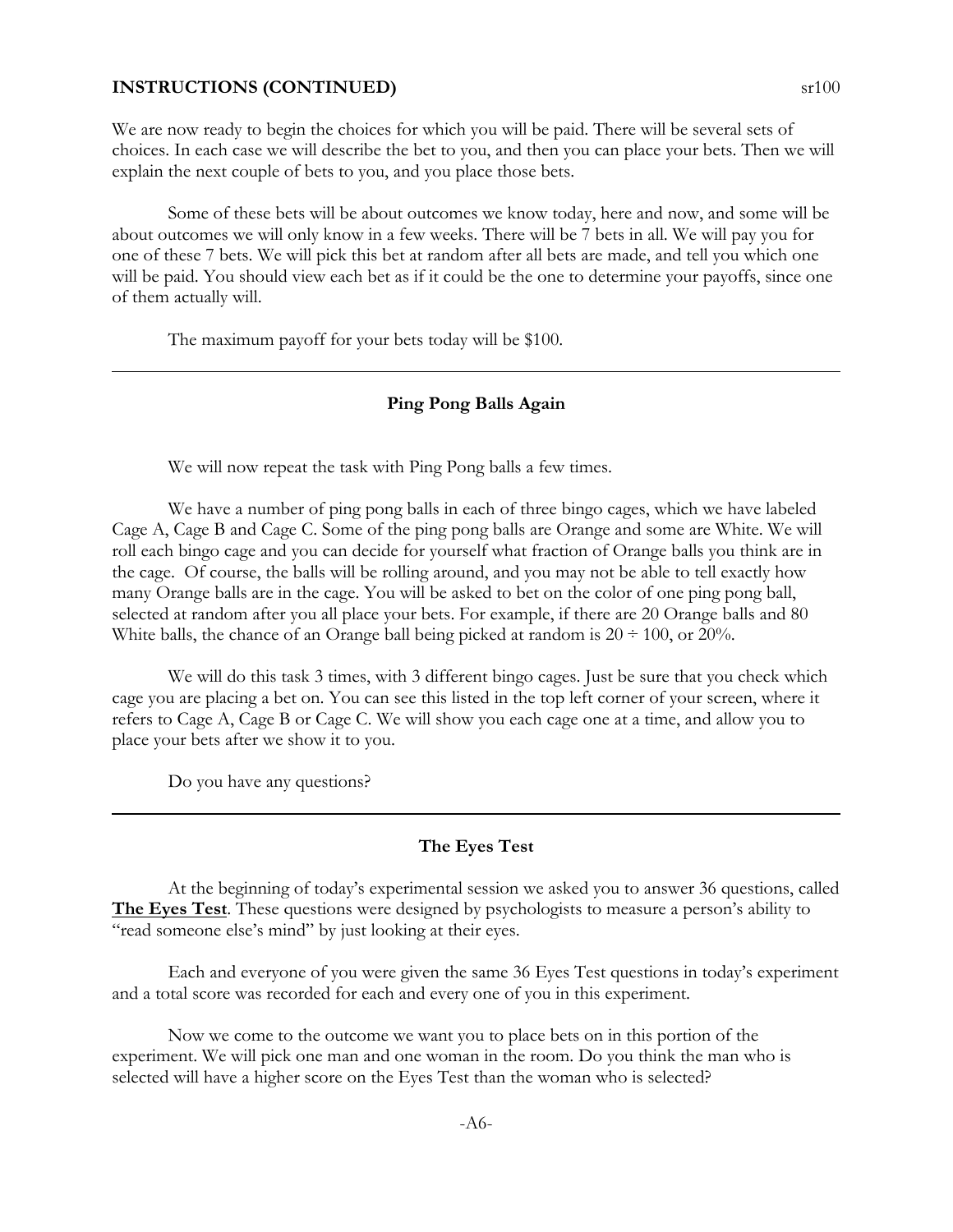## INSTRUCTIONS (CONTINUED)

We are now ready to begin the choices for which you will be paid. There will be several sets of choices. In each case we will describe the bet to you, and then you can place your bets. Then we will explain the next couple of bets to you, and you place those bets.

Some of these bets will be about outcomes we know today, here and now, and some will be about outcomes we will only know in a few weeks. There will be 7 bets in all. We will pay you for one of these 7 bets. We will pick this bet at random after all bets are made, and tell you which one will be paid. You should view each bet as if it could be the one to determine your payoffs, since one of them actually will.

The maximum payoff for your bets today will be $100.

---

### Ping Pong Balls Again

We will now repeat the task with Ping Pong balls a few times.

We have a number of ping pong balls in each of three bingo cages, which we have labeled Cage A, Cage B and Cage C. Some of the ping pong balls are Orange and some are White. We will roll each bingo cage and you can decide for yourself what fraction of Orange balls you think are in the cage. Of course, the balls will be rolling around, and you may not be able to tell exactly how many Orange balls are in the cage. You will be asked to bet on the color of one ping pong ball, selected at random after you all place your bets. For example, if there are 20 Orange balls and 80 White balls, the chance of an Orange ball being picked at random is $20 \div 100$, or 20%.

We will do this task 3 times, with 3 different bingo cages. Just be sure that you check which cage you are placing a bet on. You can see this listed in the top left corner of your screen, where it refers to Cage A, Cage B or Cage C. We will show you each cage one at a time, and allow you to place your bets after we show it to you.

Do you have any questions?

---

### The Eyes Test

At the beginning of today's experimental session we asked you to answer 36 questions, called **The Eyes Test**. These questions were designed by psychologists to measure a person's ability to "read someone else's mind" by just looking at their eyes.

Each and everyone of you were given the same 36 Eyes Test questions in today's experiment and a total score was recorded for each and every one of you in this experiment.

Now we come to the outcome we want you to place bets on in this portion of the experiment. We will pick one man and one woman in the room. Do you think the man who is selected will have a higher score on the Eyes Test than the woman who is selected?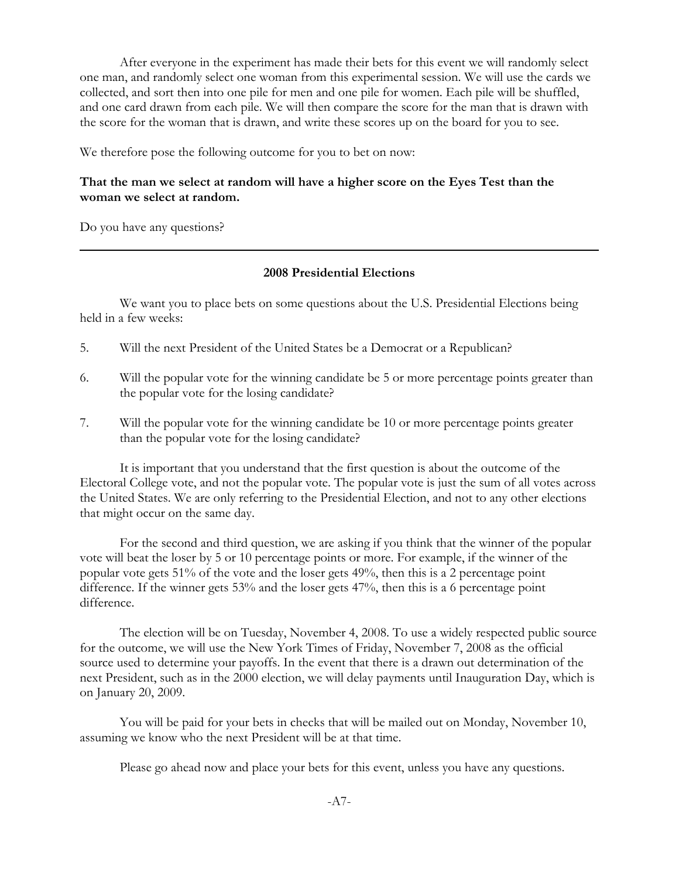After everyone in the experiment has made their bets for this event we will randomly select one man, and randomly select one woman from this experimental session. We will use the cards we collected, and sort then into one pile for men and one pile for women. Each pile will be shuffled, and one card drawn from each pile. We will then compare the score for the man that is drawn with the score for the woman that is drawn, and write these scores up on the board for you to see.

We therefore pose the following outcome for you to bet on now:

**That the man we select at random will have a higher score on the Eyes Test than the woman we select at random.**

Do you have any questions?

---

**2008 Presidential Elections**

We want you to place bets on some questions about the U.S. Presidential Elections being held in a few weeks:

5. Will the next President of the United States be a Democrat or a Republican?

6. Will the popular vote for the winning candidate be 5 or more percentage points greater than the popular vote for the losing candidate?

7. Will the popular vote for the winning candidate be 10 or more percentage points greater than the popular vote for the losing candidate?

It is important that you understand that the first question is about the outcome of the Electoral College vote, and not the popular vote. The popular vote is just the sum of all votes across the United States. We are only referring to the Presidential Election, and not to any other elections that might occur on the same day.

For the second and third question, we are asking if you think that the winner of the popular vote will beat the loser by 5 or 10 percentage points or more. For example, if the winner of the popular vote gets 51% of the vote and the loser gets 49%, then this is a 2 percentage point difference. If the winner gets 53% and the loser gets 47%, then this is a 6 percentage point difference.

The election will be on Tuesday, November 4, 2008. To use a widely respected public source for the outcome, we will use the New York Times of Friday, November 7, 2008 as the official source used to determine your payoffs. In the event that there is a drawn out determination of the next President, such as in the 2000 election, we will delay payments until Inauguration Day, which is on January 20, 2009.

You will be paid for your bets in checks that will be mailed out on Monday, November 10, assuming we know who the next President will be at that time.

Please go ahead now and place your bets for this event, unless you have any questions.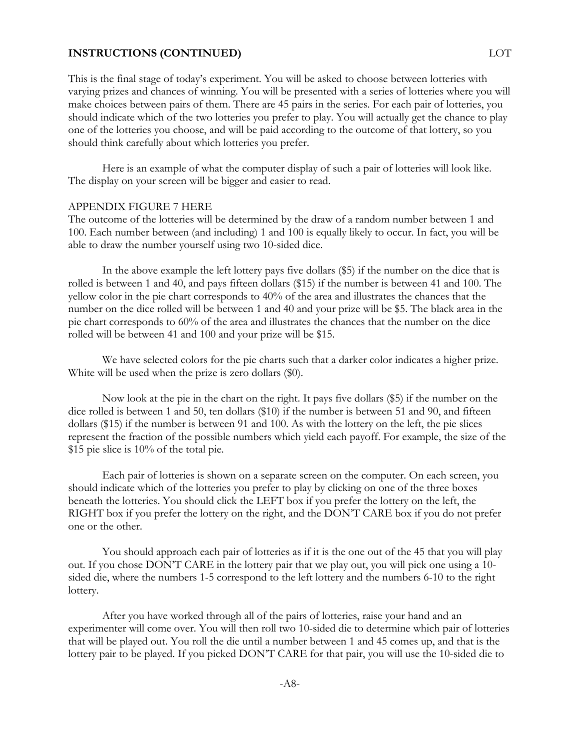**INSTRUCTIONS (CONTINUED)** LOT

This is the final stage of today's experiment. You will be asked to choose between lotteries with varying prizes and chances of winning. You will be presented with a series of lotteries where you will make choices between pairs of them. There are 45 pairs in the series. For each pair of lotteries, you should indicate which of the two lotteries you prefer to play. You will actually get the chance to play one of the lotteries you choose, and will be paid according to the outcome of that lottery, so you should think carefully about which lotteries you prefer.

Here is an example of what the computer display of such a pair of lotteries will look like. The display on your screen will be bigger and easier to read.

APPENDIX FIGURE 7 HERE

The outcome of the lotteries will be determined by the draw of a random number between 1 and 100. Each number between (and including) 1 and 100 is equally likely to occur. In fact, you will be able to draw the number yourself using two 10-sided dice.

In the above example the left lottery pays five dollars ($5) if the number on the dice that is rolled is between 1 and 40, and pays fifteen dollars ($15) if the number is between 41 and 100. The yellow color in the pie chart corresponds to 40% of the area and illustrates the chances that the number on the dice rolled will be between 1 and 40 and your prize will be $5. The black area in the pie chart corresponds to 60% of the area and illustrates the chances that the number on the dice rolled will be between 41 and 100 and your prize will be $15.

We have selected colors for the pie charts such that a darker color indicates a higher prize. White will be used when the prize is zero dollars ($0).

Now look at the pie in the chart on the right. It pays five dollars ($5) if the number on the dice rolled is between 1 and 50, ten dollars ($10) if the number is between 51 and 90, and fifteen dollars ($15) if the number is between 91 and 100. As with the lottery on the left, the pie slices represent the fraction of the possible numbers which yield each payoff. For example, the size of the $15 pie slice is 10% of the total pie.

Each pair of lotteries is shown on a separate screen on the computer. On each screen, you should indicate which of the lotteries you prefer to play by clicking on one of the three boxes beneath the lotteries. You should click the LEFT box if you prefer the lottery on the left, the RIGHT box if you prefer the lottery on the right, and the DON'T CARE box if you do not prefer one or the other.

You should approach each pair of lotteries as if it is the one out of the 45 that you will play out. If you chose DON'T CARE in the lottery pair that we play out, you will pick one using a 10-sided die, where the numbers 1-5 correspond to the left lottery and the numbers 6-10 to the right lottery.

After you have worked through all of the pairs of lotteries, raise your hand and an experimenter will come over. You will then roll two 10-sided die to determine which pair of lotteries that will be played out. You roll the die until a number between 1 and 45 comes up, and that is the lottery pair to be played. If you picked DON'T CARE for that pair, you will use the 10-sided die to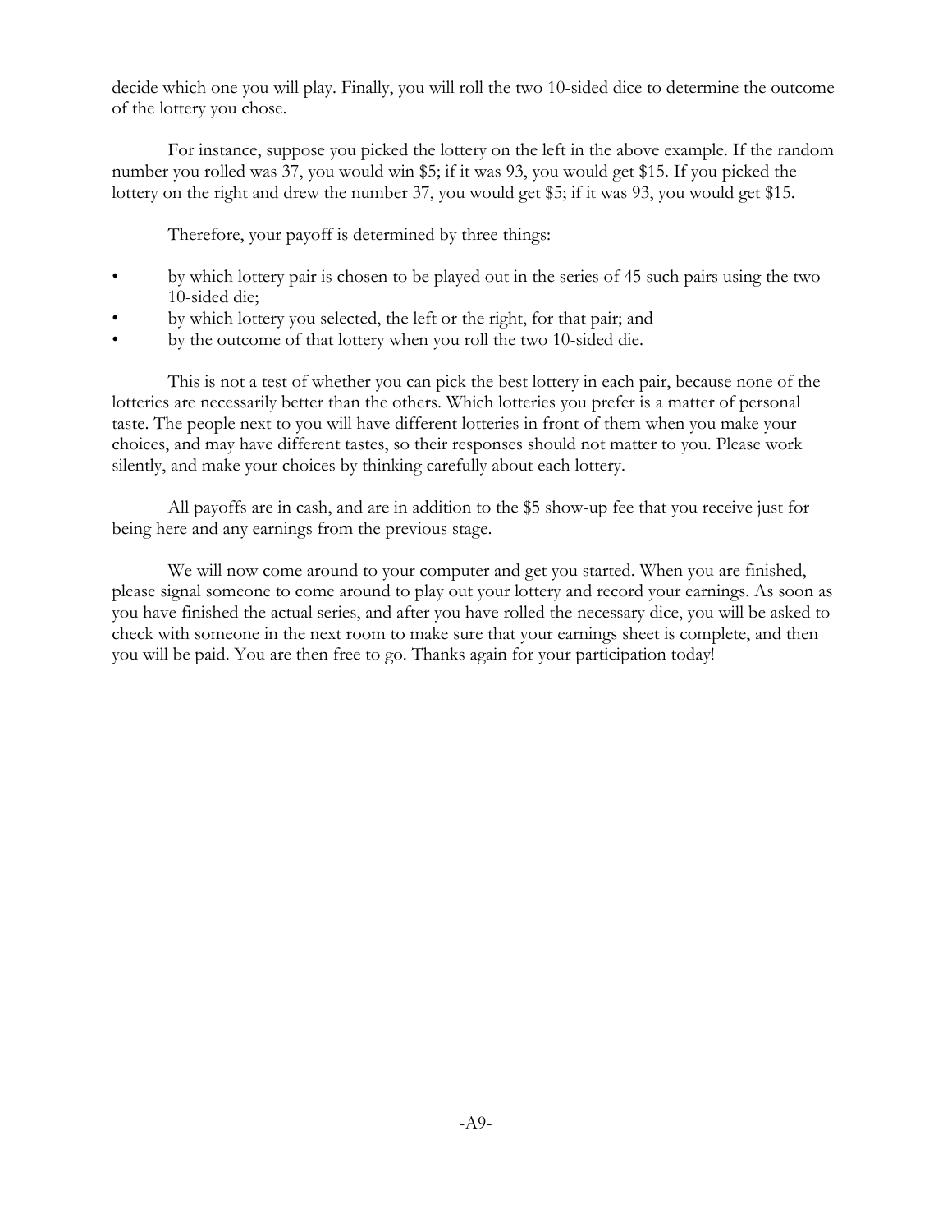decide which one you will play. Finally, you will roll the two 10-sided dice to determine the outcome of the lottery you chose.

For instance, suppose you picked the lottery on the left in the above example. If the random number you rolled was 37, you would win $5; if it was 93, you would get $15. If you picked the lottery on the right and drew the number 37, you would get $5; if it was 93, you would get $15.

Therefore, your payoff is determined by three things:

- by which lottery pair is chosen to be played out in the series of 45 such pairs using the two 10-sided die;
- by which lottery you selected, the left or the right, for that pair; and
- by the outcome of that lottery when you roll the two 10-sided die.

This is not a test of whether you can pick the best lottery in each pair, because none of the lotteries are necessarily better than the others. Which lotteries you prefer is a matter of personal taste. The people next to you will have different lotteries in front of them when you make your choices, and may have different tastes, so their responses should not matter to you. Please work silently, and make your choices by thinking carefully about each lottery.

All payoffs are in cash, and are in addition to the $5 show-up fee that you receive just for being here and any earnings from the previous stage.

We will now come around to your computer and get you started. When you are finished, please signal someone to come around to play out your lottery and record your earnings. As soon as you have finished the actual series, and after you have rolled the necessary dice, you will be asked to check with someone in the next room to make sure that your earnings sheet is complete, and then you will be paid. You are then free to go. Thanks again for your participation today!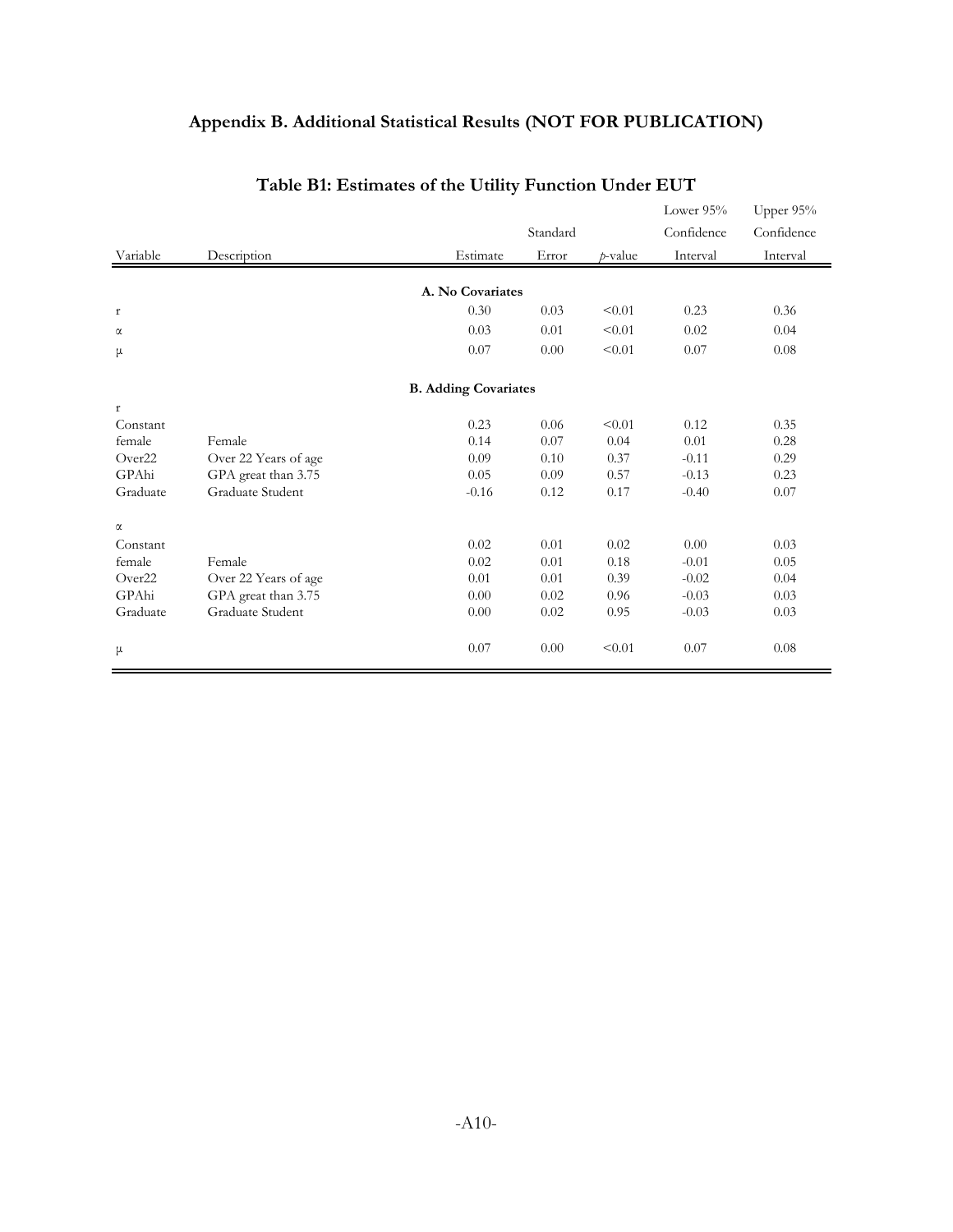# Appendix B. Additional Statistical Results (NOT FOR PUBLICATION)

## Table B1: Estimates of the Utility Function Under EUT

| Variable | Description | Estimate | Standard Error | *p*-value | Lower 95% Confidence Interval | Upper 95% Confidence Interval |
|---|---|---|---|---|---|---|
| | | **A. No Covariates** | | | | |
| r | | 0.30 | 0.03 | <0.01 | 0.23 | 0.36 |
| α | | 0.03 | 0.01 | <0.01 | 0.02 | 0.04 |
| μ | | 0.07 | 0.00 | <0.01 | 0.07 | 0.08 |
| | | **B. Adding Covariates** | | | | |
| r | | | | | | |
| Constant | | 0.23 | 0.06 | <0.01 | 0.12 | 0.35 |
| female | Female | 0.14 | 0.07 | 0.04 | 0.01 | 0.28 |
| Over22 | Over 22 Years of age | 0.09 | 0.10 | 0.37 | -0.11 | 0.29 |
| GPAhi | GPA great than 3.75 | 0.05 | 0.09 | 0.57 | -0.13 | 0.23 |
| Graduate | Graduate Student | -0.16 | 0.12 | 0.17 | -0.40 | 0.07 |
| α | | | | | | |
| Constant | | 0.02 | 0.01 | 0.02 | 0.00 | 0.03 |
| female | Female | 0.02 | 0.01 | 0.18 | -0.01 | 0.05 |
| Over22 | Over 22 Years of age | 0.01 | 0.01 | 0.39 | -0.02 | 0.04 |
| GPAhi | GPA great than 3.75 | 0.00 | 0.02 | 0.96 | -0.03 | 0.03 |
| Graduate | Graduate Student | 0.00 | 0.02 | 0.95 | -0.03 | 0.03 |
| μ | | 0.07 | 0.00 | <0.01 | 0.07 | 0.08 |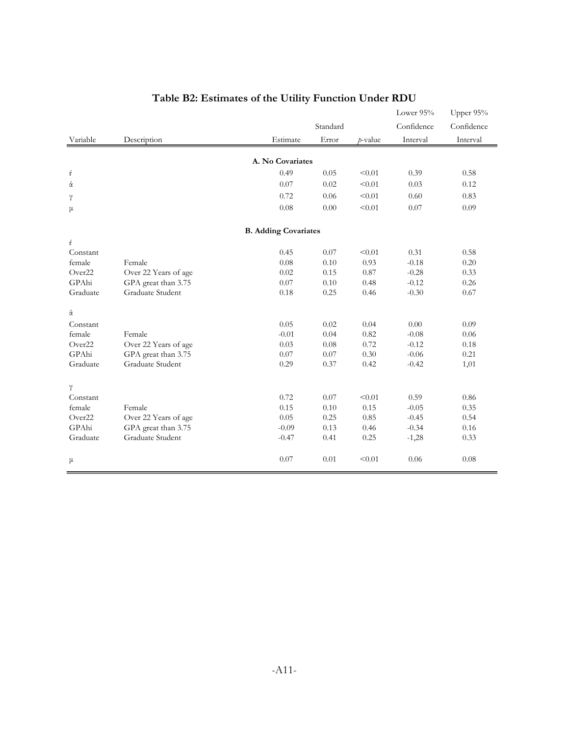# Table B2: Estimates of the Utility Function Under RDU

| Variable | Description | Estimate | Standard Error | $p$-value | Lower 95% Confidence Interval | Upper 95% Confidence Interval |
|---|---|---|---|---|---|---|
| | | **A. No Covariates** | | | | |
| ŕ | | 0.49 | 0.05 | <0.01 | 0.39 | 0.58 |
| ά | | 0.07 | 0.02 | <0.01 | 0.03 | 0.12 |
| γ | | 0.72 | 0.06 | <0.01 | 0.60 | 0.83 |
| μ | | 0.08 | 0.00 | <0.01 | 0.07 | 0.09 |
| | | **B. Adding Covariates** | | | | |
| ŕ | | | | | | |
| Constant | | 0.45 | 0.07 | <0.01 | 0.31 | 0.58 |
| female | Female | 0.08 | 0.10 | 0.93 | -0.18 | 0.20 |
| Over22 | Over 22 Years of age | 0.02 | 0.15 | 0.87 | -0.28 | 0.33 |
| GPAhi | GPA great than 3.75 | 0.07 | 0.10 | 0.48 | -0.12 | 0.26 |
| Graduate | Graduate Student | 0.18 | 0.25 | 0.46 | -0.30 | 0.67 |
| ά | | | | | | |
| Constant | | 0.05 | 0.02 | 0.04 | 0.00 | 0.09 |
| female | Female | -0.01 | 0.04 | 0.82 | -0.08 | 0.06 |
| Over22 | Over 22 Years of age | 0.03 | 0.08 | 0.72 | -0.12 | 0.18 |
| GPAhi | GPA great than 3.75 | 0.07 | 0.07 | 0.30 | -0.06 | 0.21 |
| Graduate | Graduate Student | 0.29 | 0.37 | 0.42 | -0.42 | 1,01 |
| γ | | | | | | |
| Constant | | 0.72 | 0.07 | <0.01 | 0.59 | 0.86 |
| female | Female | 0.15 | 0.10 | 0.15 | -0.05 | 0.35 |
| Over22 | Over 22 Years of age | 0.05 | 0.25 | 0.85 | -0.45 | 0.54 |
| GPAhi | GPA great than 3.75 | -0.09 | 0.13 | 0.46 | -0.34 | 0.16 |
| Graduate | Graduate Student | -0.47 | 0.41 | 0.25 | -1,28 | 0.33 |
| μ | | 0.07 | 0.01 | <0.01 | 0.06 | 0.08 |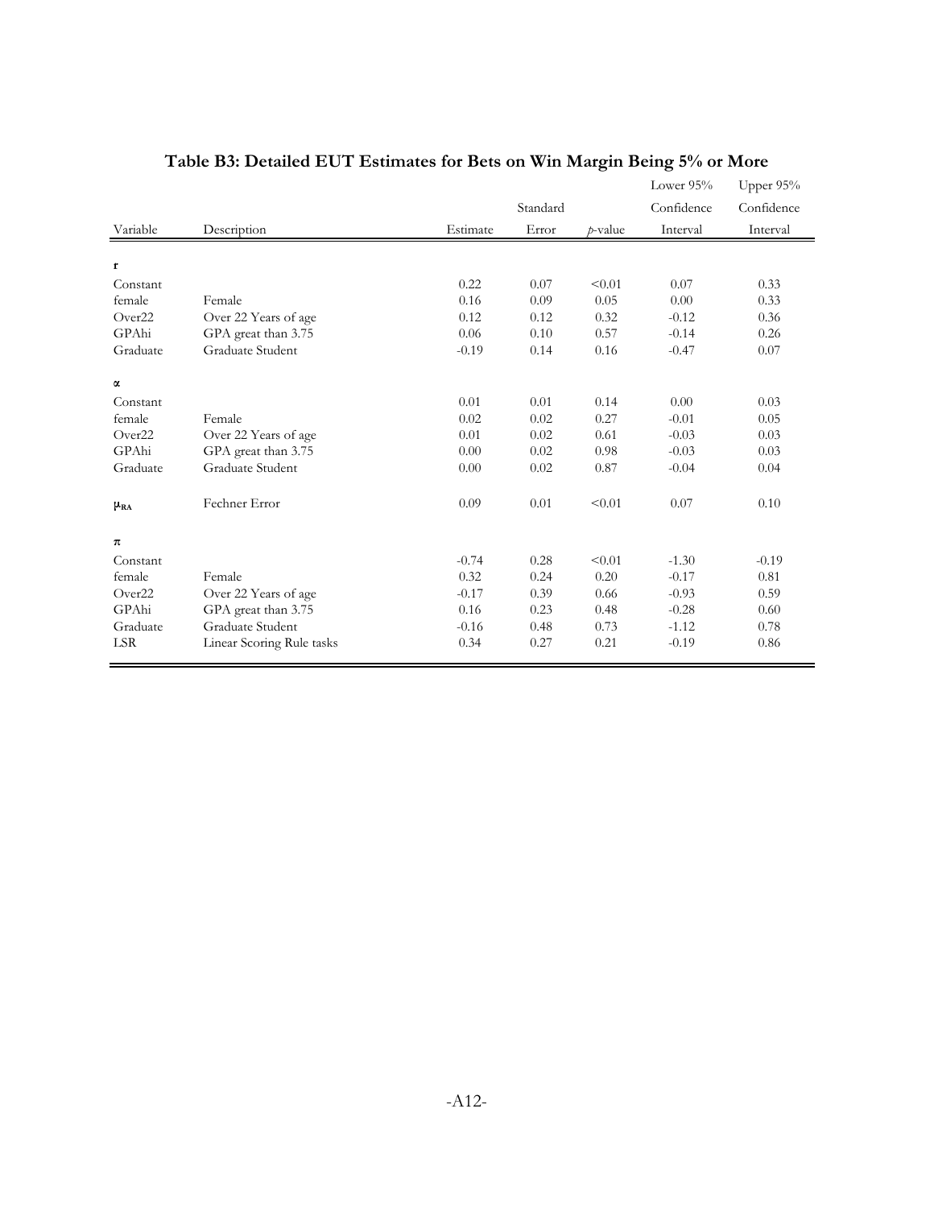## Table B3: Detailed EUT Estimates for Bets on Win Margin Being 5% or More

| Variable | Description | Estimate | Standard Error | *p*-value | Lower 95% Confidence Interval | Upper 95% Confidence Interval |
|---|---|---|---|---|---|---|
| **r** | | | | | | |
| Constant | | 0.22 | 0.07 | <0.01 | 0.07 | 0.33 |
| female | Female | 0.16 | 0.09 | 0.05 | 0.00 | 0.33 |
| Over22 | Over 22 Years of age | 0.12 | 0.12 | 0.32 | -0.12 | 0.36 |
| GPAhi | GPA great than 3.75 | 0.06 | 0.10 | 0.57 | -0.14 | 0.26 |
| Graduate | Graduate Student | -0.19 | 0.14 | 0.16 | -0.47 | 0.07 |
| **$\alpha$** | | | | | | |
| Constant | | 0.01 | 0.01 | 0.14 | 0.00 | 0.03 |
| female | Female | 0.02 | 0.02 | 0.27 | -0.01 | 0.05 |
| Over22 | Over 22 Years of age | 0.01 | 0.02 | 0.61 | -0.03 | 0.03 |
| GPAhi | GPA great than 3.75 | 0.00 | 0.02 | 0.98 | -0.03 | 0.03 |
| Graduate | Graduate Student | 0.00 | 0.02 | 0.87 | -0.04 | 0.04 |
| **$\mu_{RA}$** | Fechner Error | 0.09 | 0.01 | <0.01 | 0.07 | 0.10 |
| **$\pi$** | | | | | | |
| Constant | | -0.74 | 0.28 | <0.01 | -1.30 | -0.19 |
| female | Female | 0.32 | 0.24 | 0.20 | -0.17 | 0.81 |
| Over22 | Over 22 Years of age | -0.17 | 0.39 | 0.66 | -0.93 | 0.59 |
| GPAhi | GPA great than 3.75 | 0.16 | 0.23 | 0.48 | -0.28 | 0.60 |
| Graduate | Graduate Student | -0.16 | 0.48 | 0.73 | -1.12 | 0.78 |
| LSR | Linear Scoring Rule tasks | 0.34 | 0.27 | 0.21 | -0.19 | 0.86 |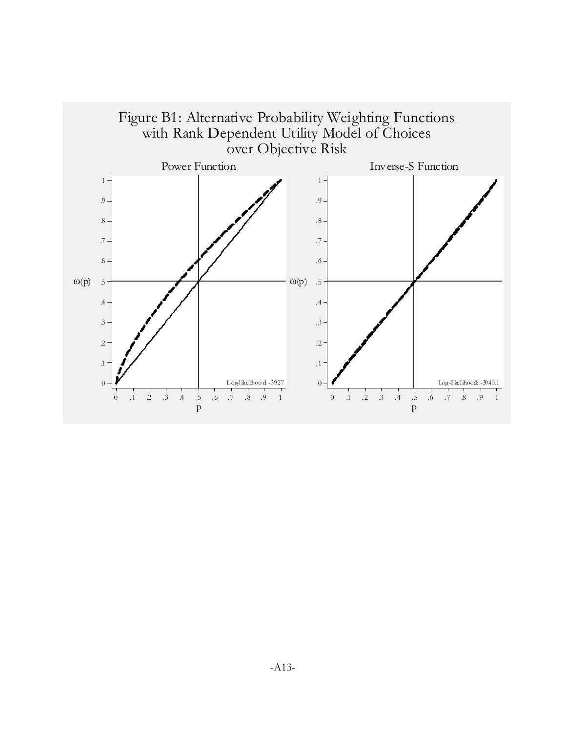Figure B1: Alternative Probability Weighting Functions with Rank Dependent Utility Model of Choices over Objective Risk

Power Function

Log-likelihood -3927

Inverse-S Function

Log-likelihood: -3940.1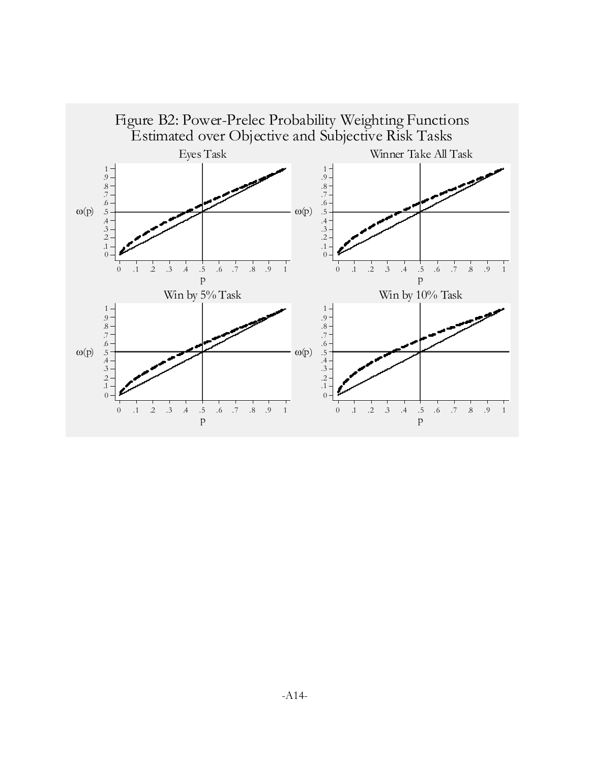Figure B2: Power-Prelec Probability Weighting Functions
Estimated over Objective and Subjective Risk Tasks

Eyes Task

Winner Take All Task

Win by 5% Task

Win by 10% Task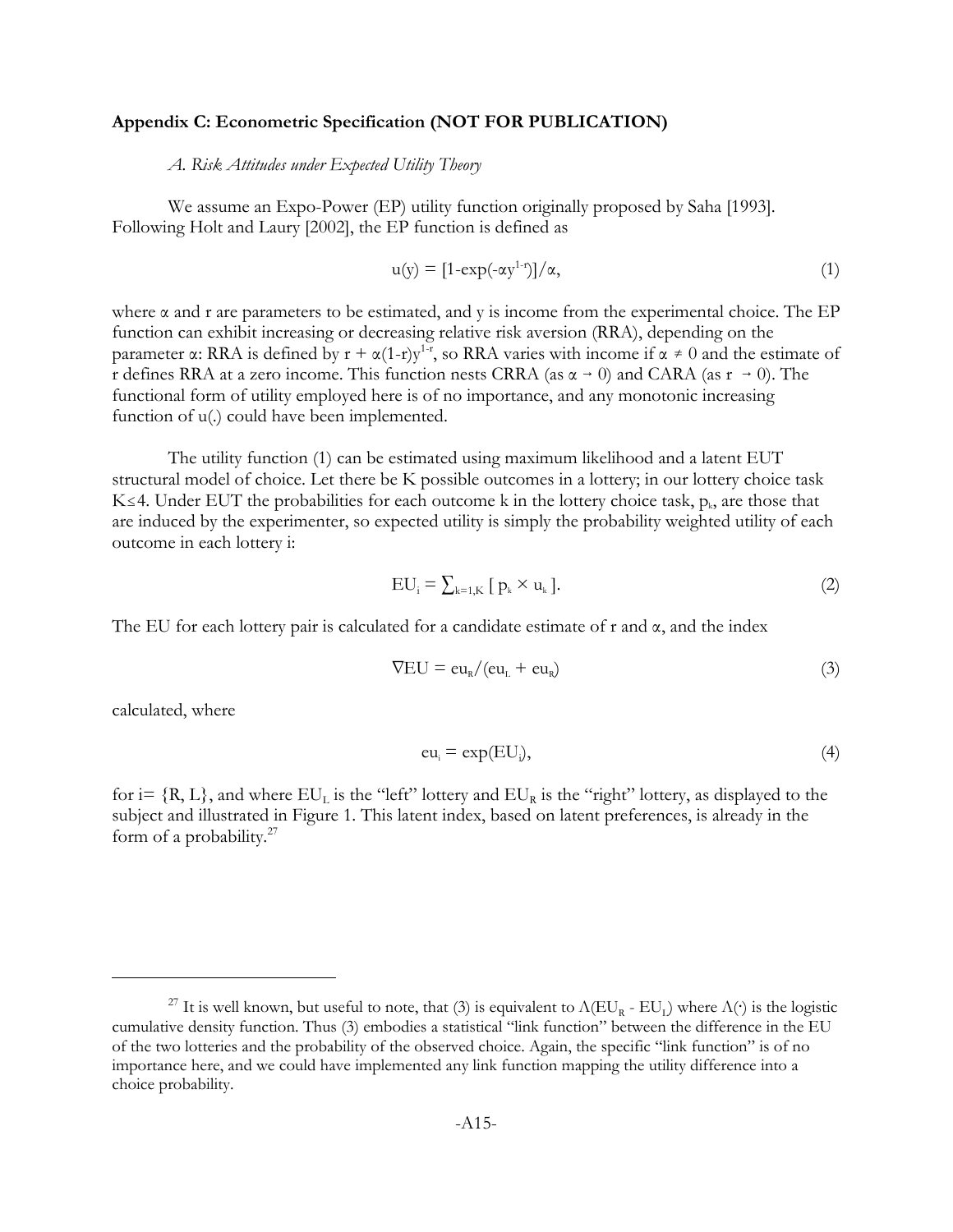## Appendix C: Econometric Specification (NOT FOR PUBLICATION)

*A. Risk Attitudes under Expected Utility Theory*

We assume an Expo-Power (EP) utility function originally proposed by Saha [1993]. Following Holt and Laury [2002], the EP function is defined as

$$u(y) = [1\text{-}\exp(-\alpha y^{1-r})]/\alpha, \tag{1}$$

where $\alpha$ and r are parameters to be estimated, and y is income from the experimental choice. The EP function can exhibit increasing or decreasing relative risk aversion (RRA), depending on the parameter $\alpha$: RRA is defined by $r + \alpha(1\text{-}r)y^{1\text{-}r}$, so RRA varies with income if $\alpha \neq 0$ and the estimate of r defines RRA at a zero income. This function nests CRRA (as $\alpha \to 0$) and CARA (as $r \to 0$). The functional form of utility employed here is of no importance, and any monotonic increasing function of u(.) could have been implemented.

The utility function (1) can be estimated using maximum likelihood and a latent EUT structural model of choice. Let there be K possible outcomes in a lottery; in our lottery choice task $K \leq 4$. Under EUT the probabilities for each outcome k in the lottery choice task, $p_k$, are those that are induced by the experimenter, so expected utility is simply the probability weighted utility of each outcome in each lottery i:

$$EU_i = \sum_{k=1,K} [\, p_k \times u_k \,]. \tag{2}$$

The EU for each lottery pair is calculated for a candidate estimate of r and $\alpha$, and the index

$$\nabla EU = eu_R/(eu_L + eu_R) \tag{3}$$

calculated, where

$$eu_i = \exp(EU_i), \tag{4}$$

for i= {R, L}, and where $EU_L$ is the "left" lottery and $EU_R$ is the "right" lottery, as displayed to the subject and illustrated in Figure 1. This latent index, based on latent preferences, is already in the form of a probability.[27]

[27] It is well known, but useful to note, that (3) is equivalent to $\Lambda(EU_R - EU_L)$ where $\Lambda(\cdot)$ is the logistic cumulative density function. Thus (3) embodies a statistical "link function" between the difference in the EU of the two lotteries and the probability of the observed choice. Again, the specific "link function" is of no importance here, and we could have implemented any link function mapping the utility difference into a choice probability.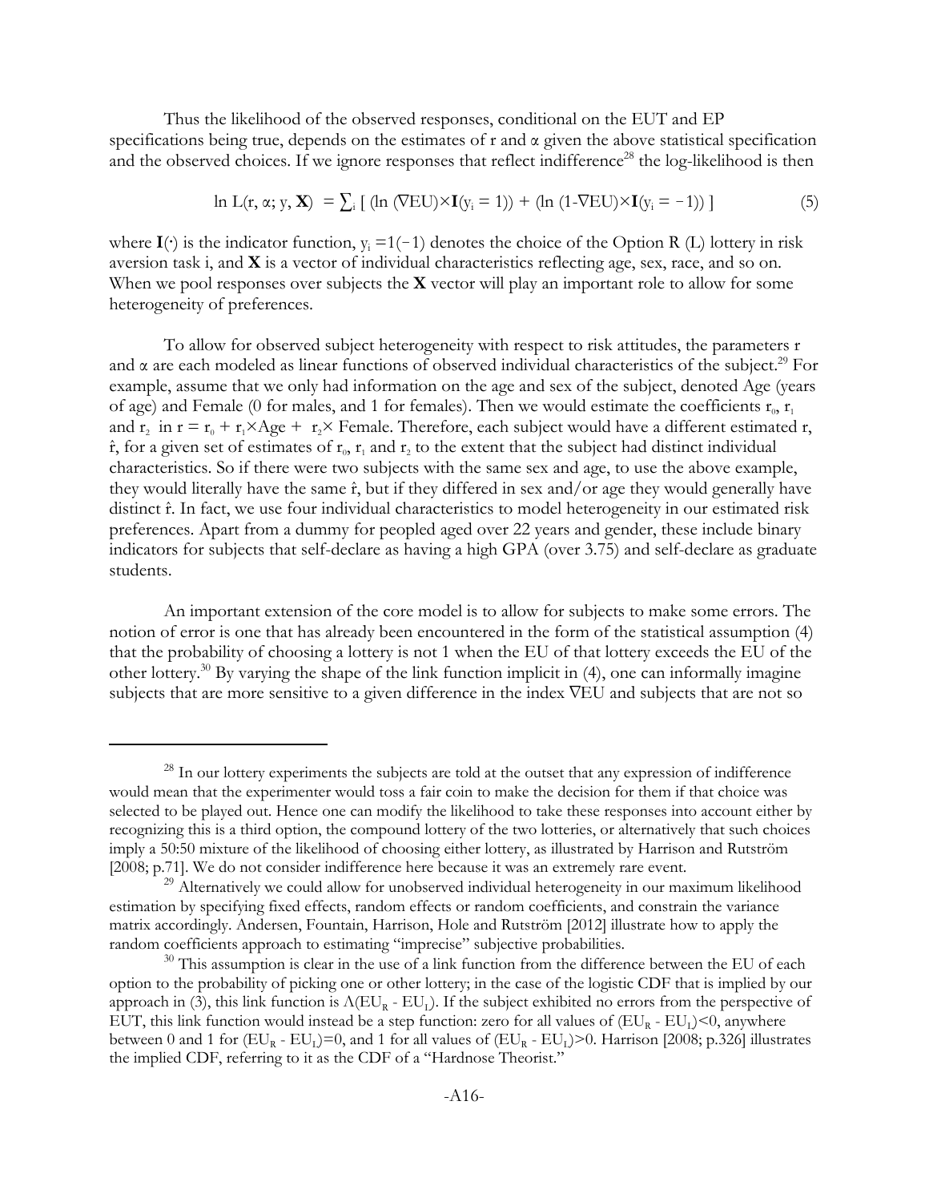Thus the likelihood of the observed responses, conditional on the EUT and EP specifications being true, depends on the estimates of r and α given the above statistical specification and the observed choices. If we ignore responses that reflect indifference[28] the log-likelihood is then

$$\ln L(r, \alpha; y, \mathbf{X}) = \sum_i [ (\ln (\nabla EU) \times \mathbf{I}(y_i = 1)) + (\ln (1-\nabla EU) \times \mathbf{I}(y_i = -1)) ] \tag{5}$$

where $\mathbf{I}(\cdot)$ is the indicator function, $y_i = 1(-1)$ denotes the choice of the Option R (L) lottery in risk aversion task i, and $\mathbf{X}$ is a vector of individual characteristics reflecting age, sex, race, and so on. When we pool responses over subjects the $\mathbf{X}$ vector will play an important role to allow for some heterogeneity of preferences.

To allow for observed subject heterogeneity with respect to risk attitudes, the parameters r and α are each modeled as linear functions of observed individual characteristics of the subject.[29] For example, assume that we only had information on the age and sex of the subject, denoted Age (years of age) and Female (0 for males, and 1 for females). Then we would estimate the coefficients $r_0$, $r_1$ and $r_2$ in $r = r_0 + r_1 \times \text{Age} + r_2 \times \text{Female}$. Therefore, each subject would have a different estimated r, $\hat{r}$, for a given set of estimates of $r_0$, $r_1$ and $r_2$ to the extent that the subject had distinct individual characteristics. So if there were two subjects with the same sex and age, to use the above example, they would literally have the same $\hat{r}$, but if they differed in sex and/or age they would generally have distinct $\hat{r}$. In fact, we use four individual characteristics to model heterogeneity in our estimated risk preferences. Apart from a dummy for peopled aged over 22 years and gender, these include binary indicators for subjects that self-declare as having a high GPA (over 3.75) and self-declare as graduate students.

An important extension of the core model is to allow for subjects to make some errors. The notion of error is one that has already been encountered in the form of the statistical assumption (4) that the probability of choosing a lottery is not 1 when the EU of that lottery exceeds the EU of the other lottery.[30] By varying the shape of the link function implicit in (4), one can informally imagine subjects that are more sensitive to a given difference in the index ∇EU and subjects that are not so

---

[28] In our lottery experiments the subjects are told at the outset that any expression of indifference would mean that the experimenter would toss a fair coin to make the decision for them if that choice was selected to be played out. Hence one can modify the likelihood to take these responses into account either by recognizing this is a third option, the compound lottery of the two lotteries, or alternatively that such choices imply a 50:50 mixture of the likelihood of choosing either lottery, as illustrated by Harrison and Rutström [2008; p.71]. We do not consider indifference here because it was an extremely rare event.

[29] Alternatively we could allow for unobserved individual heterogeneity in our maximum likelihood estimation by specifying fixed effects, random effects or random coefficients, and constrain the variance matrix accordingly. Andersen, Fountain, Harrison, Hole and Rutström [2012] illustrate how to apply the random coefficients approach to estimating "imprecise" subjective probabilities.

[30] This assumption is clear in the use of a link function from the difference between the EU of each option to the probability of picking one or other lottery; in the case of the logistic CDF that is implied by our approach in (3), this link function is $\Lambda(EU_R - EU_L)$. If the subject exhibited no errors from the perspective of EUT, this link function would instead be a step function: zero for all values of $(EU_R - EU_L)<0$, anywhere between 0 and 1 for $(EU_R - EU_L)=0$, and 1 for all values of $(EU_R - EU_L)>0$. Harrison [2008; p.326] illustrates the implied CDF, referring to it as the CDF of a "Hardnose Theorist."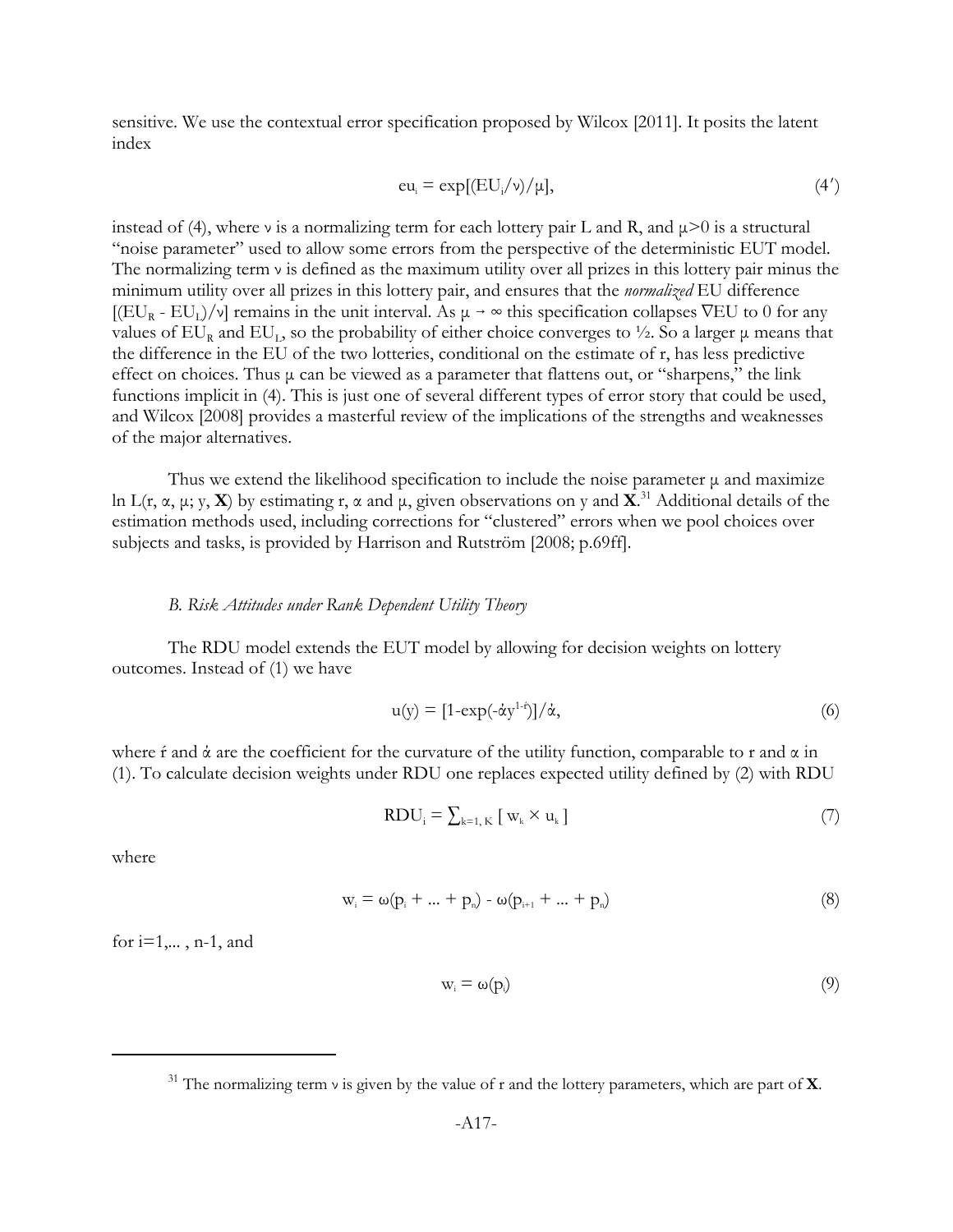sensitive. We use the contextual error specification proposed by Wilcox [2011]. It posits the latent index

$$eu_i = \exp[(EU_i/\nu)/\mu], \tag{4'}$$

instead of (4), where $\nu$ is a normalizing term for each lottery pair L and R, and $\mu>0$ is a structural "noise parameter" used to allow some errors from the perspective of the deterministic EUT model. The normalizing term $\nu$ is defined as the maximum utility over all prizes in this lottery pair minus the minimum utility over all prizes in this lottery pair, and ensures that the *normalized* EU difference $[(EU_R - EU_L)/\nu]$ remains in the unit interval. As $\mu \rightarrow \infty$ this specification collapses $\nabla EU$ to 0 for any values of $EU_R$ and $EU_L$, so the probability of either choice converges to ½. So a larger $\mu$ means that the difference in the EU of the two lotteries, conditional on the estimate of r, has less predictive effect on choices. Thus $\mu$ can be viewed as a parameter that flattens out, or "sharpens," the link functions implicit in (4). This is just one of several different types of error story that could be used, and Wilcox [2008] provides a masterful review of the implications of the strengths and weaknesses of the major alternatives.

Thus we extend the likelihood specification to include the noise parameter $\mu$ and maximize $\ln L(r, \alpha, \mu; y, \mathbf{X})$ by estimating r, $\alpha$ and $\mu$, given observations on y and $\mathbf{X}$.[31] Additional details of the estimation methods used, including corrections for "clustered" errors when we pool choices over subjects and tasks, is provided by Harrison and Rutström [2008; p.69ff].

### *B. Risk Attitudes under Rank Dependent Utility Theory*

The RDU model extends the EUT model by allowing for decision weights on lottery outcomes. Instead of (1) we have

$$u(y) = [1-\exp(-\acute{\alpha} y^{1-\acute{r}})]/\acute{\alpha}, \tag{6}$$

where $\acute{r}$ and $\acute{\alpha}$ are the coefficient for the curvature of the utility function, comparable to r and $\alpha$ in (1). To calculate decision weights under RDU one replaces expected utility defined by (2) with RDU

$$RDU_i = \sum_{k=1, K} [\, w_k \times u_k \,] \tag{7}$$

where

$$w_i = \omega(p_i + ... + p_n) - \omega(p_{i+1} + ... + p_n) \tag{8}$$

for i=1,... , n-1, and

$$w_i = \omega(p_i) \tag{9}$$

[31] The normalizing term $\nu$ is given by the value of r and the lottery parameters, which are part of $\mathbf{X}$.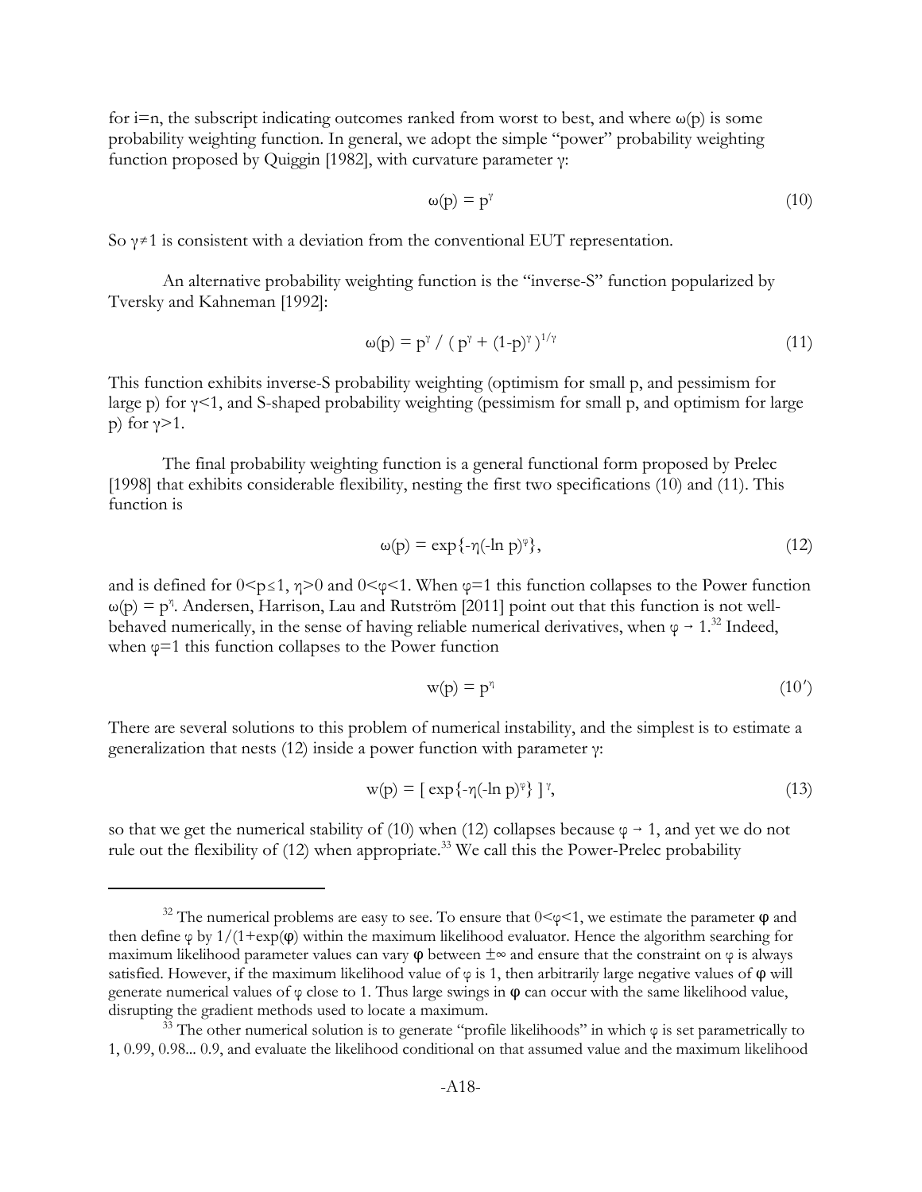for i=n, the subscript indicating outcomes ranked from worst to best, and where $\omega(p)$ is some probability weighting function. In general, we adopt the simple "power" probability weighting function proposed by Quiggin [1982], with curvature parameter $\gamma$:

$$\omega(p) = p^{\gamma} \tag{10}$$

So $\gamma \neq 1$ is consistent with a deviation from the conventional EUT representation.

An alternative probability weighting function is the "inverse-S" function popularized by Tversky and Kahneman [1992]:

$$\omega(p) = p^{\gamma} / \left( p^{\gamma} + (1-p)^{\gamma} \right)^{1/\gamma} \tag{11}$$

This function exhibits inverse-S probability weighting (optimism for small p, and pessimism for large p) for $\gamma<1$, and S-shaped probability weighting (pessimism for small p, and optimism for large p) for $\gamma>1$.

The final probability weighting function is a general functional form proposed by Prelec [1998] that exhibits considerable flexibility, nesting the first two specifications (10) and (11). This function is

$$\omega(p) = \exp\{-\eta(-\ln p)^{\varphi}\}, \tag{12}$$

and is defined for $0<p\leq1$, $\eta>0$ and $0<\varphi<1$. When $\varphi=1$ this function collapses to the Power function $\omega(p) = p^{\eta}$. Andersen, Harrison, Lau and Rutström [2011] point out that this function is not well-behaved numerically, in the sense of having reliable numerical derivatives, when $\varphi \rightarrow 1$.[32] Indeed, when $\varphi=1$ this function collapses to the Power function

$$w(p) = p^{\eta} \tag{10$'$}$$

There are several solutions to this problem of numerical instability, and the simplest is to estimate a generalization that nests (12) inside a power function with parameter $\gamma$:

$$w(p) = \left[ \exp\{-\eta(-\ln p)^{\varphi}\} \right]^{\gamma}, \tag{13}$$

so that we get the numerical stability of (10) when (12) collapses because $\varphi \rightarrow 1$, and yet we do not rule out the flexibility of (12) when appropriate.[33] We call this the Power-Prelec probability

---

[32] The numerical problems are easy to see. To ensure that $0<\varphi<1$, we estimate the parameter $\boldsymbol{\varphi}$ and then define $\varphi$ by $1/(1+\exp(\boldsymbol{\varphi}))$ within the maximum likelihood evaluator. Hence the algorithm searching for maximum likelihood parameter values can vary $\boldsymbol{\varphi}$ between $\pm\infty$ and ensure that the constraint on $\varphi$ is always satisfied. However, if the maximum likelihood value of $\varphi$ is 1, then arbitrarily large negative values of $\boldsymbol{\varphi}$ will generate numerical values of $\varphi$ close to 1. Thus large swings in $\boldsymbol{\varphi}$ can occur with the same likelihood value, disrupting the gradient methods used to locate a maximum.

[33] The other numerical solution is to generate "profile likelihoods" in which $\varphi$ is set parametrically to 1, 0.99, 0.98... 0.9, and evaluate the likelihood conditional on that assumed value and the maximum likelihood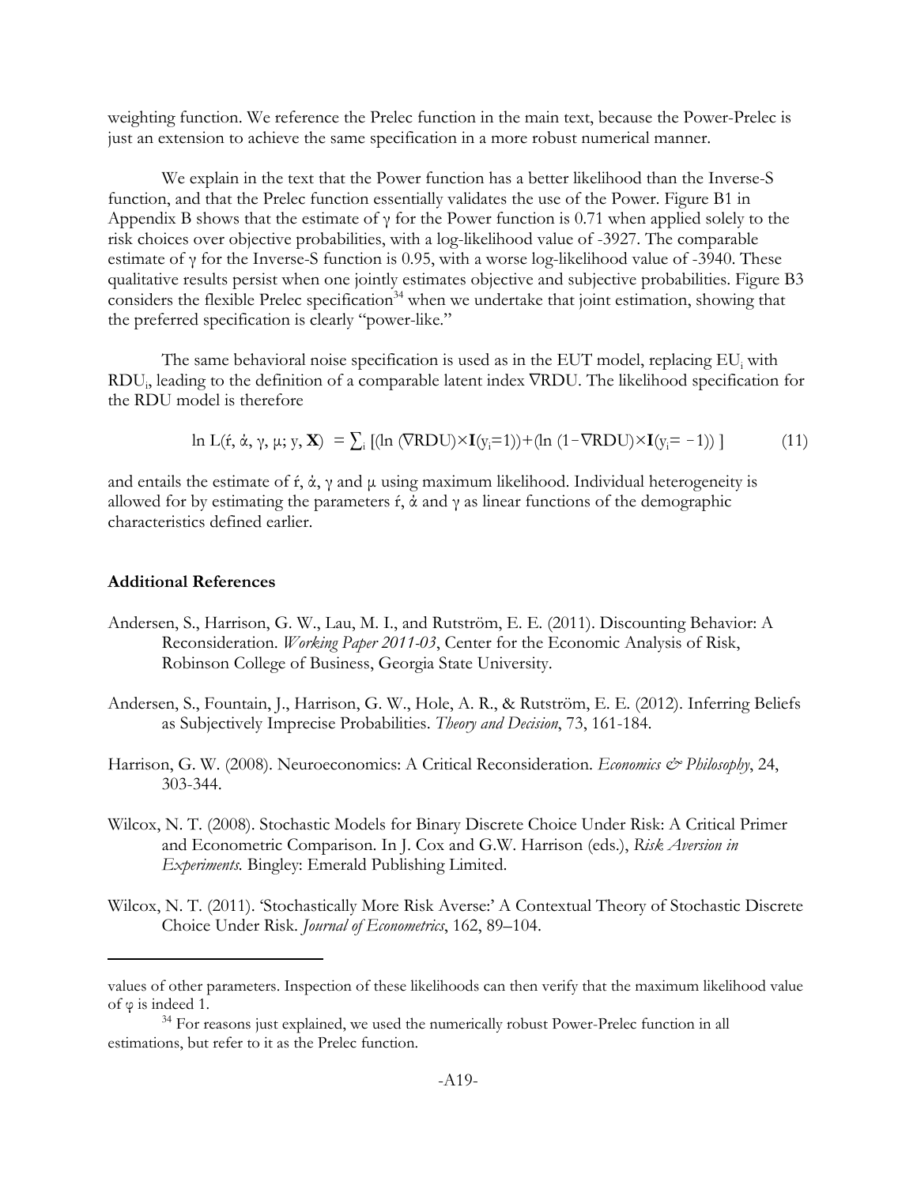weighting function. We reference the Prelec function in the main text, because the Power-Prelec is just an extension to achieve the same specification in a more robust numerical manner.

We explain in the text that the Power function has a better likelihood than the Inverse-S function, and that the Prelec function essentially validates the use of the Power. Figure B1 in Appendix B shows that the estimate of $\gamma$ for the Power function is 0.71 when applied solely to the risk choices over objective probabilities, with a log-likelihood value of -3927. The comparable estimate of $\gamma$ for the Inverse-S function is 0.95, with a worse log-likelihood value of -3940. These qualitative results persist when one jointly estimates objective and subjective probabilities. Figure B3 considers the flexible Prelec specification[34] when we undertake that joint estimation, showing that the preferred specification is clearly "power-like."

The same behavioral noise specification is used as in the EUT model, replacing $EU_i$ with $RDU_i$, leading to the definition of a comparable latent index $\nabla$RDU. The likelihood specification for the RDU model is therefore

$$\ln L(\acute{r}, \dot{\alpha}, \gamma, \mu; y, \mathbf{X}) = \sum_i [(\ln (\nabla \text{RDU}) \times \mathbf{I}(y_i = 1)) + (\ln (1 - \nabla \text{RDU}) \times \mathbf{I}(y_i = -1)) ] \tag{11}$$

and entails the estimate of $\acute{r}$, $\dot{\alpha}$, $\gamma$ and $\mu$ using maximum likelihood. Individual heterogeneity is allowed for by estimating the parameters $\acute{r}$, $\dot{\alpha}$ and $\gamma$ as linear functions of the demographic characteristics defined earlier.

### Additional References

Andersen, S., Harrison, G. W., Lau, M. I., and Rutström, E. E. (2011). Discounting Behavior: A Reconsideration. *Working Paper 2011-03*, Center for the Economic Analysis of Risk, Robinson College of Business, Georgia State University.

Andersen, S., Fountain, J., Harrison, G. W., Hole, A. R., & Rutström, E. E. (2012). Inferring Beliefs as Subjectively Imprecise Probabilities. *Theory and Decision*, 73, 161-184.

Harrison, G. W. (2008). Neuroeconomics: A Critical Reconsideration. *Economics & Philosophy*, 24, 303-344.

Wilcox, N. T. (2008). Stochastic Models for Binary Discrete Choice Under Risk: A Critical Primer and Econometric Comparison. In J. Cox and G.W. Harrison (eds.), *Risk Aversion in Experiments.* Bingley: Emerald Publishing Limited.

Wilcox, N. T. (2011). 'Stochastically More Risk Averse:' A Contextual Theory of Stochastic Discrete Choice Under Risk. *Journal of Econometrics*, 162, 89–104.

---

values of other parameters. Inspection of these likelihoods can then verify that the maximum likelihood value of $\varphi$ is indeed 1.

[34] For reasons just explained, we used the numerically robust Power-Prelec function in all estimations, but refer to it as the Prelec function.